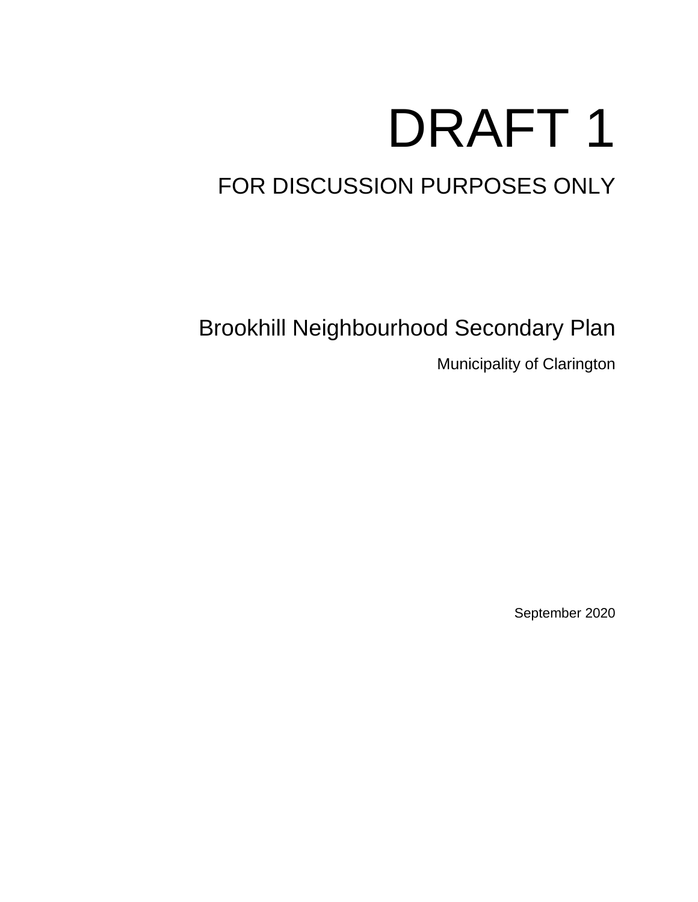# DRAFT 1

## FOR DISCUSSION PURPOSES ONLY

## Brookhill Neighbourhood Secondary Plan

Municipality of Clarington

September 2020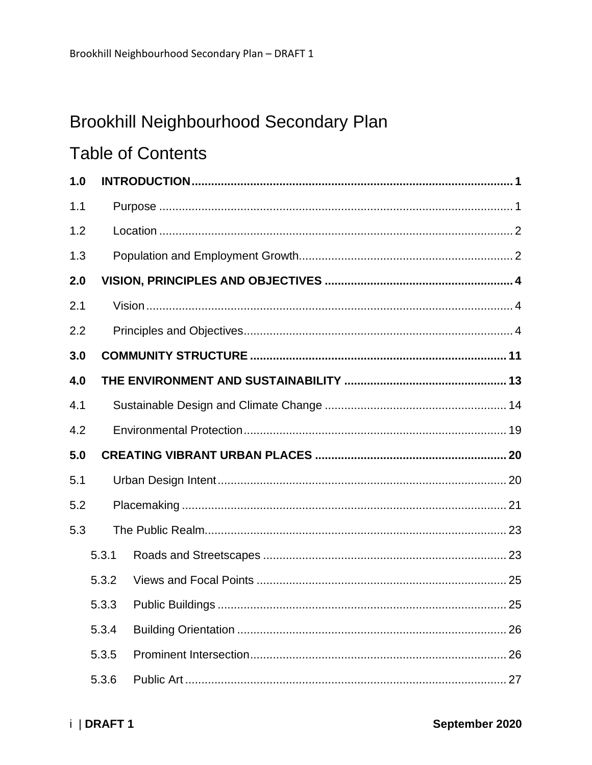# Brookhill Neighbourhood Secondary Plan

## Table of Contents

**1.0 INTRODUCTION** .......... **1**

1.1 Purpose .......... 1

1.2 Location .......... 2

1.3 Population and Employment Growth .......... 2

**2.0 VISION, PRINCIPLES AND OBJECTIVES** .......... **4**

2.1 Vision .......... 4

2.2 Principles and Objectives .......... 4

**3.0 COMMUNITY STRUCTURE** .......... **11**

**4.0 THE ENVIRONMENT AND SUSTAINABILITY** .......... **13**

4.1 Sustainable Design and Climate Change .......... 14

4.2 Environmental Protection .......... 19

**5.0 CREATING VIBRANT URBAN PLACES** .......... **20**

5.1 Urban Design Intent .......... 20

5.2 Placemaking .......... 21

5.3 The Public Realm .......... 23

- 5.3.1 Roads and Streetscapes .......... 23
- 5.3.2 Views and Focal Points .......... 25
- 5.3.3 Public Buildings .......... 25
- 5.3.4 Building Orientation .......... 26
- 5.3.5 Prominent Intersection .......... 26
- 5.3.6 Public Art .......... 27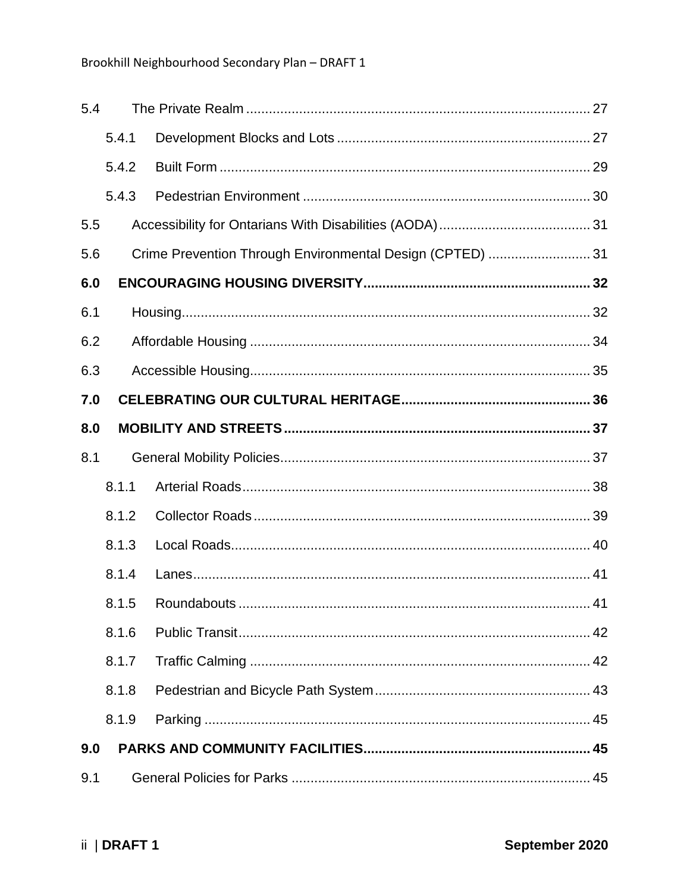| | | |
|---|---|---|
| 5.4 | The Private Realm | 27 |
| 5.4.1 | Development Blocks and Lots | 27 |
| 5.4.2 | Built Form | 29 |
| 5.4.3 | Pedestrian Environment | 30 |
| 5.5 | Accessibility for Ontarians With Disabilities (AODA) | 31 |
| 5.6 | Crime Prevention Through Environmental Design (CPTED) | 31 |
| **6.0** | **ENCOURAGING HOUSING DIVERSITY** | **32** |
| 6.1 | Housing | 32 |
| 6.2 | Affordable Housing | 34 |
| 6.3 | Accessible Housing | 35 |
| **7.0** | **CELEBRATING OUR CULTURAL HERITAGE** | **36** |
| **8.0** | **MOBILITY AND STREETS** | **37** |
| 8.1 | General Mobility Policies | 37 |
| 8.1.1 | Arterial Roads | 38 |
| 8.1.2 | Collector Roads | 39 |
| 8.1.3 | Local Roads | 40 |
| 8.1.4 | Lanes | 41 |
| 8.1.5 | Roundabouts | 41 |
| 8.1.6 | Public Transit | 42 |
| 8.1.7 | Traffic Calming | 42 |
| 8.1.8 | Pedestrian and Bicycle Path System | 43 |
| 8.1.9 | Parking | 45 |
| **9.0** | **PARKS AND COMMUNITY FACILITIES** | **45** |
| 9.1 | General Policies for Parks | 45 |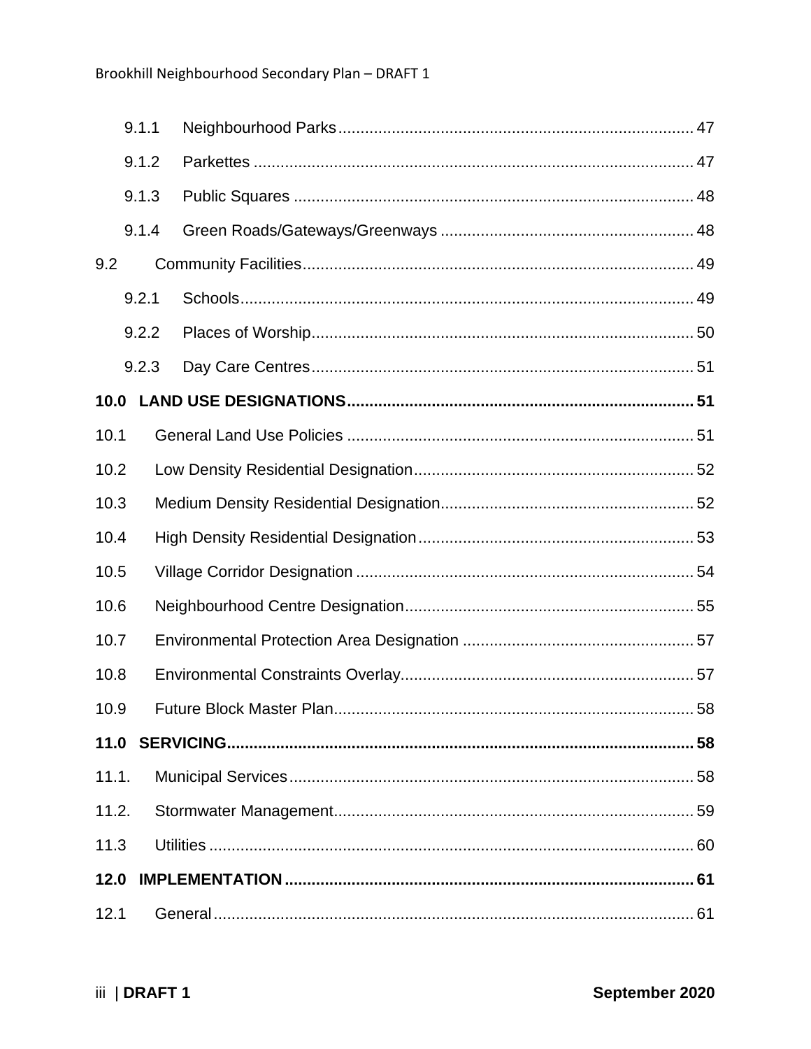9.1.1 Neighbourhood Parks ........ 47

9.1.2 Parkettes ........ 47

9.1.3 Public Squares ........ 48

9.1.4 Green Roads/Gateways/Greenways ........ 48

9.2 Community Facilities ........ 49

9.2.1 Schools ........ 49

9.2.2 Places of Worship ........ 50

9.2.3 Day Care Centres ........ 51

**10.0 LAND USE DESIGNATIONS ........ 51**

10.1 General Land Use Policies ........ 51

10.2 Low Density Residential Designation ........ 52

10.3 Medium Density Residential Designation ........ 52

10.4 High Density Residential Designation ........ 53

10.5 Village Corridor Designation ........ 54

10.6 Neighbourhood Centre Designation ........ 55

10.7 Environmental Protection Area Designation ........ 57

10.8 Environmental Constraints Overlay ........ 57

10.9 Future Block Master Plan ........ 58

**11.0 SERVICING ........ 58**

11.1. Municipal Services ........ 58

11.2. Stormwater Management ........ 59

11.3 Utilities ........ 60

**12.0 IMPLEMENTATION ........ 61**

12.1 General ........ 61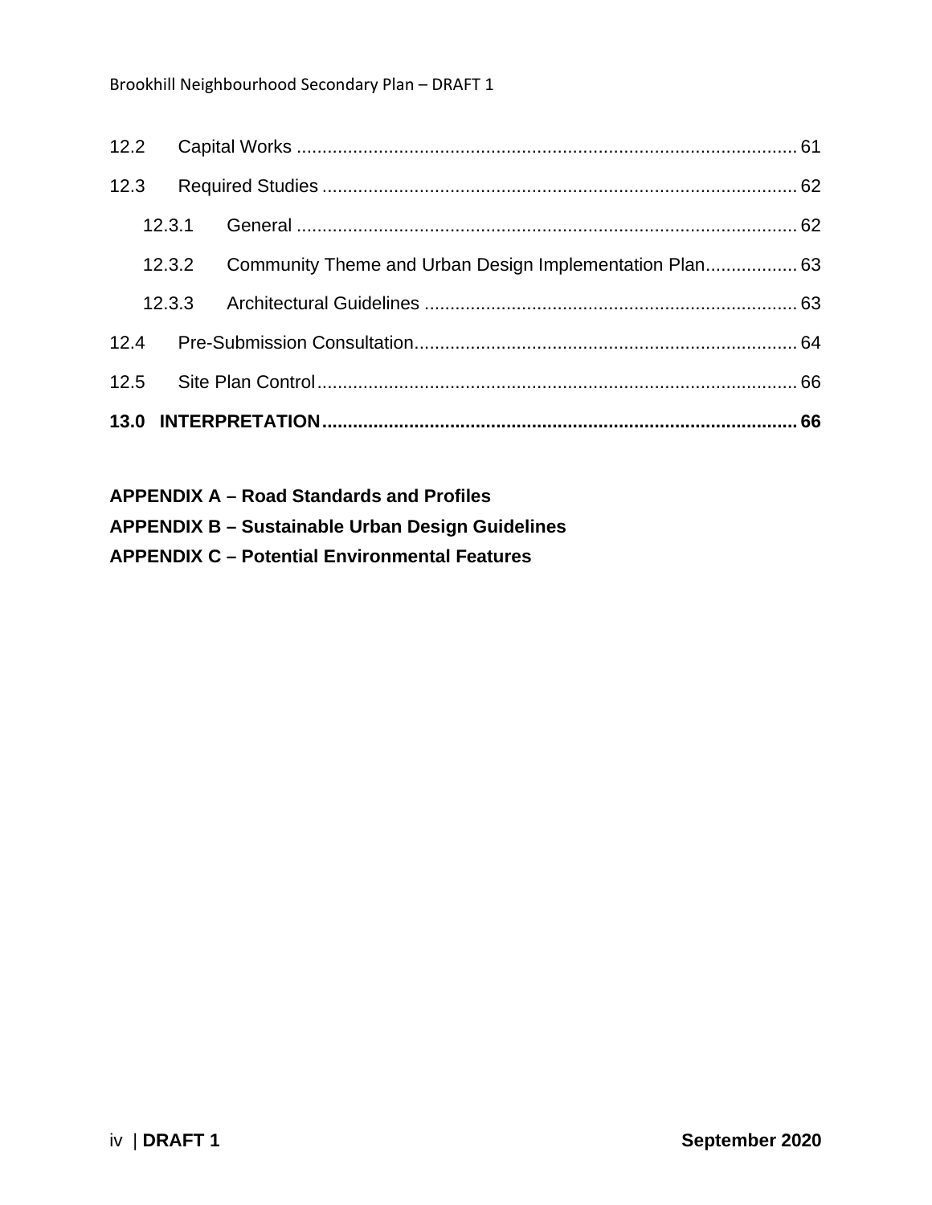12.2 Capital Works ..... 61

12.3 Required Studies ..... 62

  12.3.1 General ..... 62

  12.3.2 Community Theme and Urban Design Implementation Plan ..... 63

  12.3.3 Architectural Guidelines ..... 63

12.4 Pre-Submission Consultation ..... 64

12.5 Site Plan Control ..... 66

**13.0 INTERPRETATION ..... 66**

**APPENDIX A – Road Standards and Profiles**

**APPENDIX B – Sustainable Urban Design Guidelines**

**APPENDIX C – Potential Environmental Features**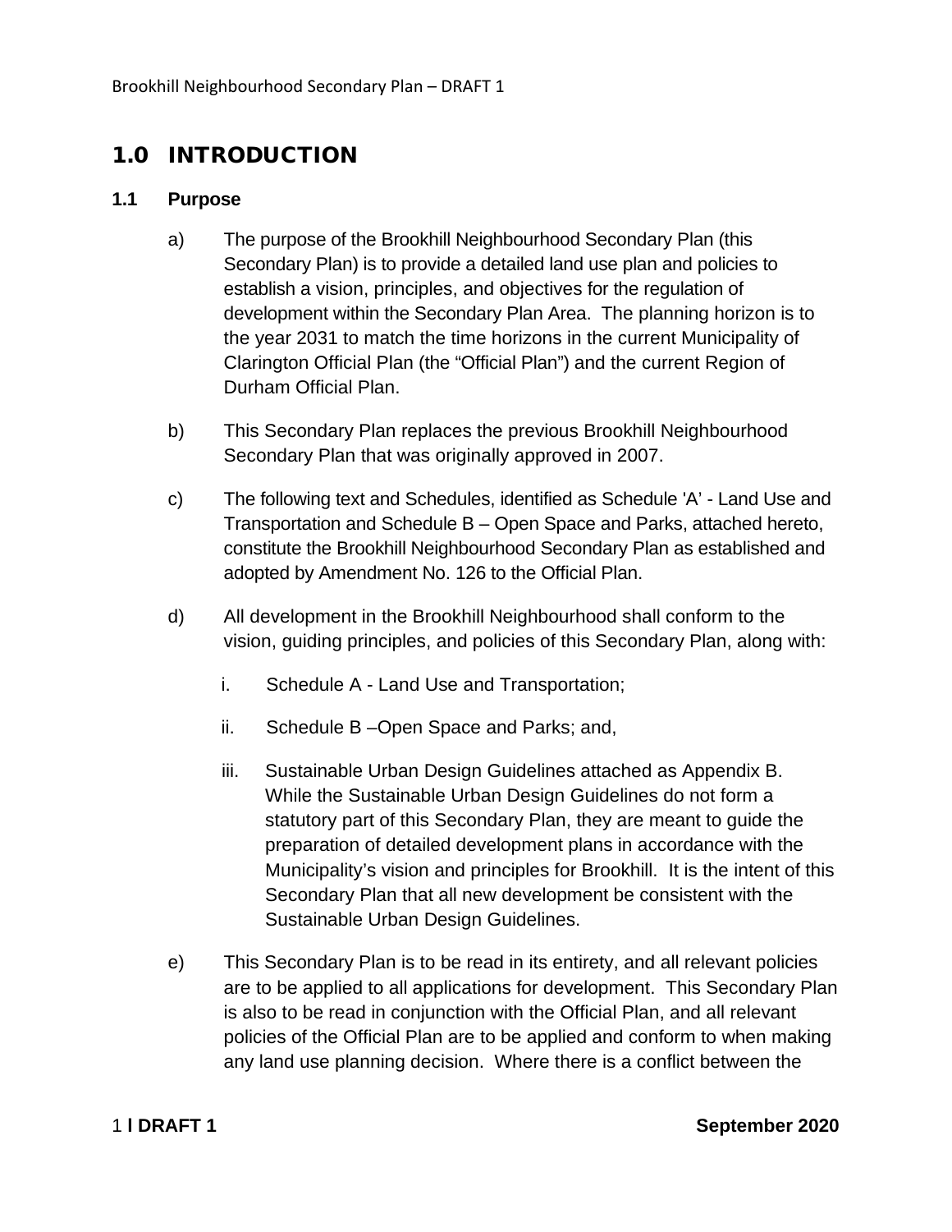# 1.0 INTRODUCTION

## 1.1 Purpose

a) The purpose of the Brookhill Neighbourhood Secondary Plan (this Secondary Plan) is to provide a detailed land use plan and policies to establish a vision, principles, and objectives for the regulation of development within the Secondary Plan Area. The planning horizon is to the year 2031 to match the time horizons in the current Municipality of Clarington Official Plan (the "Official Plan") and the current Region of Durham Official Plan.

b) This Secondary Plan replaces the previous Brookhill Neighbourhood Secondary Plan that was originally approved in 2007.

c) The following text and Schedules, identified as Schedule 'A' - Land Use and Transportation and Schedule B – Open Space and Parks, attached hereto, constitute the Brookhill Neighbourhood Secondary Plan as established and adopted by Amendment No. 126 to the Official Plan.

d) All development in the Brookhill Neighbourhood shall conform to the vision, guiding principles, and policies of this Secondary Plan, along with:

   i. Schedule A - Land Use and Transportation;

   ii. Schedule B –Open Space and Parks; and,

   iii. Sustainable Urban Design Guidelines attached as Appendix B. While the Sustainable Urban Design Guidelines do not form a statutory part of this Secondary Plan, they are meant to guide the preparation of detailed development plans in accordance with the Municipality's vision and principles for Brookhill. It is the intent of this Secondary Plan that all new development be consistent with the Sustainable Urban Design Guidelines.

e) This Secondary Plan is to be read in its entirety, and all relevant policies are to be applied to all applications for development. This Secondary Plan is also to be read in conjunction with the Official Plan, and all relevant policies of the Official Plan are to be applied and conform to when making any land use planning decision. Where there is a conflict between the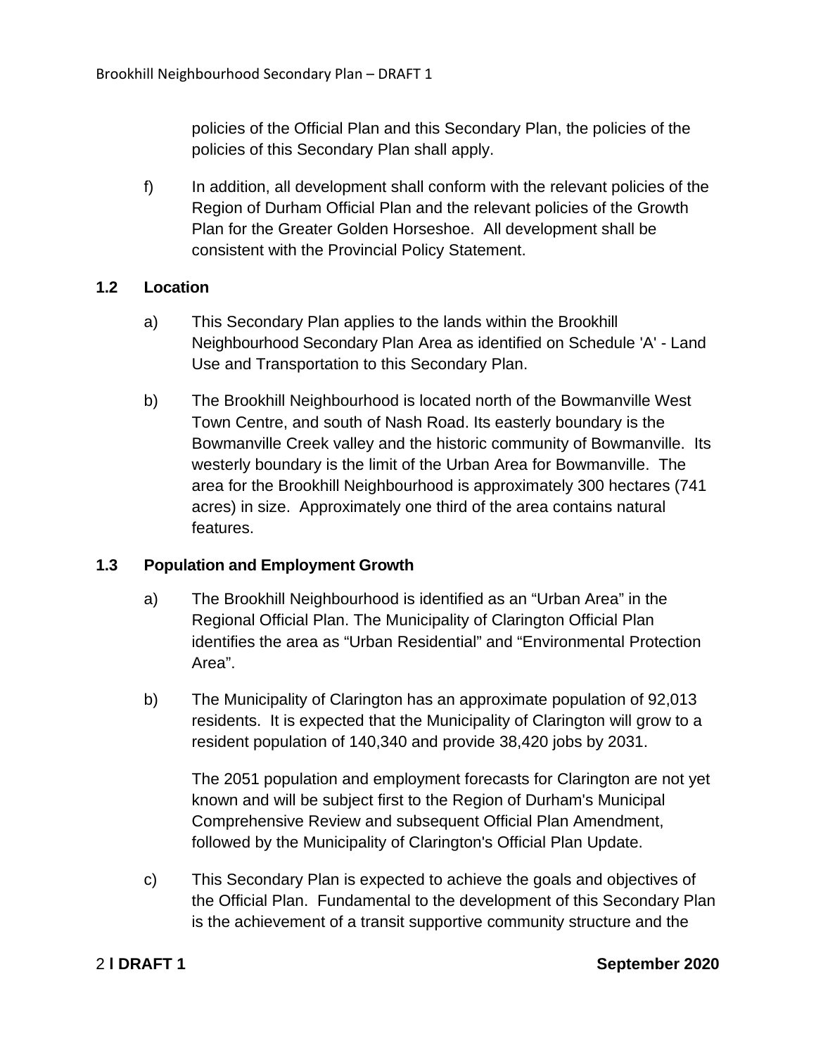policies of the Official Plan and this Secondary Plan, the policies of the policies of this Secondary Plan shall apply.

f) In addition, all development shall conform with the relevant policies of the Region of Durham Official Plan and the relevant policies of the Growth Plan for the Greater Golden Horseshoe. All development shall be consistent with the Provincial Policy Statement.

### 1.2 Location

a) This Secondary Plan applies to the lands within the Brookhill Neighbourhood Secondary Plan Area as identified on Schedule 'A' - Land Use and Transportation to this Secondary Plan.

b) The Brookhill Neighbourhood is located north of the Bowmanville West Town Centre, and south of Nash Road. Its easterly boundary is the Bowmanville Creek valley and the historic community of Bowmanville. Its westerly boundary is the limit of the Urban Area for Bowmanville. The area for the Brookhill Neighbourhood is approximately 300 hectares (741 acres) in size. Approximately one third of the area contains natural features.

### 1.3 Population and Employment Growth

a) The Brookhill Neighbourhood is identified as an “Urban Area” in the Regional Official Plan. The Municipality of Clarington Official Plan identifies the area as “Urban Residential” and “Environmental Protection Area”.

b) The Municipality of Clarington has an approximate population of 92,013 residents. It is expected that the Municipality of Clarington will grow to a resident population of 140,340 and provide 38,420 jobs by 2031.

The 2051 population and employment forecasts for Clarington are not yet known and will be subject first to the Region of Durham's Municipal Comprehensive Review and subsequent Official Plan Amendment, followed by the Municipality of Clarington's Official Plan Update.

c) This Secondary Plan is expected to achieve the goals and objectives of the Official Plan. Fundamental to the development of this Secondary Plan is the achievement of a transit supportive community structure and the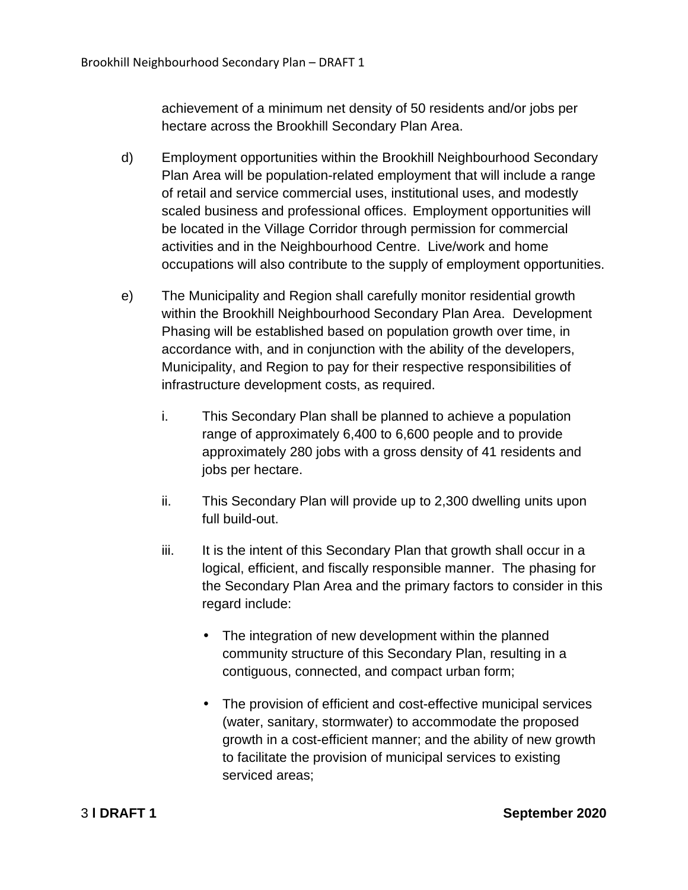achievement of a minimum net density of 50 residents and/or jobs per hectare across the Brookhill Secondary Plan Area.

d) Employment opportunities within the Brookhill Neighbourhood Secondary Plan Area will be population-related employment that will include a range of retail and service commercial uses, institutional uses, and modestly scaled business and professional offices. Employment opportunities will be located in the Village Corridor through permission for commercial activities and in the Neighbourhood Centre. Live/work and home occupations will also contribute to the supply of employment opportunities.

e) The Municipality and Region shall carefully monitor residential growth within the Brookhill Neighbourhood Secondary Plan Area. Development Phasing will be established based on population growth over time, in accordance with, and in conjunction with the ability of the developers, Municipality, and Region to pay for their respective responsibilities of infrastructure development costs, as required.

   i. This Secondary Plan shall be planned to achieve a population range of approximately 6,400 to 6,600 people and to provide approximately 280 jobs with a gross density of 41 residents and jobs per hectare.

   ii. This Secondary Plan will provide up to 2,300 dwelling units upon full build-out.

   iii. It is the intent of this Secondary Plan that growth shall occur in a logical, efficient, and fiscally responsible manner. The phasing for the Secondary Plan Area and the primary factors to consider in this regard include:

      - The integration of new development within the planned community structure of this Secondary Plan, resulting in a contiguous, connected, and compact urban form;

      - The provision of efficient and cost-effective municipal services (water, sanitary, stormwater) to accommodate the proposed growth in a cost-efficient manner; and the ability of new growth to facilitate the provision of municipal services to existing serviced areas;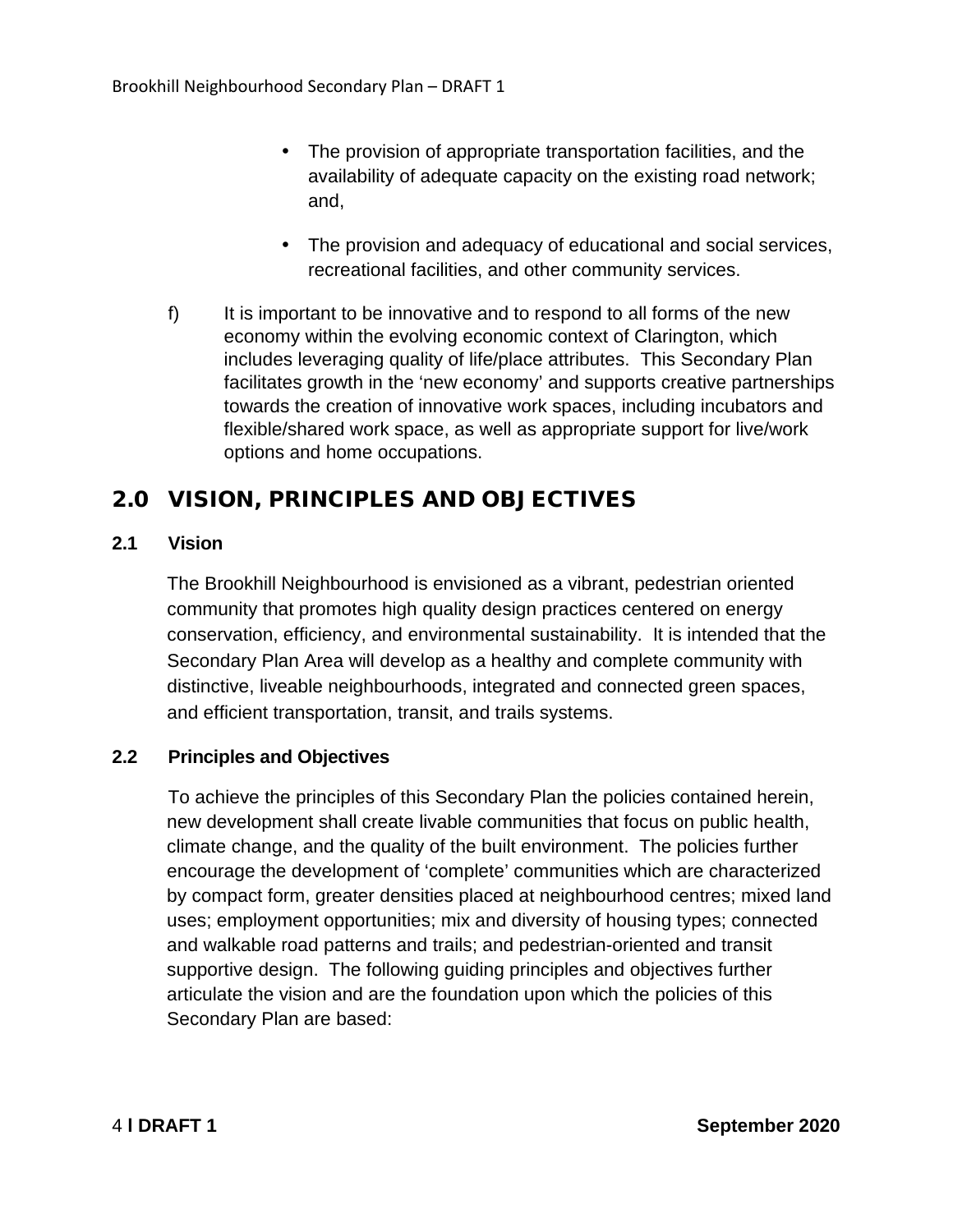- The provision of appropriate transportation facilities, and the availability of adequate capacity on the existing road network; and,

- The provision and adequacy of educational and social services, recreational facilities, and other community services.

f) It is important to be innovative and to respond to all forms of the new economy within the evolving economic context of Clarington, which includes leveraging quality of life/place attributes. This Secondary Plan facilitates growth in the 'new economy' and supports creative partnerships towards the creation of innovative work spaces, including incubators and flexible/shared work space, as well as appropriate support for live/work options and home occupations.

# 2.0 VISION, PRINCIPLES AND OBJECTIVES

## 2.1 Vision

The Brookhill Neighbourhood is envisioned as a vibrant, pedestrian oriented community that promotes high quality design practices centered on energy conservation, efficiency, and environmental sustainability. It is intended that the Secondary Plan Area will develop as a healthy and complete community with distinctive, liveable neighbourhoods, integrated and connected green spaces, and efficient transportation, transit, and trails systems.

## 2.2 Principles and Objectives

To achieve the principles of this Secondary Plan the policies contained herein, new development shall create livable communities that focus on public health, climate change, and the quality of the built environment. The policies further encourage the development of 'complete' communities which are characterized by compact form, greater densities placed at neighbourhood centres; mixed land uses; employment opportunities; mix and diversity of housing types; connected and walkable road patterns and trails; and pedestrian-oriented and transit supportive design. The following guiding principles and objectives further articulate the vision and are the foundation upon which the policies of this Secondary Plan are based: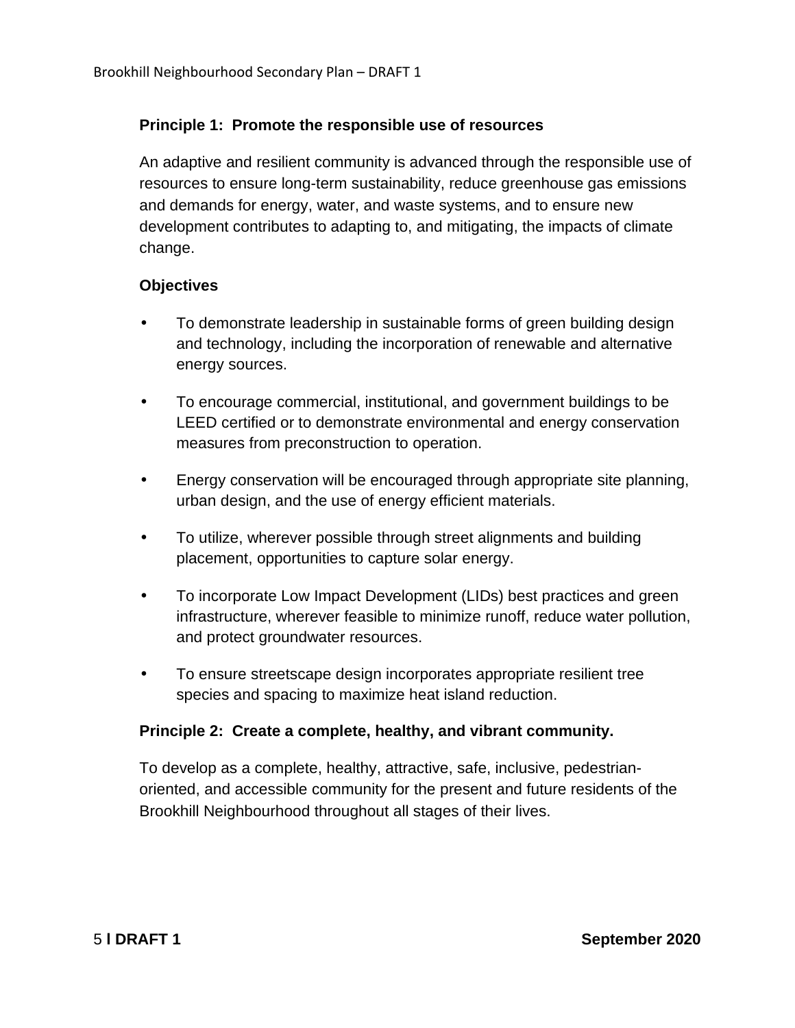### Principle 1: Promote the responsible use of resources

An adaptive and resilient community is advanced through the responsible use of resources to ensure long-term sustainability, reduce greenhouse gas emissions and demands for energy, water, and waste systems, and to ensure new development contributes to adapting to, and mitigating, the impacts of climate change.

**Objectives**

- To demonstrate leadership in sustainable forms of green building design and technology, including the incorporation of renewable and alternative energy sources.
- To encourage commercial, institutional, and government buildings to be LEED certified or to demonstrate environmental and energy conservation measures from preconstruction to operation.
- Energy conservation will be encouraged through appropriate site planning, urban design, and the use of energy efficient materials.
- To utilize, wherever possible through street alignments and building placement, opportunities to capture solar energy.
- To incorporate Low Impact Development (LIDs) best practices and green infrastructure, wherever feasible to minimize runoff, reduce water pollution, and protect groundwater resources.
- To ensure streetscape design incorporates appropriate resilient tree species and spacing to maximize heat island reduction.

### Principle 2: Create a complete, healthy, and vibrant community.

To develop as a complete, healthy, attractive, safe, inclusive, pedestrian-oriented, and accessible community for the present and future residents of the Brookhill Neighbourhood throughout all stages of their lives.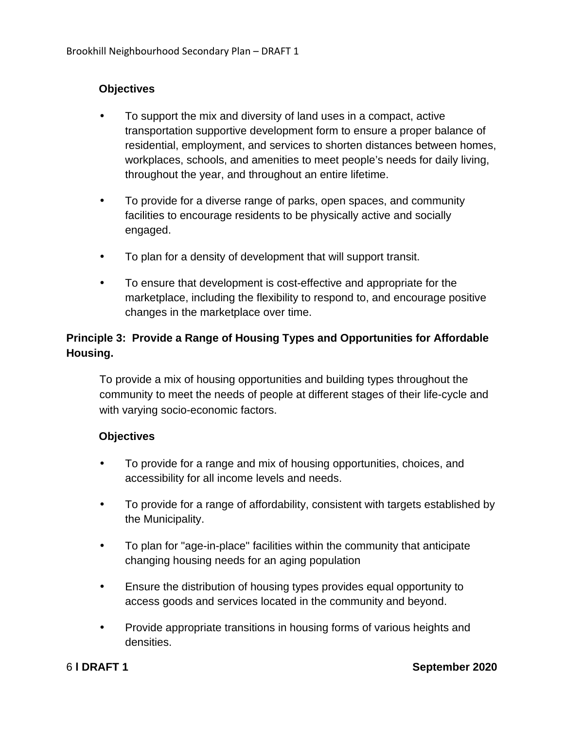**Objectives**

- To support the mix and diversity of land uses in a compact, active transportation supportive development form to ensure a proper balance of residential, employment, and services to shorten distances between homes, workplaces, schools, and amenities to meet people's needs for daily living, throughout the year, and throughout an entire lifetime.
- To provide for a diverse range of parks, open spaces, and community facilities to encourage residents to be physically active and socially engaged.
- To plan for a density of development that will support transit.
- To ensure that development is cost-effective and appropriate for the marketplace, including the flexibility to respond to, and encourage positive changes in the marketplace over time.

### Principle 3: Provide a Range of Housing Types and Opportunities for Affordable Housing.

To provide a mix of housing opportunities and building types throughout the community to meet the needs of people at different stages of their life-cycle and with varying socio-economic factors.

**Objectives**

- To provide for a range and mix of housing opportunities, choices, and accessibility for all income levels and needs.
- To provide for a range of affordability, consistent with targets established by the Municipality.
- To plan for "age-in-place" facilities within the community that anticipate changing housing needs for an aging population
- Ensure the distribution of housing types provides equal opportunity to access goods and services located in the community and beyond.
- Provide appropriate transitions in housing forms of various heights and densities.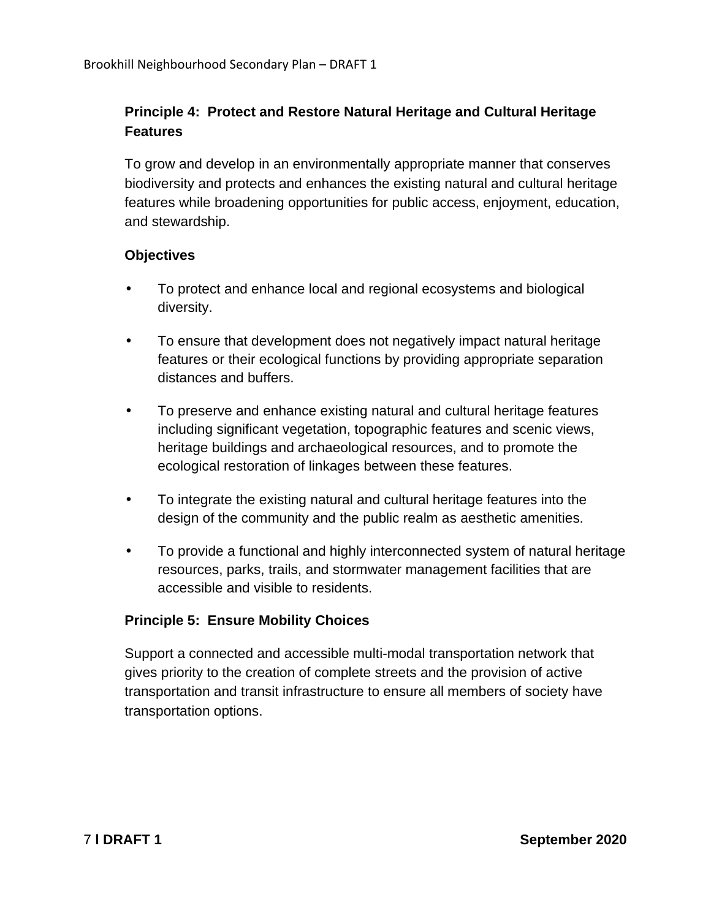### Principle 4: Protect and Restore Natural Heritage and Cultural Heritage Features

To grow and develop in an environmentally appropriate manner that conserves biodiversity and protects and enhances the existing natural and cultural heritage features while broadening opportunities for public access, enjoyment, education, and stewardship.

#### Objectives

- To protect and enhance local and regional ecosystems and biological diversity.
- To ensure that development does not negatively impact natural heritage features or their ecological functions by providing appropriate separation distances and buffers.
- To preserve and enhance existing natural and cultural heritage features including significant vegetation, topographic features and scenic views, heritage buildings and archaeological resources, and to promote the ecological restoration of linkages between these features.
- To integrate the existing natural and cultural heritage features into the design of the community and the public realm as aesthetic amenities.
- To provide a functional and highly interconnected system of natural heritage resources, parks, trails, and stormwater management facilities that are accessible and visible to residents.

### Principle 5: Ensure Mobility Choices

Support a connected and accessible multi-modal transportation network that gives priority to the creation of complete streets and the provision of active transportation and transit infrastructure to ensure all members of society have transportation options.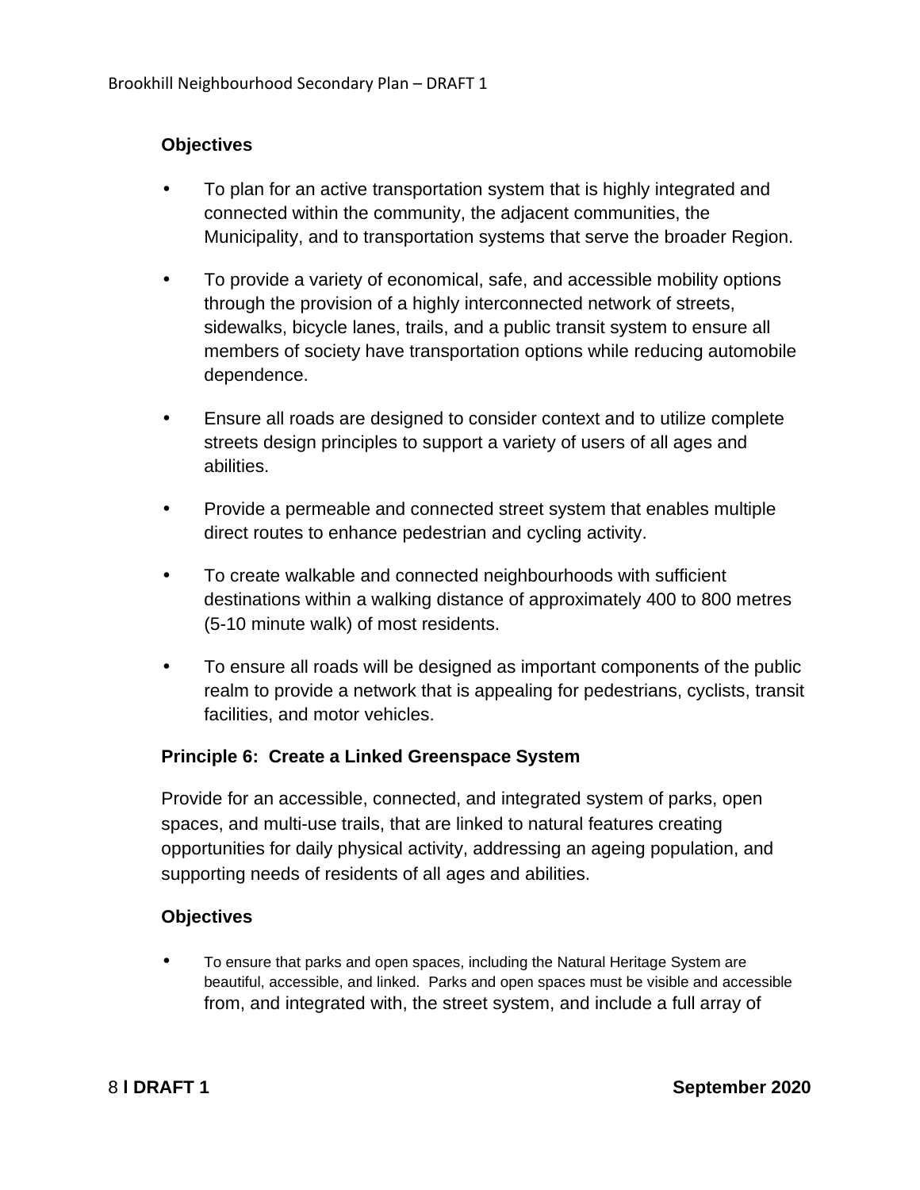**Objectives**

- To plan for an active transportation system that is highly integrated and connected within the community, the adjacent communities, the Municipality, and to transportation systems that serve the broader Region.
- To provide a variety of economical, safe, and accessible mobility options through the provision of a highly interconnected network of streets, sidewalks, bicycle lanes, trails, and a public transit system to ensure all members of society have transportation options while reducing automobile dependence.
- Ensure all roads are designed to consider context and to utilize complete streets design principles to support a variety of users of all ages and abilities.
- Provide a permeable and connected street system that enables multiple direct routes to enhance pedestrian and cycling activity.
- To create walkable and connected neighbourhoods with sufficient destinations within a walking distance of approximately 400 to 800 metres (5-10 minute walk) of most residents.
- To ensure all roads will be designed as important components of the public realm to provide a network that is appealing for pedestrians, cyclists, transit facilities, and motor vehicles.

**Principle 6: Create a Linked Greenspace System**

Provide for an accessible, connected, and integrated system of parks, open spaces, and multi-use trails, that are linked to natural features creating opportunities for daily physical activity, addressing an ageing population, and supporting needs of residents of all ages and abilities.

**Objectives**

- To ensure that parks and open spaces, including the Natural Heritage System are beautiful, accessible, and linked. Parks and open spaces must be visible and accessible from, and integrated with, the street system, and include a full array of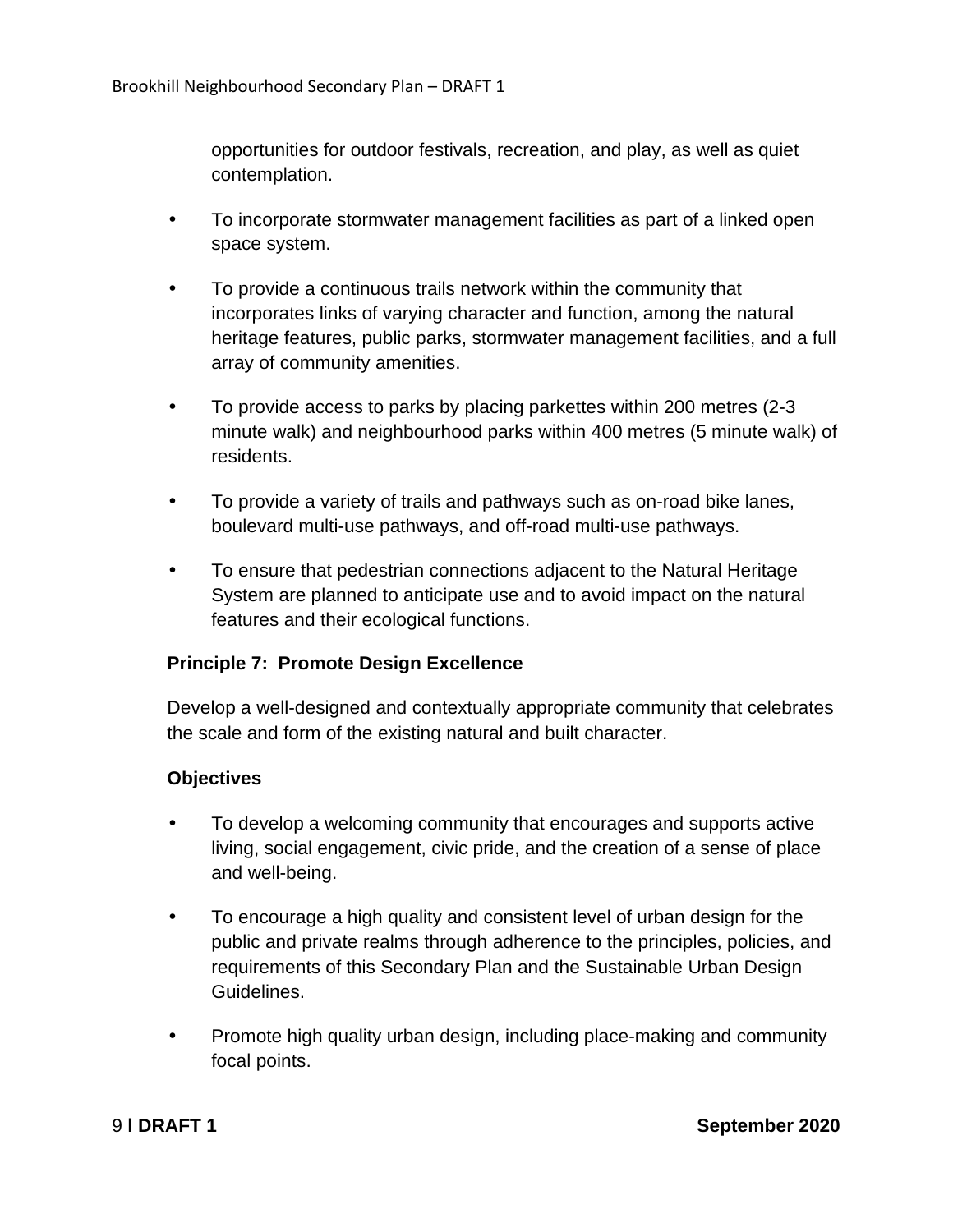opportunities for outdoor festivals, recreation, and play, as well as quiet contemplation.

- To incorporate stormwater management facilities as part of a linked open space system.
- To provide a continuous trails network within the community that incorporates links of varying character and function, among the natural heritage features, public parks, stormwater management facilities, and a full array of community amenities.
- To provide access to parks by placing parkettes within 200 metres (2-3 minute walk) and neighbourhood parks within 400 metres (5 minute walk) of residents.
- To provide a variety of trails and pathways such as on-road bike lanes, boulevard multi-use pathways, and off-road multi-use pathways.
- To ensure that pedestrian connections adjacent to the Natural Heritage System are planned to anticipate use and to avoid impact on the natural features and their ecological functions.

**Principle 7: Promote Design Excellence**

Develop a well-designed and contextually appropriate community that celebrates the scale and form of the existing natural and built character.

**Objectives**

- To develop a welcoming community that encourages and supports active living, social engagement, civic pride, and the creation of a sense of place and well-being.
- To encourage a high quality and consistent level of urban design for the public and private realms through adherence to the principles, policies, and requirements of this Secondary Plan and the Sustainable Urban Design Guidelines.
- Promote high quality urban design, including place-making and community focal points.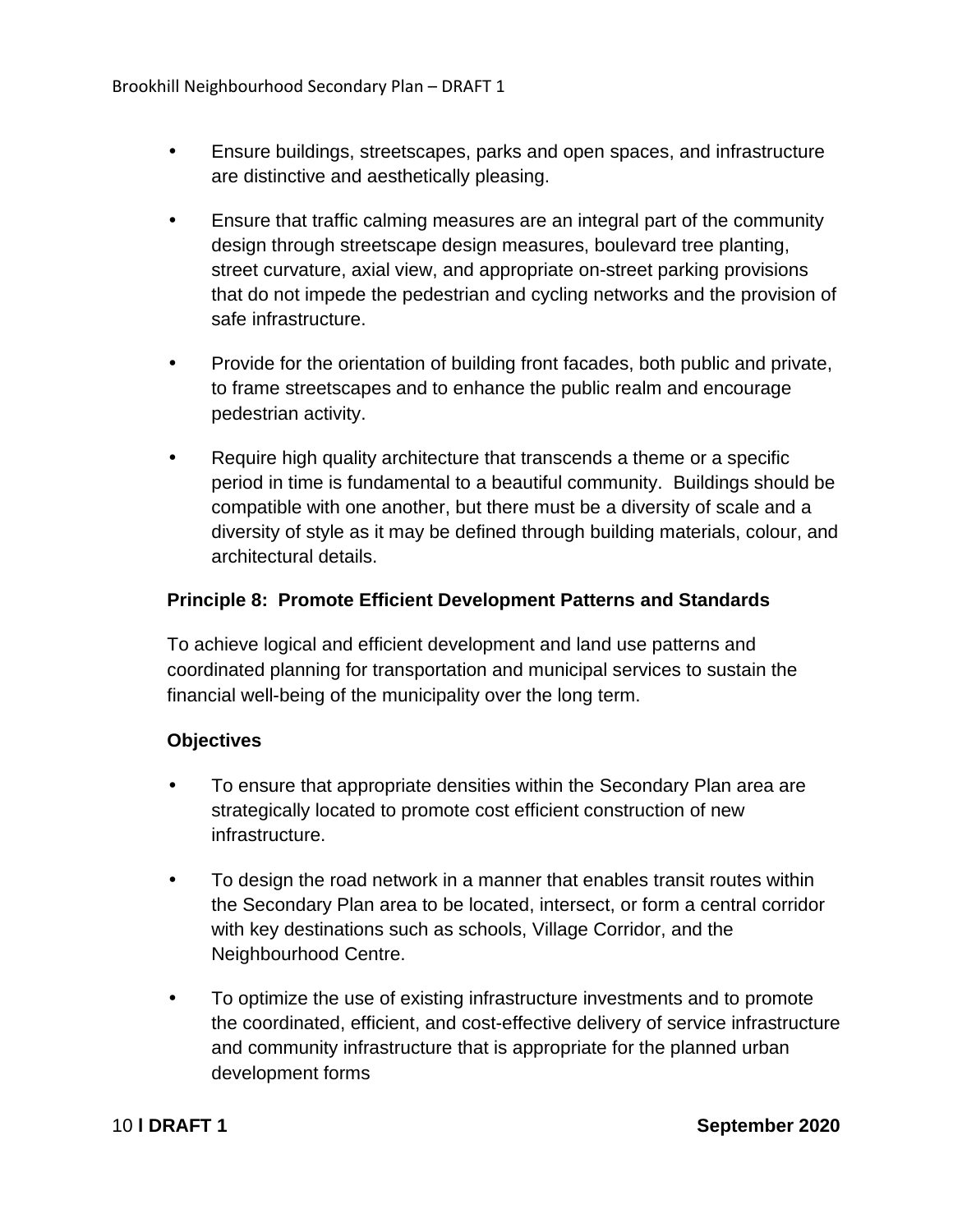- Ensure buildings, streetscapes, parks and open spaces, and infrastructure are distinctive and aesthetically pleasing.

- Ensure that traffic calming measures are an integral part of the community design through streetscape design measures, boulevard tree planting, street curvature, axial view, and appropriate on-street parking provisions that do not impede the pedestrian and cycling networks and the provision of safe infrastructure.

- Provide for the orientation of building front facades, both public and private, to frame streetscapes and to enhance the public realm and encourage pedestrian activity.

- Require high quality architecture that transcends a theme or a specific period in time is fundamental to a beautiful community. Buildings should be compatible with one another, but there must be a diversity of scale and a diversity of style as it may be defined through building materials, colour, and architectural details.

**Principle 8: Promote Efficient Development Patterns and Standards**

To achieve logical and efficient development and land use patterns and coordinated planning for transportation and municipal services to sustain the financial well-being of the municipality over the long term.

**Objectives**

- To ensure that appropriate densities within the Secondary Plan area are strategically located to promote cost efficient construction of new infrastructure.

- To design the road network in a manner that enables transit routes within the Secondary Plan area to be located, intersect, or form a central corridor with key destinations such as schools, Village Corridor, and the Neighbourhood Centre.

- To optimize the use of existing infrastructure investments and to promote the coordinated, efficient, and cost-effective delivery of service infrastructure and community infrastructure that is appropriate for the planned urban development forms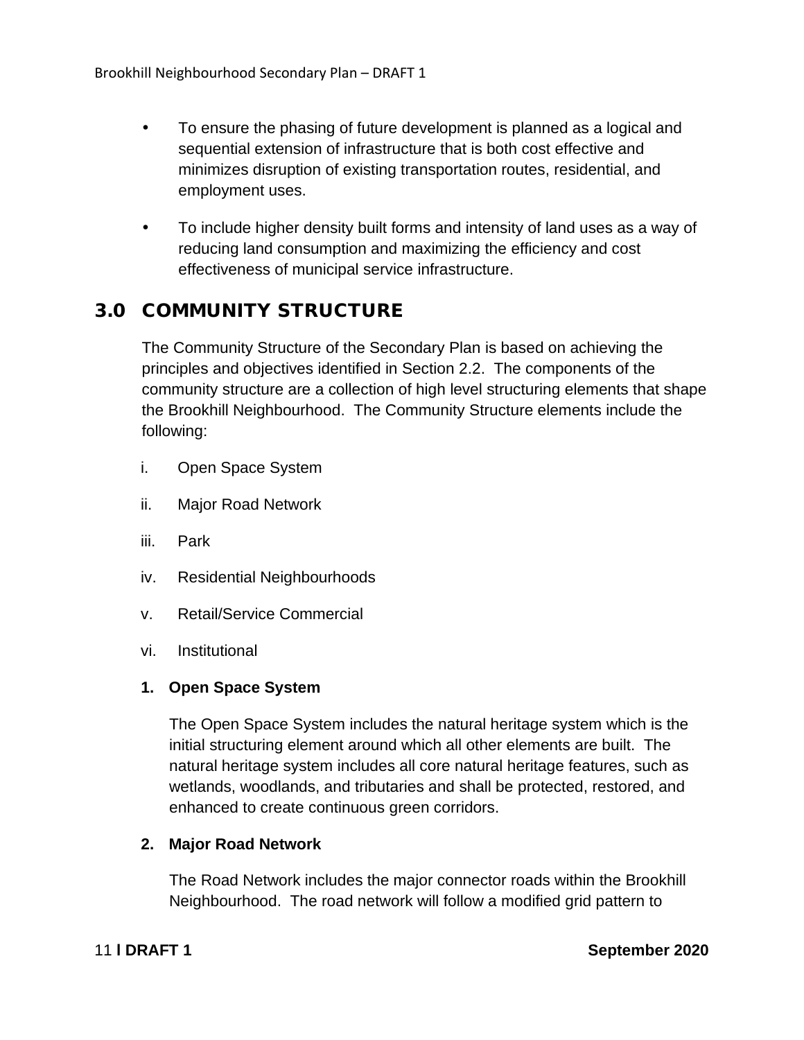- To ensure the phasing of future development is planned as a logical and sequential extension of infrastructure that is both cost effective and minimizes disruption of existing transportation routes, residential, and employment uses.

- To include higher density built forms and intensity of land uses as a way of reducing land consumption and maximizing the efficiency and cost effectiveness of municipal service infrastructure.

## 3.0 COMMUNITY STRUCTURE

The Community Structure of the Secondary Plan is based on achieving the principles and objectives identified in Section 2.2. The components of the community structure are a collection of high level structuring elements that shape the Brookhill Neighbourhood. The Community Structure elements include the following:

i. Open Space System

ii. Major Road Network

iii. Park

iv. Residential Neighbourhoods

v. Retail/Service Commercial

vi. Institutional

**1. Open Space System**

The Open Space System includes the natural heritage system which is the initial structuring element around which all other elements are built. The natural heritage system includes all core natural heritage features, such as wetlands, woodlands, and tributaries and shall be protected, restored, and enhanced to create continuous green corridors.

**2. Major Road Network**

The Road Network includes the major connector roads within the Brookhill Neighbourhood. The road network will follow a modified grid pattern to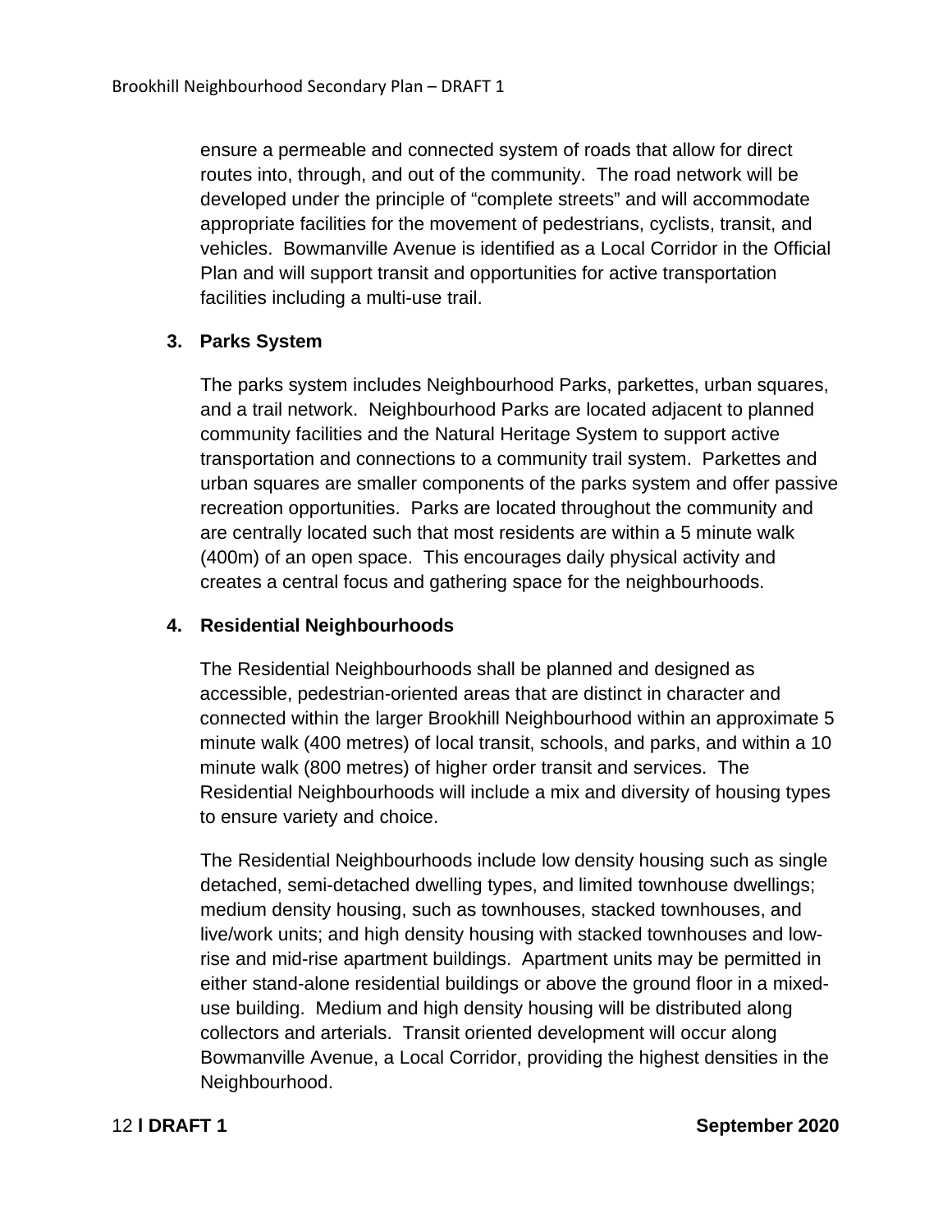ensure a permeable and connected system of roads that allow for direct routes into, through, and out of the community. The road network will be developed under the principle of "complete streets" and will accommodate appropriate facilities for the movement of pedestrians, cyclists, transit, and vehicles. Bowmanville Avenue is identified as a Local Corridor in the Official Plan and will support transit and opportunities for active transportation facilities including a multi-use trail.

### 3. Parks System

The parks system includes Neighbourhood Parks, parkettes, urban squares, and a trail network. Neighbourhood Parks are located adjacent to planned community facilities and the Natural Heritage System to support active transportation and connections to a community trail system. Parkettes and urban squares are smaller components of the parks system and offer passive recreation opportunities. Parks are located throughout the community and are centrally located such that most residents are within a 5 minute walk (400m) of an open space. This encourages daily physical activity and creates a central focus and gathering space for the neighbourhoods.

### 4. Residential Neighbourhoods

The Residential Neighbourhoods shall be planned and designed as accessible, pedestrian-oriented areas that are distinct in character and connected within the larger Brookhill Neighbourhood within an approximate 5 minute walk (400 metres) of local transit, schools, and parks, and within a 10 minute walk (800 metres) of higher order transit and services. The Residential Neighbourhoods will include a mix and diversity of housing types to ensure variety and choice.

The Residential Neighbourhoods include low density housing such as single detached, semi-detached dwelling types, and limited townhouse dwellings; medium density housing, such as townhouses, stacked townhouses, and live/work units; and high density housing with stacked townhouses and low-rise and mid-rise apartment buildings. Apartment units may be permitted in either stand-alone residential buildings or above the ground floor in a mixed-use building. Medium and high density housing will be distributed along collectors and arterials. Transit oriented development will occur along Bowmanville Avenue, a Local Corridor, providing the highest densities in the Neighbourhood.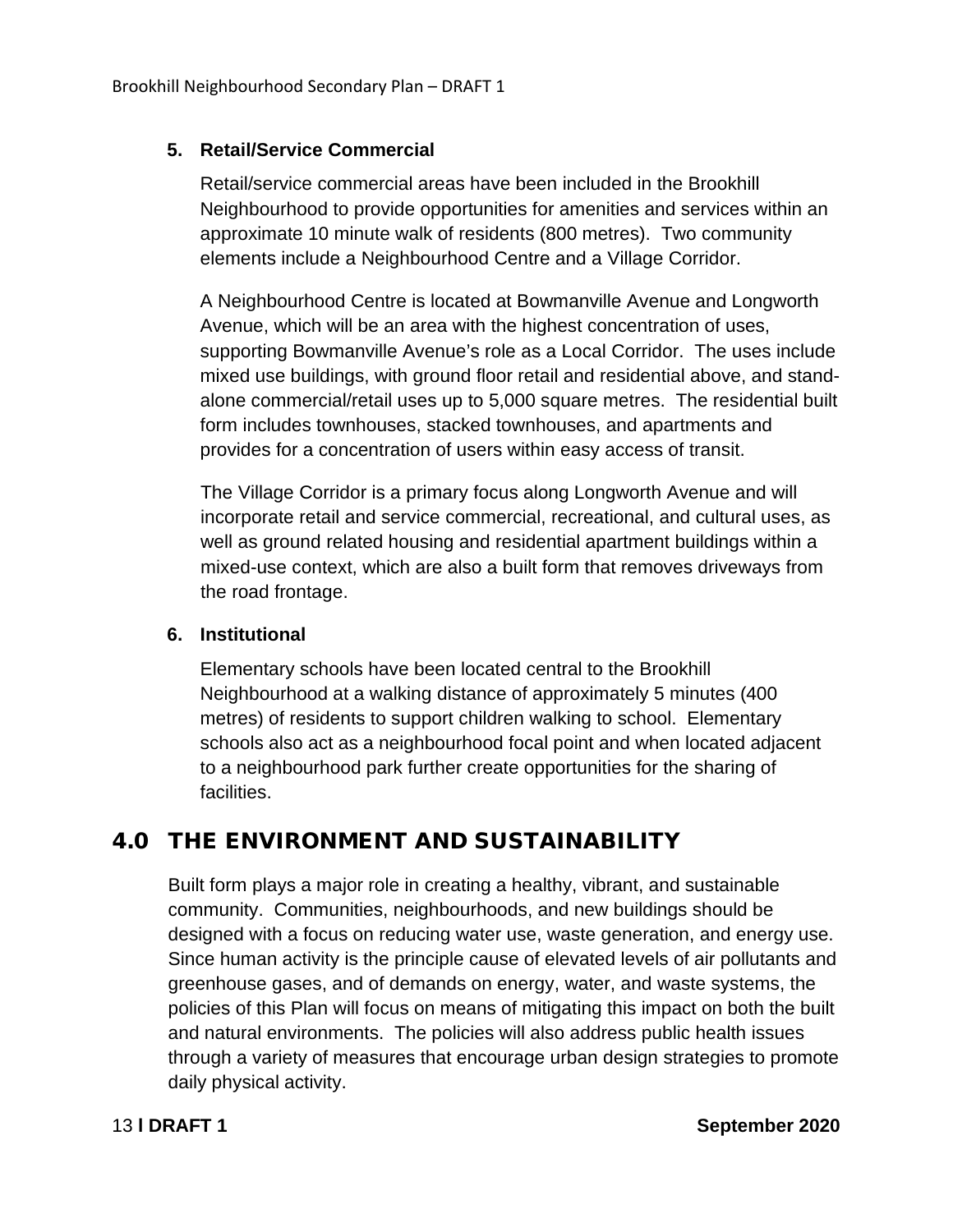### 5. Retail/Service Commercial

Retail/service commercial areas have been included in the Brookhill Neighbourhood to provide opportunities for amenities and services within an approximate 10 minute walk of residents (800 metres). Two community elements include a Neighbourhood Centre and a Village Corridor.

A Neighbourhood Centre is located at Bowmanville Avenue and Longworth Avenue, which will be an area with the highest concentration of uses, supporting Bowmanville Avenue's role as a Local Corridor. The uses include mixed use buildings, with ground floor retail and residential above, and stand-alone commercial/retail uses up to 5,000 square metres. The residential built form includes townhouses, stacked townhouses, and apartments and provides for a concentration of users within easy access of transit.

The Village Corridor is a primary focus along Longworth Avenue and will incorporate retail and service commercial, recreational, and cultural uses, as well as ground related housing and residential apartment buildings within a mixed-use context, which are also a built form that removes driveways from the road frontage.

### 6. Institutional

Elementary schools have been located central to the Brookhill Neighbourhood at a walking distance of approximately 5 minutes (400 metres) of residents to support children walking to school. Elementary schools also act as a neighbourhood focal point and when located adjacent to a neighbourhood park further create opportunities for the sharing of facilities.

## 4.0 THE ENVIRONMENT AND SUSTAINABILITY

Built form plays a major role in creating a healthy, vibrant, and sustainable community. Communities, neighbourhoods, and new buildings should be designed with a focus on reducing water use, waste generation, and energy use. Since human activity is the principle cause of elevated levels of air pollutants and greenhouse gases, and of demands on energy, water, and waste systems, the policies of this Plan will focus on means of mitigating this impact on both the built and natural environments. The policies will also address public health issues through a variety of measures that encourage urban design strategies to promote daily physical activity.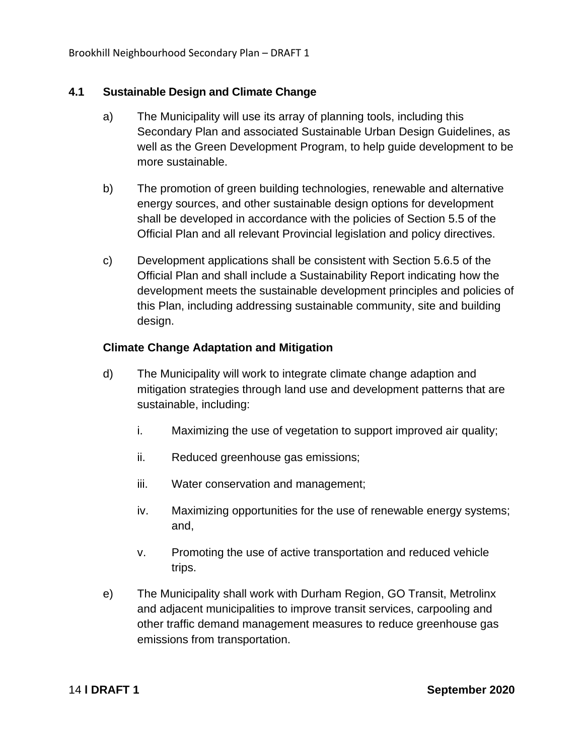## 4.1 Sustainable Design and Climate Change

a) The Municipality will use its array of planning tools, including this Secondary Plan and associated Sustainable Urban Design Guidelines, as well as the Green Development Program, to help guide development to be more sustainable.

b) The promotion of green building technologies, renewable and alternative energy sources, and other sustainable design options for development shall be developed in accordance with the policies of Section 5.5 of the Official Plan and all relevant Provincial legislation and policy directives.

c) Development applications shall be consistent with Section 5.6.5 of the Official Plan and shall include a Sustainability Report indicating how the development meets the sustainable development principles and policies of this Plan, including addressing sustainable community, site and building design.

### Climate Change Adaptation and Mitigation

d) The Municipality will work to integrate climate change adaption and mitigation strategies through land use and development patterns that are sustainable, including:

   i. Maximizing the use of vegetation to support improved air quality;

   ii. Reduced greenhouse gas emissions;

   iii. Water conservation and management;

   iv. Maximizing opportunities for the use of renewable energy systems; and,

   v. Promoting the use of active transportation and reduced vehicle trips.

e) The Municipality shall work with Durham Region, GO Transit, Metrolinx and adjacent municipalities to improve transit services, carpooling and other traffic demand management measures to reduce greenhouse gas emissions from transportation.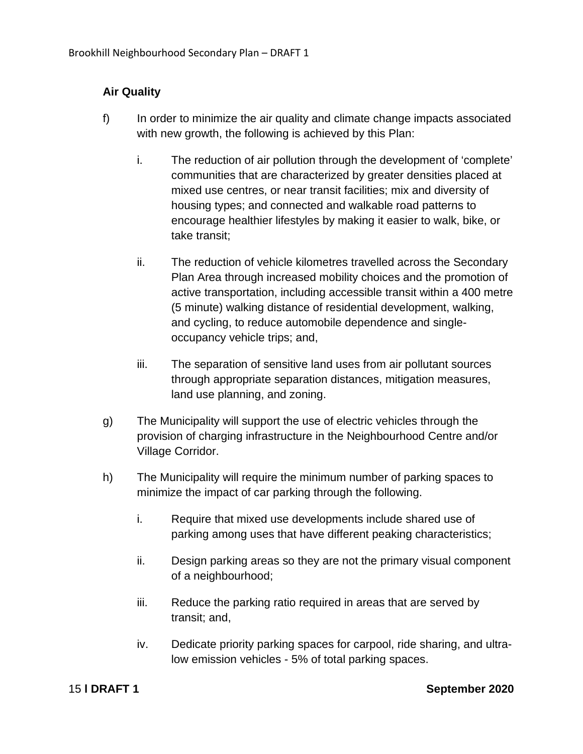**Air Quality**

f) In order to minimize the air quality and climate change impacts associated with new growth, the following is achieved by this Plan:

   i. The reduction of air pollution through the development of ‘complete’ communities that are characterized by greater densities placed at mixed use centres, or near transit facilities; mix and diversity of housing types; and connected and walkable road patterns to encourage healthier lifestyles by making it easier to walk, bike, or take transit;

   ii. The reduction of vehicle kilometres travelled across the Secondary Plan Area through increased mobility choices and the promotion of active transportation, including accessible transit within a 400 metre (5 minute) walking distance of residential development, walking, and cycling, to reduce automobile dependence and single-occupancy vehicle trips; and,

   iii. The separation of sensitive land uses from air pollutant sources through appropriate separation distances, mitigation measures, land use planning, and zoning.

g) The Municipality will support the use of electric vehicles through the provision of charging infrastructure in the Neighbourhood Centre and/or Village Corridor.

h) The Municipality will require the minimum number of parking spaces to minimize the impact of car parking through the following.

   i. Require that mixed use developments include shared use of parking among uses that have different peaking characteristics;

   ii. Design parking areas so they are not the primary visual component of a neighbourhood;

   iii. Reduce the parking ratio required in areas that are served by transit; and,

   iv. Dedicate priority parking spaces for carpool, ride sharing, and ultra-low emission vehicles - 5% of total parking spaces.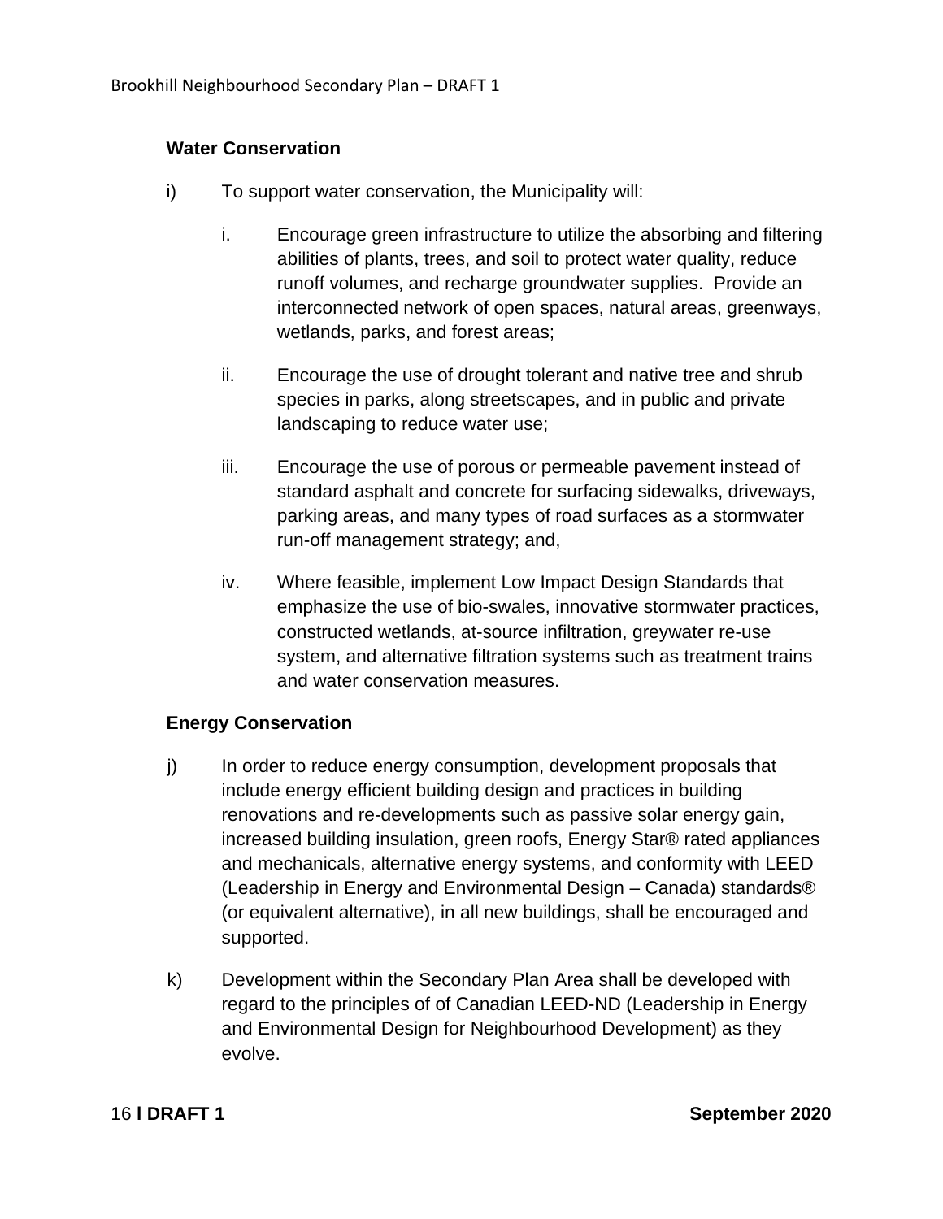**Water Conservation**

i) To support water conservation, the Municipality will:

  i. Encourage green infrastructure to utilize the absorbing and filtering abilities of plants, trees, and soil to protect water quality, reduce runoff volumes, and recharge groundwater supplies. Provide an interconnected network of open spaces, natural areas, greenways, wetlands, parks, and forest areas;

  ii. Encourage the use of drought tolerant and native tree and shrub species in parks, along streetscapes, and in public and private landscaping to reduce water use;

  iii. Encourage the use of porous or permeable pavement instead of standard asphalt and concrete for surfacing sidewalks, driveways, parking areas, and many types of road surfaces as a stormwater run-off management strategy; and,

  iv. Where feasible, implement Low Impact Design Standards that emphasize the use of bio-swales, innovative stormwater practices, constructed wetlands, at-source infiltration, greywater re-use system, and alternative filtration systems such as treatment trains and water conservation measures.

**Energy Conservation**

j) In order to reduce energy consumption, development proposals that include energy efficient building design and practices in building renovations and re-developments such as passive solar energy gain, increased building insulation, green roofs, Energy Star® rated appliances and mechanicals, alternative energy systems, and conformity with LEED (Leadership in Energy and Environmental Design – Canada) standards® (or equivalent alternative), in all new buildings, shall be encouraged and supported.

k) Development within the Secondary Plan Area shall be developed with regard to the principles of of Canadian LEED-ND (Leadership in Energy and Environmental Design for Neighbourhood Development) as they evolve.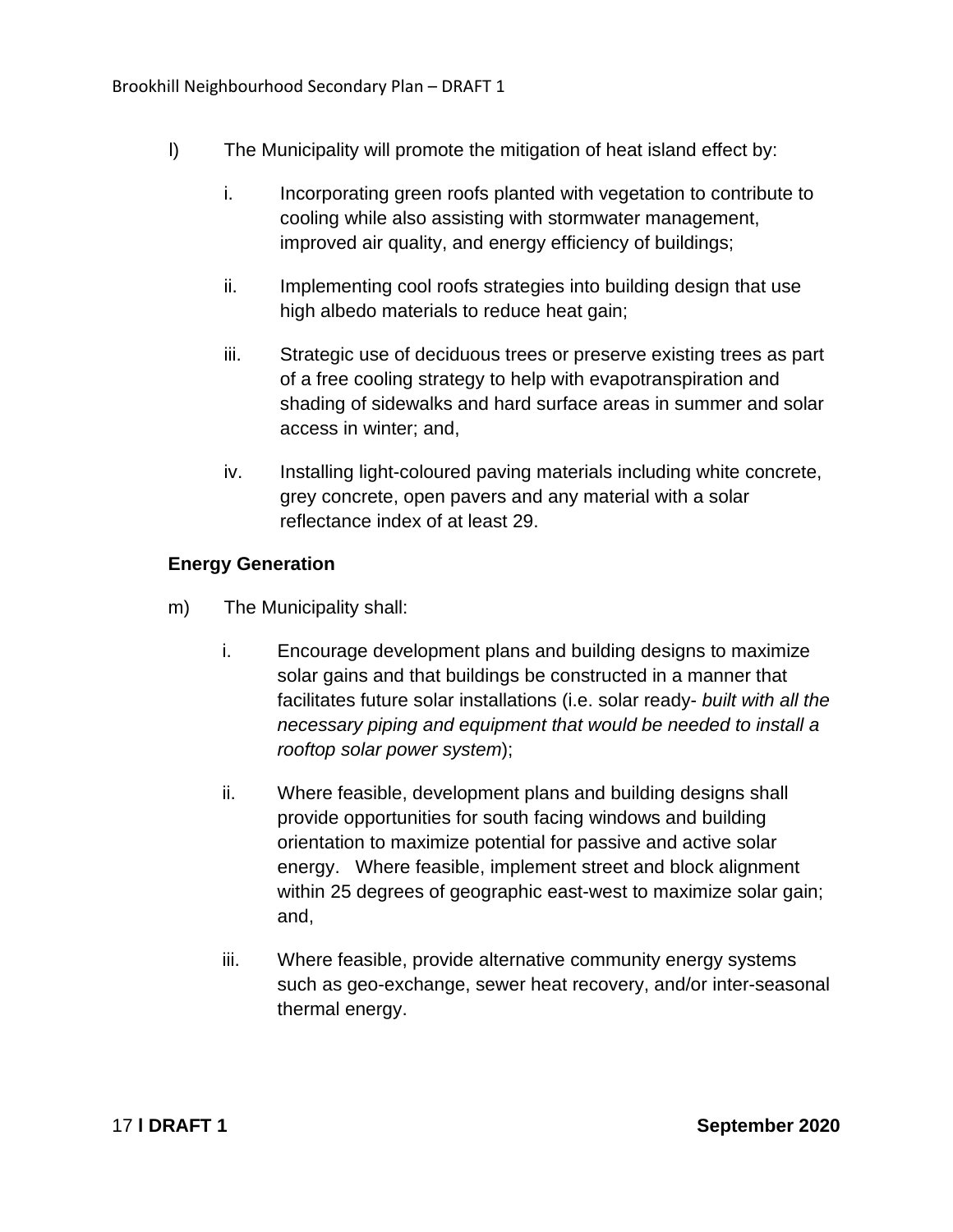l) The Municipality will promote the mitigation of heat island effect by:

   i. Incorporating green roofs planted with vegetation to contribute to cooling while also assisting with stormwater management, improved air quality, and energy efficiency of buildings;

   ii. Implementing cool roofs strategies into building design that use high albedo materials to reduce heat gain;

   iii. Strategic use of deciduous trees or preserve existing trees as part of a free cooling strategy to help with evapotranspiration and shading of sidewalks and hard surface areas in summer and solar access in winter; and,

   iv. Installing light-coloured paving materials including white concrete, grey concrete, open pavers and any material with a solar reflectance index of at least 29.

**Energy Generation**

m) The Municipality shall:

   i. Encourage development plans and building designs to maximize solar gains and that buildings be constructed in a manner that facilitates future solar installations (i.e. solar ready- *built with all the necessary piping and equipment that would be needed to install a rooftop solar power system*);

   ii. Where feasible, development plans and building designs shall provide opportunities for south facing windows and building orientation to maximize potential for passive and active solar energy. Where feasible, implement street and block alignment within 25 degrees of geographic east-west to maximize solar gain; and,

   iii. Where feasible, provide alternative community energy systems such as geo-exchange, sewer heat recovery, and/or inter-seasonal thermal energy.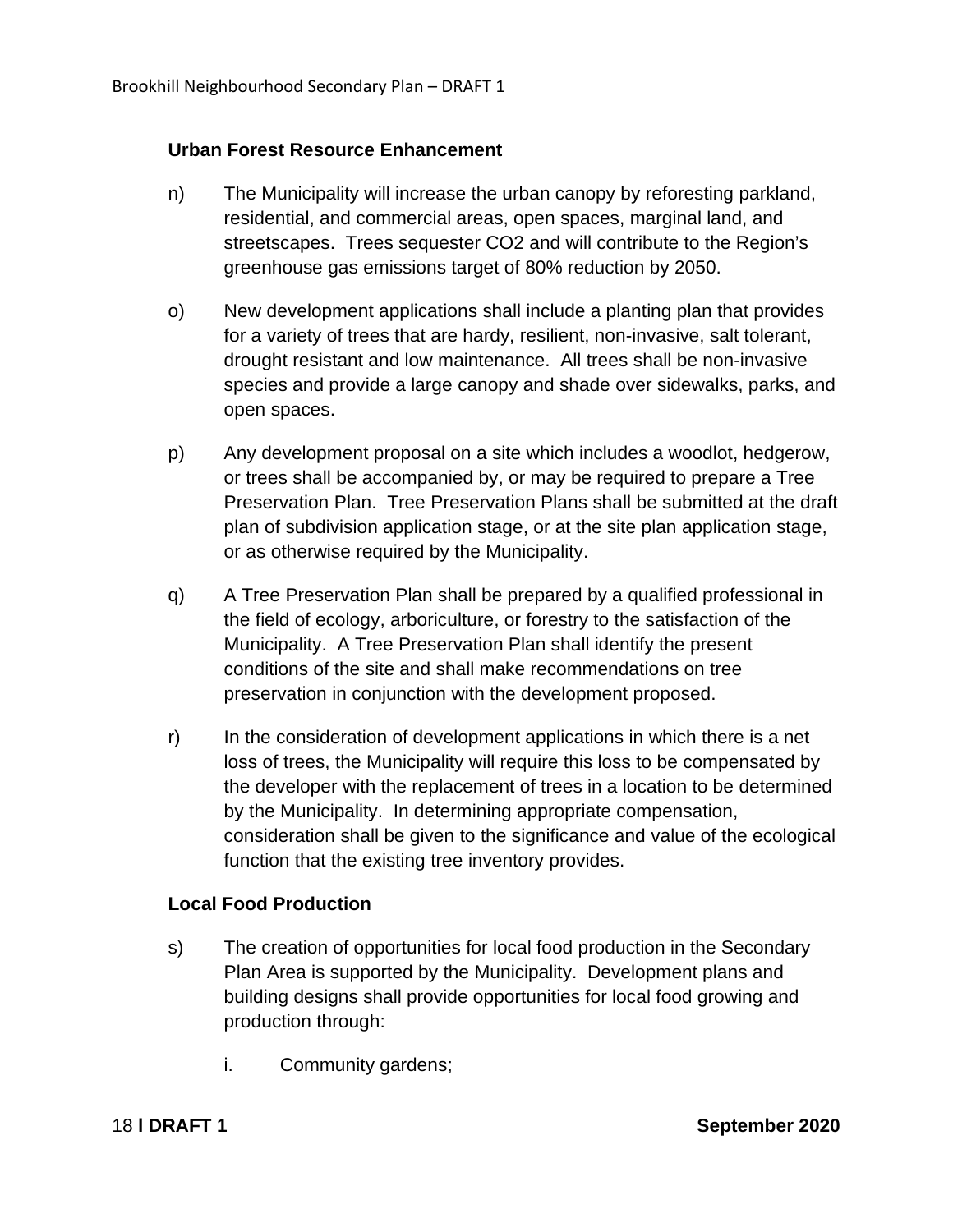**Urban Forest Resource Enhancement**

n) The Municipality will increase the urban canopy by reforesting parkland, residential, and commercial areas, open spaces, marginal land, and streetscapes. Trees sequester $CO_2$ and will contribute to the Region's greenhouse gas emissions target of 80% reduction by 2050.

o) New development applications shall include a planting plan that provides for a variety of trees that are hardy, resilient, non-invasive, salt tolerant, drought resistant and low maintenance. All trees shall be non-invasive species and provide a large canopy and shade over sidewalks, parks, and open spaces.

p) Any development proposal on a site which includes a woodlot, hedgerow, or trees shall be accompanied by, or may be required to prepare a Tree Preservation Plan. Tree Preservation Plans shall be submitted at the draft plan of subdivision application stage, or at the site plan application stage, or as otherwise required by the Municipality.

q) A Tree Preservation Plan shall be prepared by a qualified professional in the field of ecology, arboriculture, or forestry to the satisfaction of the Municipality. A Tree Preservation Plan shall identify the present conditions of the site and shall make recommendations on tree preservation in conjunction with the development proposed.

r) In the consideration of development applications in which there is a net loss of trees, the Municipality will require this loss to be compensated by the developer with the replacement of trees in a location to be determined by the Municipality. In determining appropriate compensation, consideration shall be given to the significance and value of the ecological function that the existing tree inventory provides.

**Local Food Production**

s) The creation of opportunities for local food production in the Secondary Plan Area is supported by the Municipality. Development plans and building designs shall provide opportunities for local food growing and production through:

   i. Community gardens;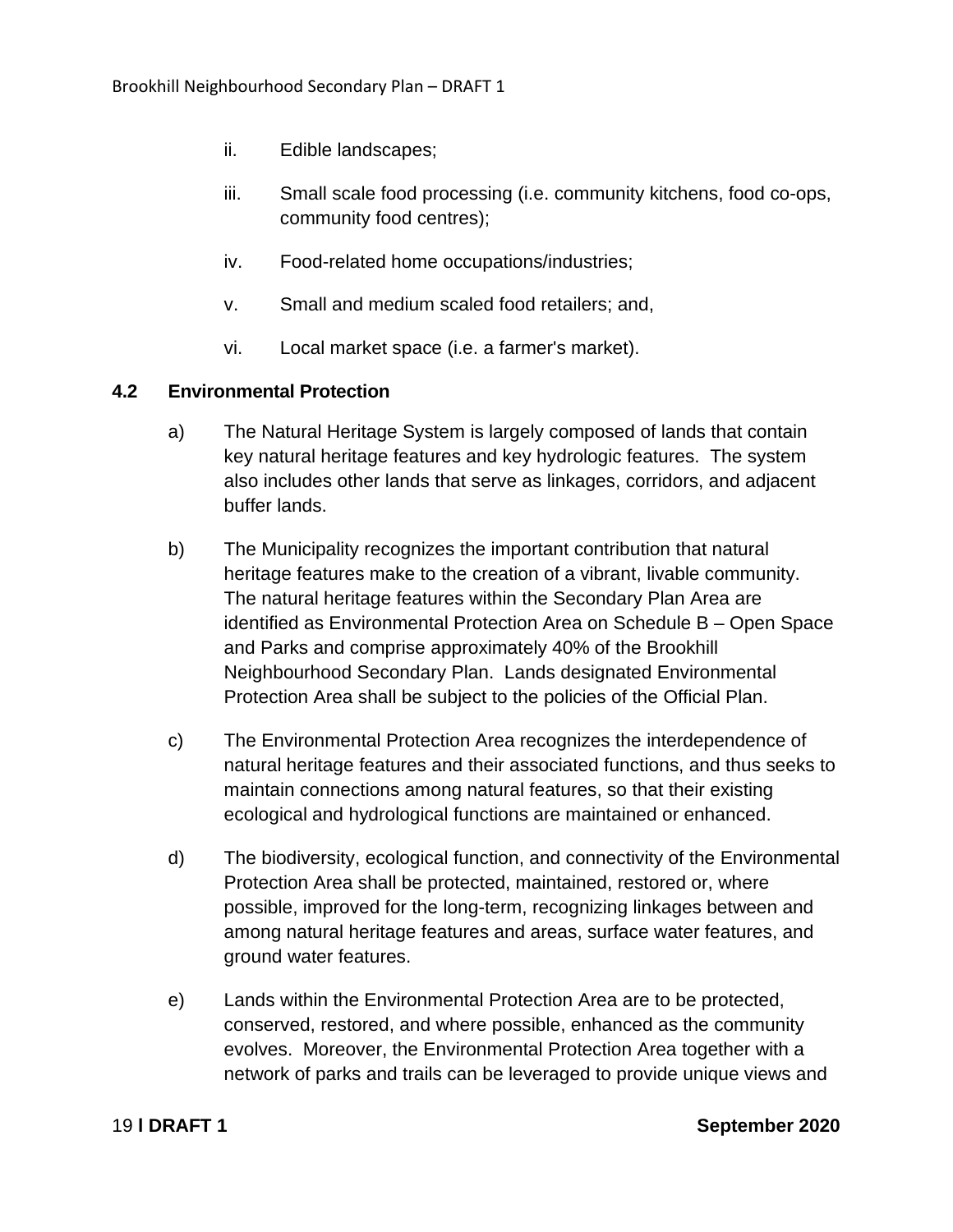ii. Edible landscapes;

iii. Small scale food processing (i.e. community kitchens, food co-ops, community food centres);

iv. Food-related home occupations/industries;

v. Small and medium scaled food retailers; and,

vi. Local market space (i.e. a farmer's market).

### 4.2 Environmental Protection

a) The Natural Heritage System is largely composed of lands that contain key natural heritage features and key hydrologic features. The system also includes other lands that serve as linkages, corridors, and adjacent buffer lands.

b) The Municipality recognizes the important contribution that natural heritage features make to the creation of a vibrant, livable community. The natural heritage features within the Secondary Plan Area are identified as Environmental Protection Area on Schedule B – Open Space and Parks and comprise approximately 40% of the Brookhill Neighbourhood Secondary Plan. Lands designated Environmental Protection Area shall be subject to the policies of the Official Plan.

c) The Environmental Protection Area recognizes the interdependence of natural heritage features and their associated functions, and thus seeks to maintain connections among natural features, so that their existing ecological and hydrological functions are maintained or enhanced.

d) The biodiversity, ecological function, and connectivity of the Environmental Protection Area shall be protected, maintained, restored or, where possible, improved for the long-term, recognizing linkages between and among natural heritage features and areas, surface water features, and ground water features.

e) Lands within the Environmental Protection Area are to be protected, conserved, restored, and where possible, enhanced as the community evolves. Moreover, the Environmental Protection Area together with a network of parks and trails can be leveraged to provide unique views and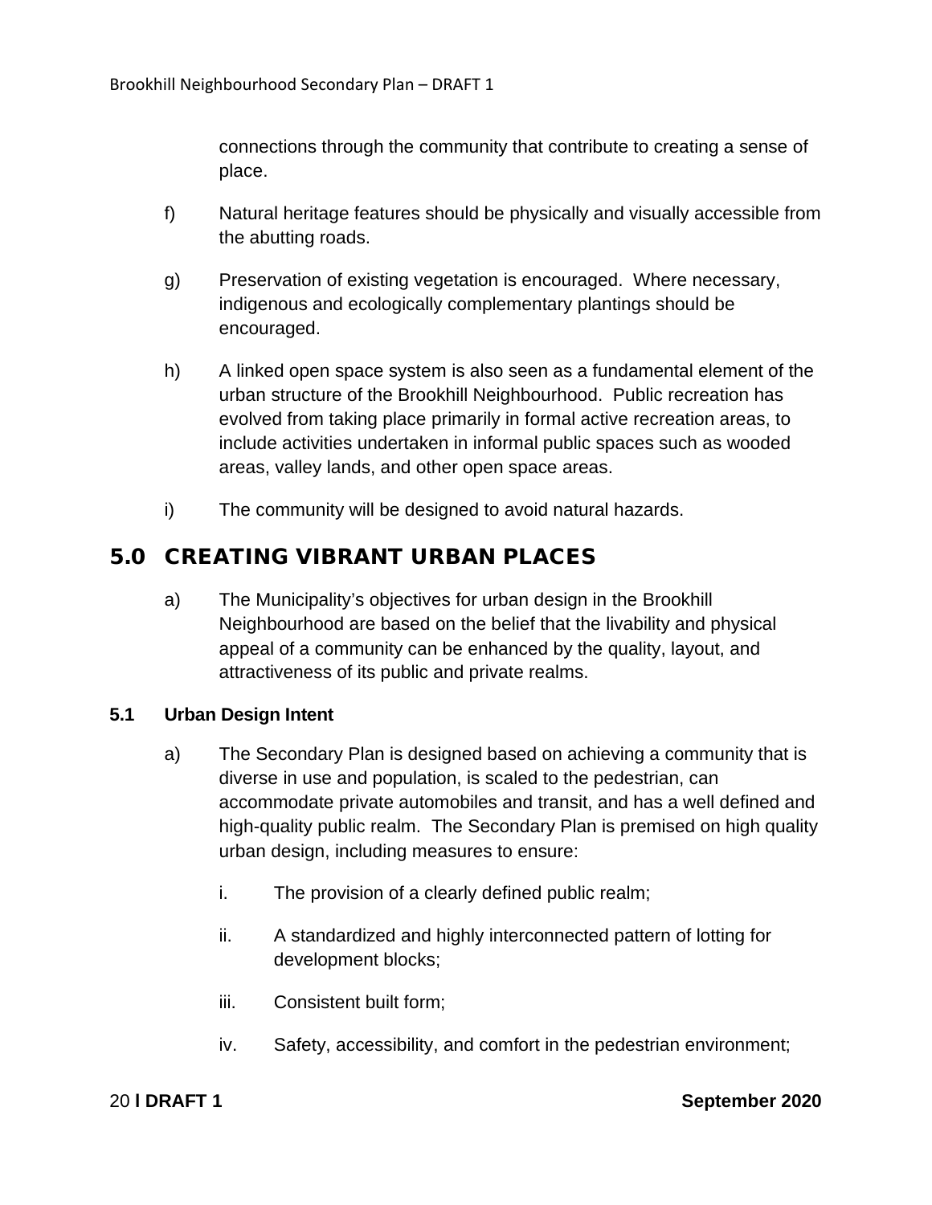connections through the community that contribute to creating a sense of place.

f) Natural heritage features should be physically and visually accessible from the abutting roads.

g) Preservation of existing vegetation is encouraged. Where necessary, indigenous and ecologically complementary plantings should be encouraged.

h) A linked open space system is also seen as a fundamental element of the urban structure of the Brookhill Neighbourhood. Public recreation has evolved from taking place primarily in formal active recreation areas, to include activities undertaken in informal public spaces such as wooded areas, valley lands, and other open space areas.

i) The community will be designed to avoid natural hazards.

# 5.0 CREATING VIBRANT URBAN PLACES

a) The Municipality's objectives for urban design in the Brookhill Neighbourhood are based on the belief that the livability and physical appeal of a community can be enhanced by the quality, layout, and attractiveness of its public and private realms.

## 5.1 Urban Design Intent

a) The Secondary Plan is designed based on achieving a community that is diverse in use and population, is scaled to the pedestrian, can accommodate private automobiles and transit, and has a well defined and high-quality public realm. The Secondary Plan is premised on high quality urban design, including measures to ensure:

   i. The provision of a clearly defined public realm;

   ii. A standardized and highly interconnected pattern of lotting for development blocks;

   iii. Consistent built form;

   iv. Safety, accessibility, and comfort in the pedestrian environment;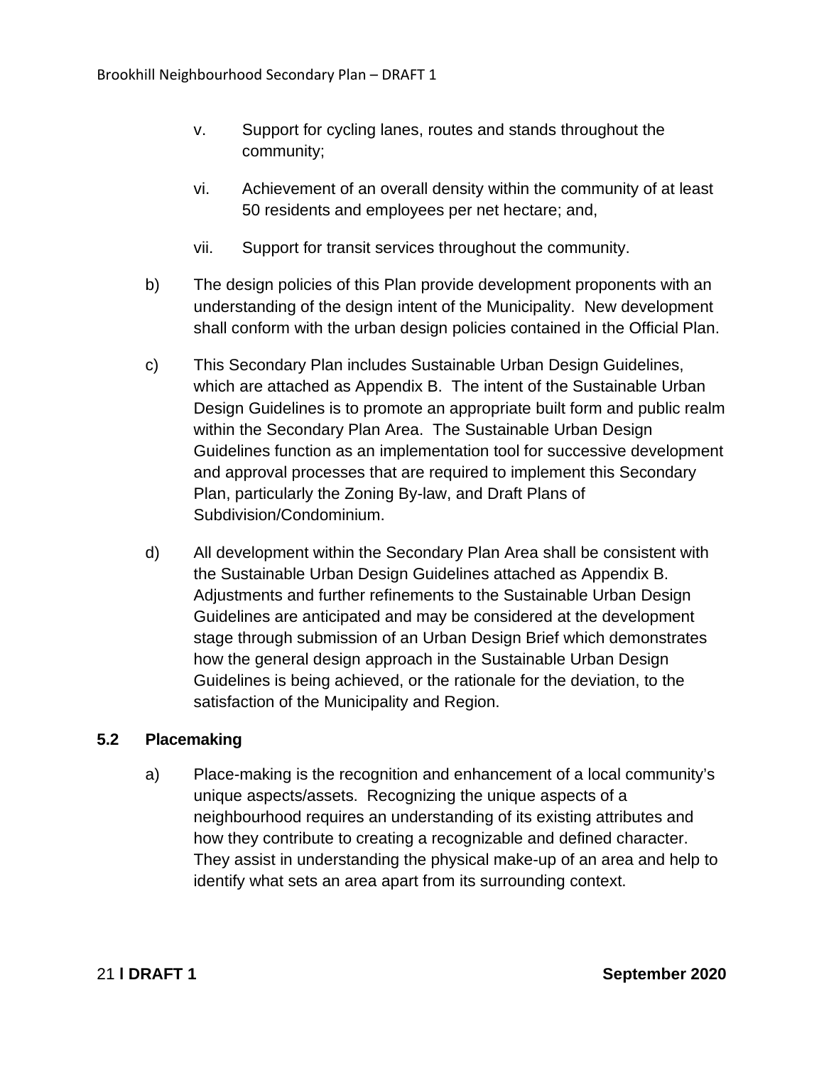v. Support for cycling lanes, routes and stands throughout the community;

vi. Achievement of an overall density within the community of at least 50 residents and employees per net hectare; and,

vii. Support for transit services throughout the community.

b) The design policies of this Plan provide development proponents with an understanding of the design intent of the Municipality. New development shall conform with the urban design policies contained in the Official Plan.

c) This Secondary Plan includes Sustainable Urban Design Guidelines, which are attached as Appendix B. The intent of the Sustainable Urban Design Guidelines is to promote an appropriate built form and public realm within the Secondary Plan Area. The Sustainable Urban Design Guidelines function as an implementation tool for successive development and approval processes that are required to implement this Secondary Plan, particularly the Zoning By-law, and Draft Plans of Subdivision/Condominium.

d) All development within the Secondary Plan Area shall be consistent with the Sustainable Urban Design Guidelines attached as Appendix B. Adjustments and further refinements to the Sustainable Urban Design Guidelines are anticipated and may be considered at the development stage through submission of an Urban Design Brief which demonstrates how the general design approach in the Sustainable Urban Design Guidelines is being achieved, or the rationale for the deviation, to the satisfaction of the Municipality and Region.

### 5.2 Placemaking

a) Place-making is the recognition and enhancement of a local community's unique aspects/assets. Recognizing the unique aspects of a neighbourhood requires an understanding of its existing attributes and how they contribute to creating a recognizable and defined character. They assist in understanding the physical make-up of an area and help to identify what sets an area apart from its surrounding context.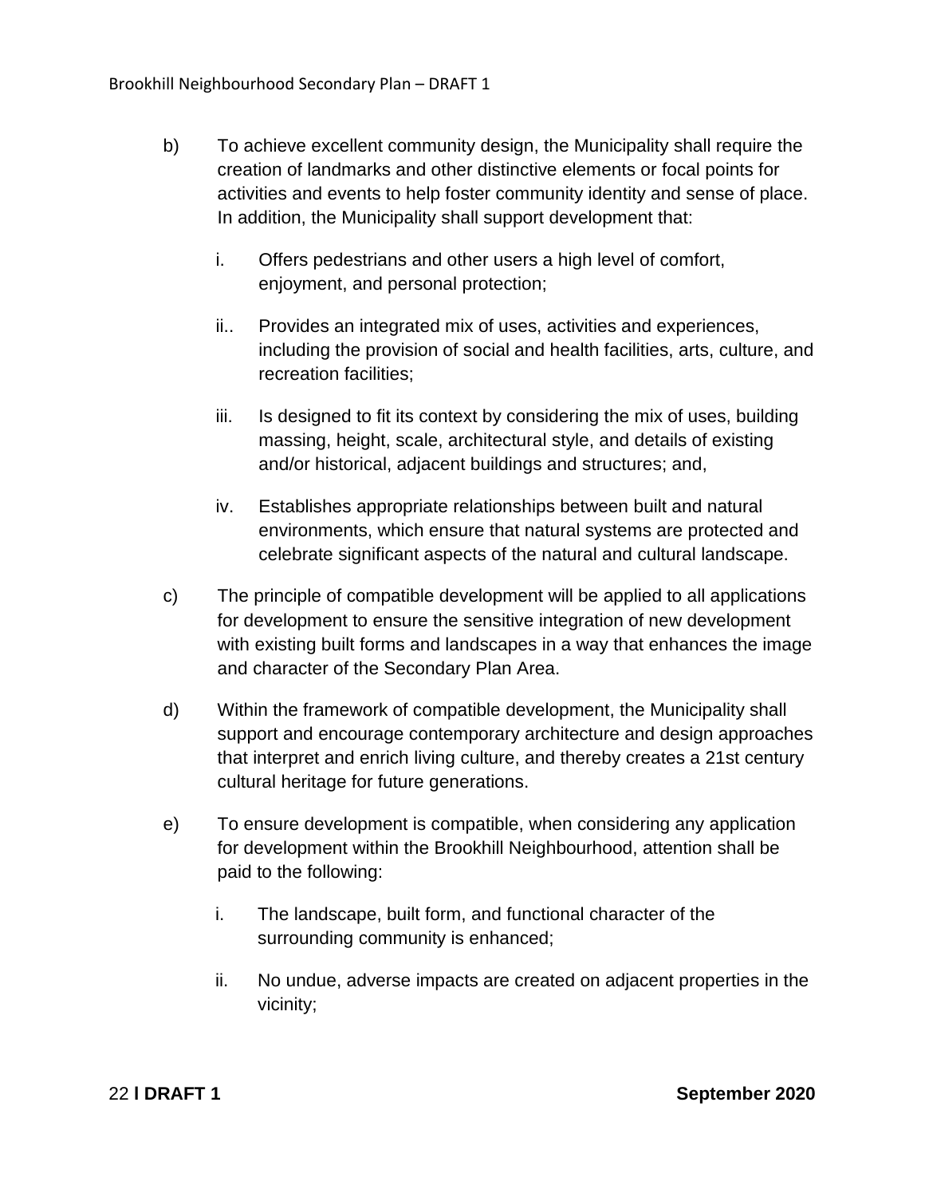b) To achieve excellent community design, the Municipality shall require the creation of landmarks and other distinctive elements or focal points for activities and events to help foster community identity and sense of place. In addition, the Municipality shall support development that:

   i. Offers pedestrians and other users a high level of comfort, enjoyment, and personal protection;

   ii.. Provides an integrated mix of uses, activities and experiences, including the provision of social and health facilities, arts, culture, and recreation facilities;

   iii. Is designed to fit its context by considering the mix of uses, building massing, height, scale, architectural style, and details of existing and/or historical, adjacent buildings and structures; and,

   iv. Establishes appropriate relationships between built and natural environments, which ensure that natural systems are protected and celebrate significant aspects of the natural and cultural landscape.

c) The principle of compatible development will be applied to all applications for development to ensure the sensitive integration of new development with existing built forms and landscapes in a way that enhances the image and character of the Secondary Plan Area.

d) Within the framework of compatible development, the Municipality shall support and encourage contemporary architecture and design approaches that interpret and enrich living culture, and thereby creates a 21st century cultural heritage for future generations.

e) To ensure development is compatible, when considering any application for development within the Brookhill Neighbourhood, attention shall be paid to the following:

   i. The landscape, built form, and functional character of the surrounding community is enhanced;

   ii. No undue, adverse impacts are created on adjacent properties in the vicinity;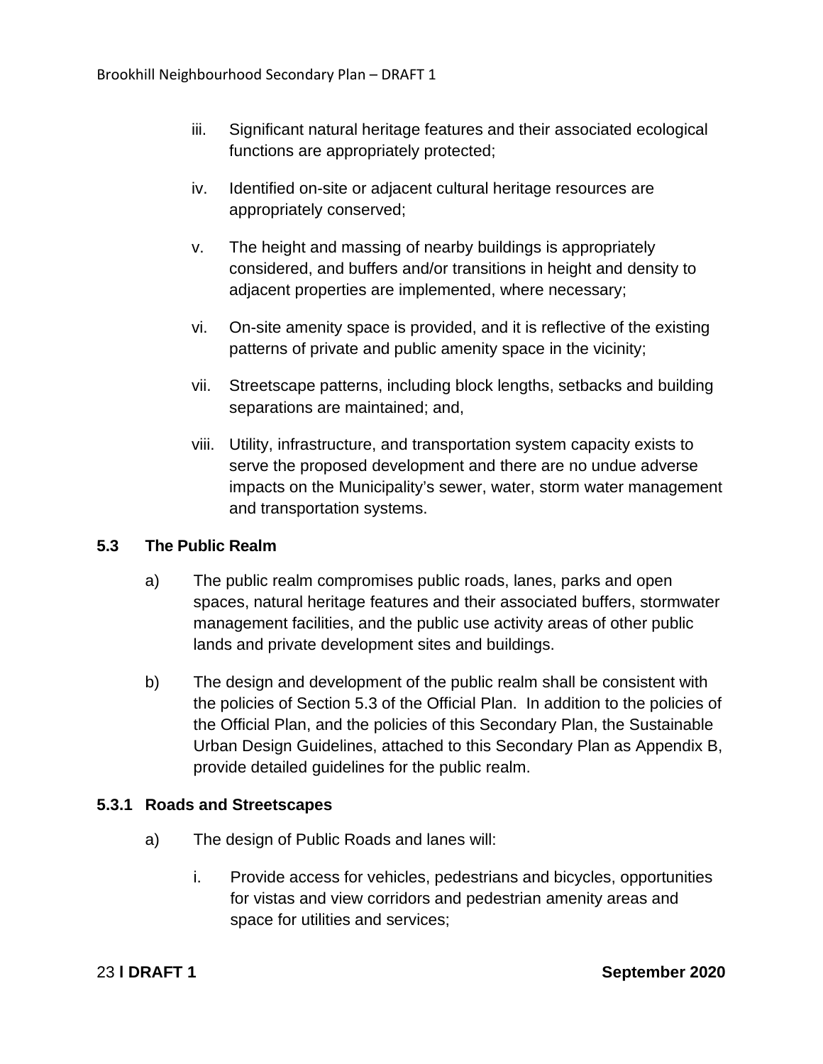iii. Significant natural heritage features and their associated ecological functions are appropriately protected;

iv. Identified on-site or adjacent cultural heritage resources are appropriately conserved;

v. The height and massing of nearby buildings is appropriately considered, and buffers and/or transitions in height and density to adjacent properties are implemented, where necessary;

vi. On-site amenity space is provided, and it is reflective of the existing patterns of private and public amenity space in the vicinity;

vii. Streetscape patterns, including block lengths, setbacks and building separations are maintained; and,

viii. Utility, infrastructure, and transportation system capacity exists to serve the proposed development and there are no undue adverse impacts on the Municipality's sewer, water, storm water management and transportation systems.

### 5.3 The Public Realm

a) The public realm compromises public roads, lanes, parks and open spaces, natural heritage features and their associated buffers, stormwater management facilities, and the public use activity areas of other public lands and private development sites and buildings.

b) The design and development of the public realm shall be consistent with the policies of Section 5.3 of the Official Plan. In addition to the policies of the Official Plan, and the policies of this Secondary Plan, the Sustainable Urban Design Guidelines, attached to this Secondary Plan as Appendix B, provide detailed guidelines for the public realm.

### 5.3.1 Roads and Streetscapes

a) The design of Public Roads and lanes will:

i. Provide access for vehicles, pedestrians and bicycles, opportunities for vistas and view corridors and pedestrian amenity areas and space for utilities and services;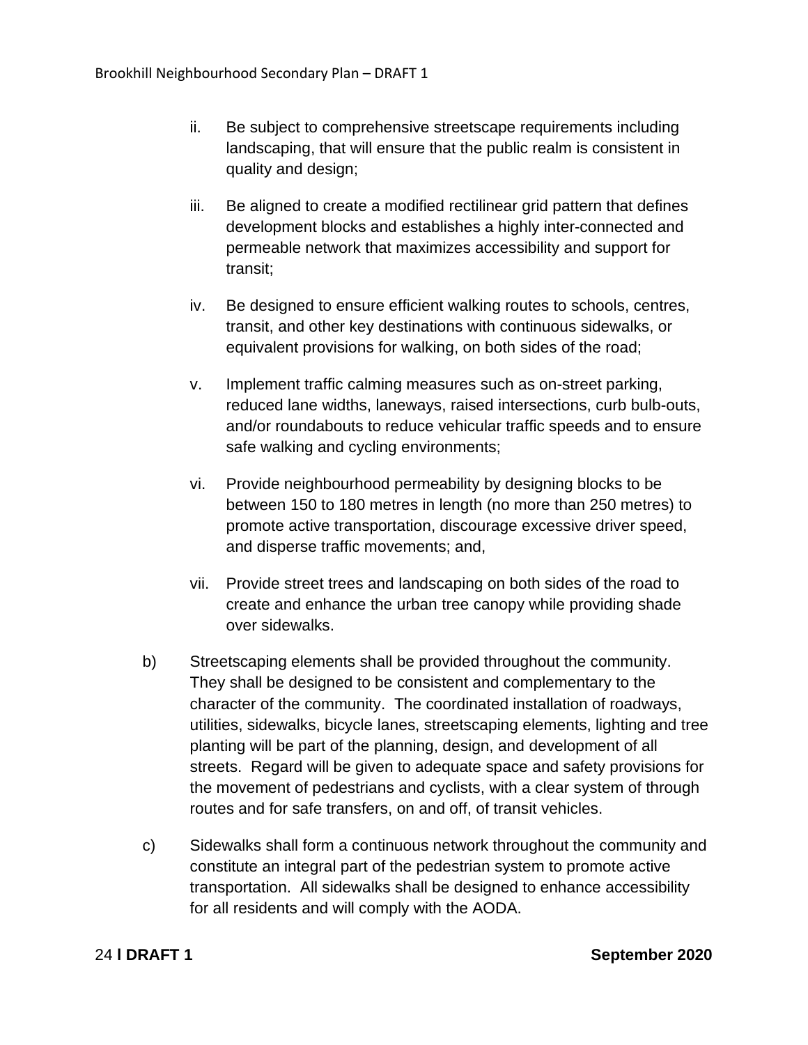ii. Be subject to comprehensive streetscape requirements including landscaping, that will ensure that the public realm is consistent in quality and design;

iii. Be aligned to create a modified rectilinear grid pattern that defines development blocks and establishes a highly inter-connected and permeable network that maximizes accessibility and support for transit;

iv. Be designed to ensure efficient walking routes to schools, centres, transit, and other key destinations with continuous sidewalks, or equivalent provisions for walking, on both sides of the road;

v. Implement traffic calming measures such as on-street parking, reduced lane widths, laneways, raised intersections, curb bulb-outs, and/or roundabouts to reduce vehicular traffic speeds and to ensure safe walking and cycling environments;

vi. Provide neighbourhood permeability by designing blocks to be between 150 to 180 metres in length (no more than 250 metres) to promote active transportation, discourage excessive driver speed, and disperse traffic movements; and,

vii. Provide street trees and landscaping on both sides of the road to create and enhance the urban tree canopy while providing shade over sidewalks.

b) Streetscaping elements shall be provided throughout the community. They shall be designed to be consistent and complementary to the character of the community. The coordinated installation of roadways, utilities, sidewalks, bicycle lanes, streetscaping elements, lighting and tree planting will be part of the planning, design, and development of all streets. Regard will be given to adequate space and safety provisions for the movement of pedestrians and cyclists, with a clear system of through routes and for safe transfers, on and off, of transit vehicles.

c) Sidewalks shall form a continuous network throughout the community and constitute an integral part of the pedestrian system to promote active transportation. All sidewalks shall be designed to enhance accessibility for all residents and will comply with the AODA.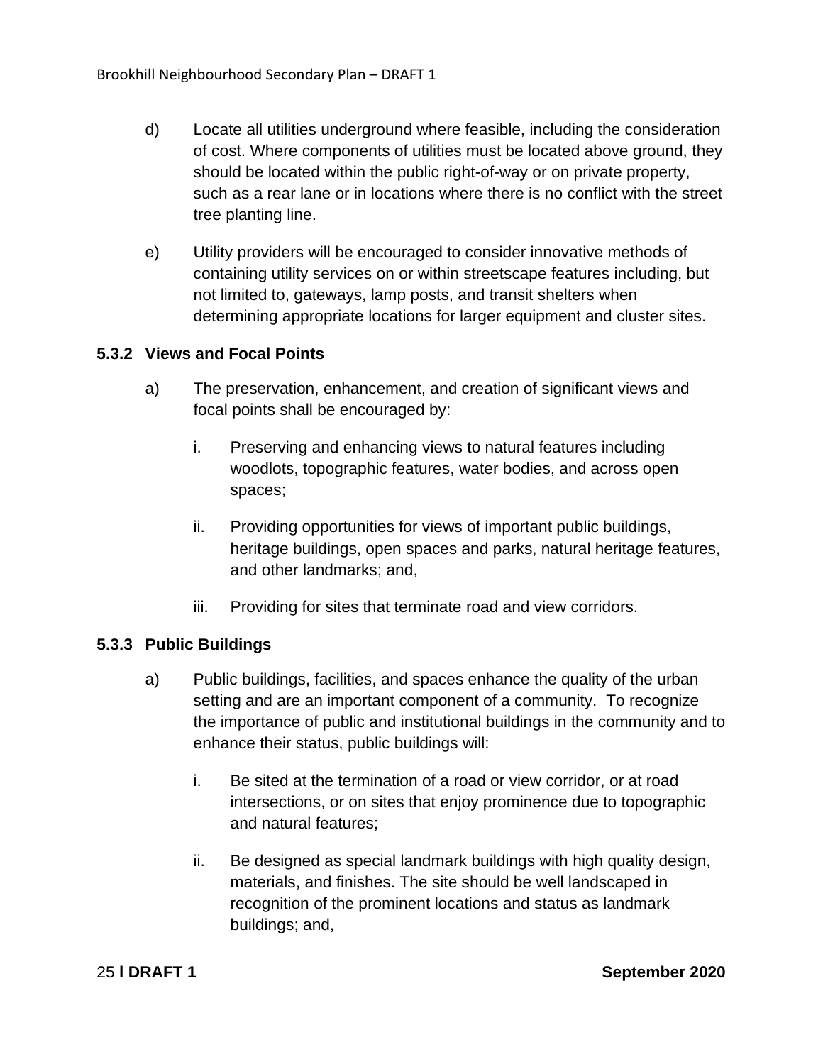d) Locate all utilities underground where feasible, including the consideration of cost. Where components of utilities must be located above ground, they should be located within the public right-of-way or on private property, such as a rear lane or in locations where there is no conflict with the street tree planting line.

e) Utility providers will be encouraged to consider innovative methods of containing utility services on or within streetscape features including, but not limited to, gateways, lamp posts, and transit shelters when determining appropriate locations for larger equipment and cluster sites.

### 5.3.2 Views and Focal Points

a) The preservation, enhancement, and creation of significant views and focal points shall be encouraged by:

   i. Preserving and enhancing views to natural features including woodlots, topographic features, water bodies, and across open spaces;

   ii. Providing opportunities for views of important public buildings, heritage buildings, open spaces and parks, natural heritage features, and other landmarks; and,

   iii. Providing for sites that terminate road and view corridors.

### 5.3.3 Public Buildings

a) Public buildings, facilities, and spaces enhance the quality of the urban setting and are an important component of a community. To recognize the importance of public and institutional buildings in the community and to enhance their status, public buildings will:

   i. Be sited at the termination of a road or view corridor, or at road intersections, or on sites that enjoy prominence due to topographic and natural features;

   ii. Be designed as special landmark buildings with high quality design, materials, and finishes. The site should be well landscaped in recognition of the prominent locations and status as landmark buildings; and,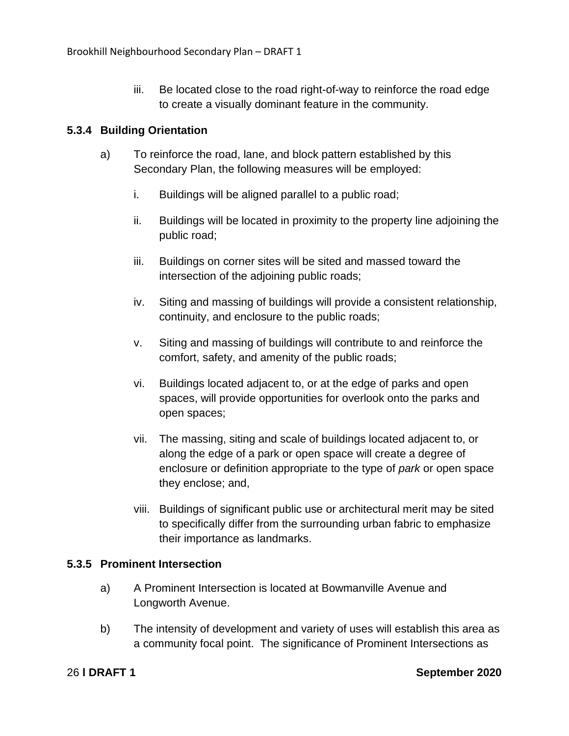iii. Be located close to the road right-of-way to reinforce the road edge to create a visually dominant feature in the community.

#### 5.3.4 Building Orientation

a) To reinforce the road, lane, and block pattern established by this Secondary Plan, the following measures will be employed:

   i. Buildings will be aligned parallel to a public road;

   ii. Buildings will be located in proximity to the property line adjoining the public road;

   iii. Buildings on corner sites will be sited and massed toward the intersection of the adjoining public roads;

   iv. Siting and massing of buildings will provide a consistent relationship, continuity, and enclosure to the public roads;

   v. Siting and massing of buildings will contribute to and reinforce the comfort, safety, and amenity of the public roads;

   vi. Buildings located adjacent to, or at the edge of parks and open spaces, will provide opportunities for overlook onto the parks and open spaces;

   vii. The massing, siting and scale of buildings located adjacent to, or along the edge of a park or open space will create a degree of enclosure or definition appropriate to the type of *park* or open space they enclose; and,

   viii. Buildings of significant public use or architectural merit may be sited to specifically differ from the surrounding urban fabric to emphasize their importance as landmarks.

#### 5.3.5 Prominent Intersection

a) A Prominent Intersection is located at Bowmanville Avenue and Longworth Avenue.

b) The intensity of development and variety of uses will establish this area as a community focal point. The significance of Prominent Intersections as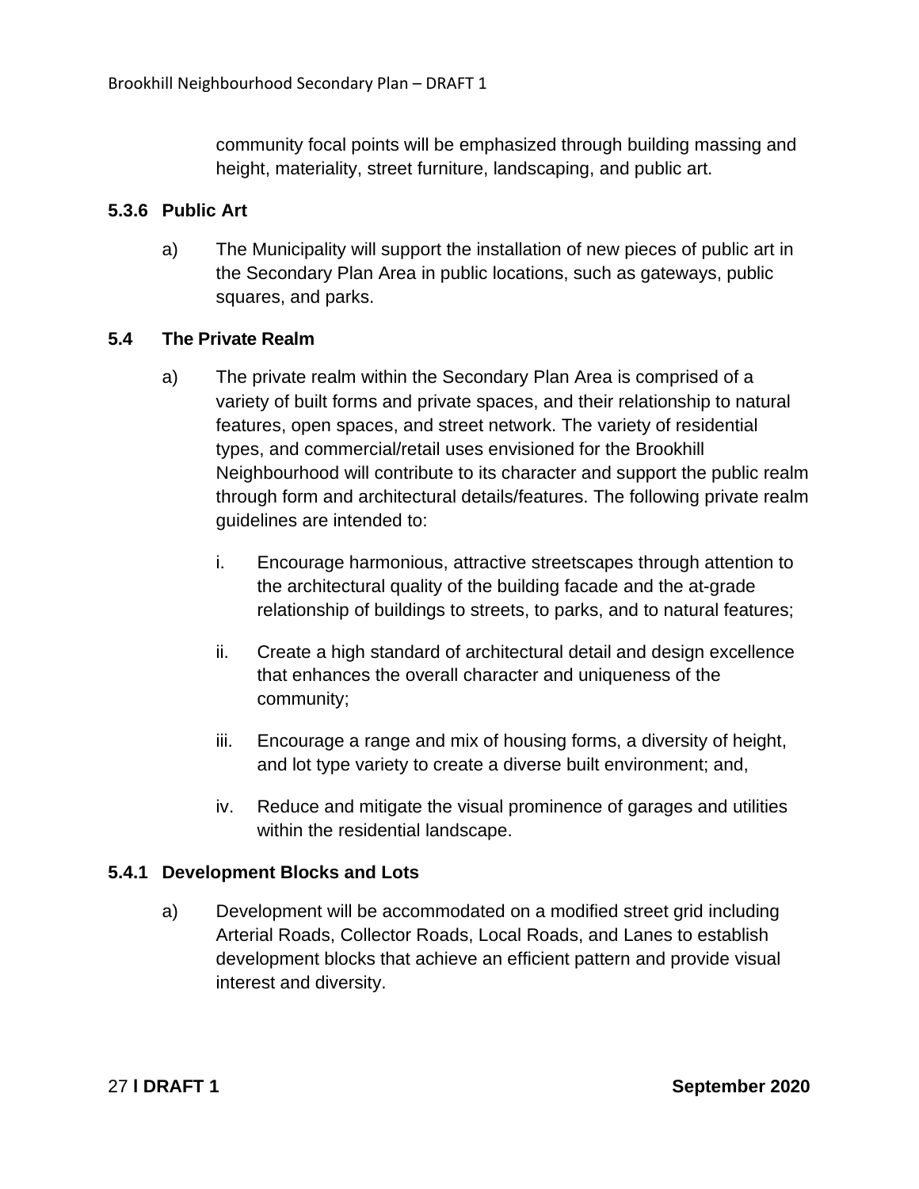community focal points will be emphasized through building massing and height, materiality, street furniture, landscaping, and public art.

### 5.3.6 Public Art

a) The Municipality will support the installation of new pieces of public art in the Secondary Plan Area in public locations, such as gateways, public squares, and parks.

## 5.4 The Private Realm

a) The private realm within the Secondary Plan Area is comprised of a variety of built forms and private spaces, and their relationship to natural features, open spaces, and street network. The variety of residential types, and commercial/retail uses envisioned for the Brookhill Neighbourhood will contribute to its character and support the public realm through form and architectural details/features. The following private realm guidelines are intended to:

   i. Encourage harmonious, attractive streetscapes through attention to the architectural quality of the building facade and the at-grade relationship of buildings to streets, to parks, and to natural features;

   ii. Create a high standard of architectural detail and design excellence that enhances the overall character and uniqueness of the community;

   iii. Encourage a range and mix of housing forms, a diversity of height, and lot type variety to create a diverse built environment; and,

   iv. Reduce and mitigate the visual prominence of garages and utilities within the residential landscape.

### 5.4.1 Development Blocks and Lots

a) Development will be accommodated on a modified street grid including Arterial Roads, Collector Roads, Local Roads, and Lanes to establish development blocks that achieve an efficient pattern and provide visual interest and diversity.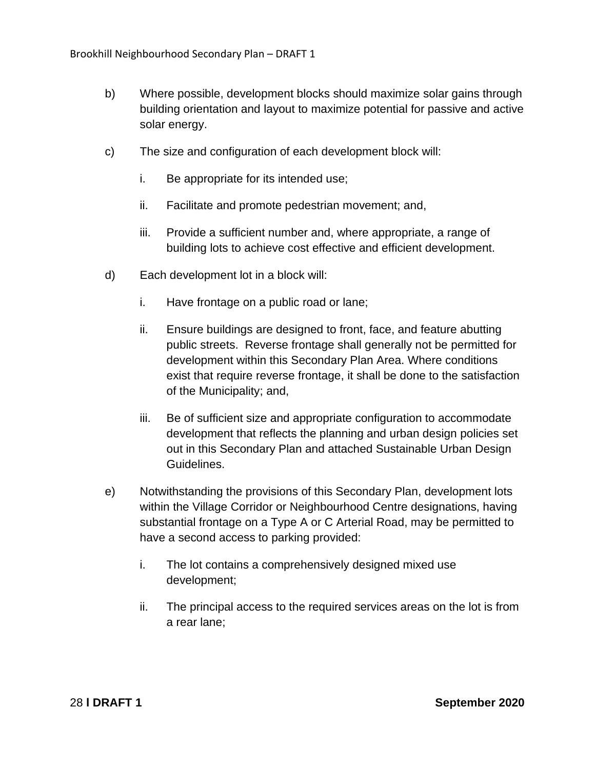b) Where possible, development blocks should maximize solar gains through building orientation and layout to maximize potential for passive and active solar energy.

c) The size and configuration of each development block will:

   i. Be appropriate for its intended use;

   ii. Facilitate and promote pedestrian movement; and,

   iii. Provide a sufficient number and, where appropriate, a range of building lots to achieve cost effective and efficient development.

d) Each development lot in a block will:

   i. Have frontage on a public road or lane;

   ii. Ensure buildings are designed to front, face, and feature abutting public streets. Reverse frontage shall generally not be permitted for development within this Secondary Plan Area. Where conditions exist that require reverse frontage, it shall be done to the satisfaction of the Municipality; and,

   iii. Be of sufficient size and appropriate configuration to accommodate development that reflects the planning and urban design policies set out in this Secondary Plan and attached Sustainable Urban Design Guidelines.

e) Notwithstanding the provisions of this Secondary Plan, development lots within the Village Corridor or Neighbourhood Centre designations, having substantial frontage on a Type A or C Arterial Road, may be permitted to have a second access to parking provided:

   i. The lot contains a comprehensively designed mixed use development;

   ii. The principal access to the required services areas on the lot is from a rear lane;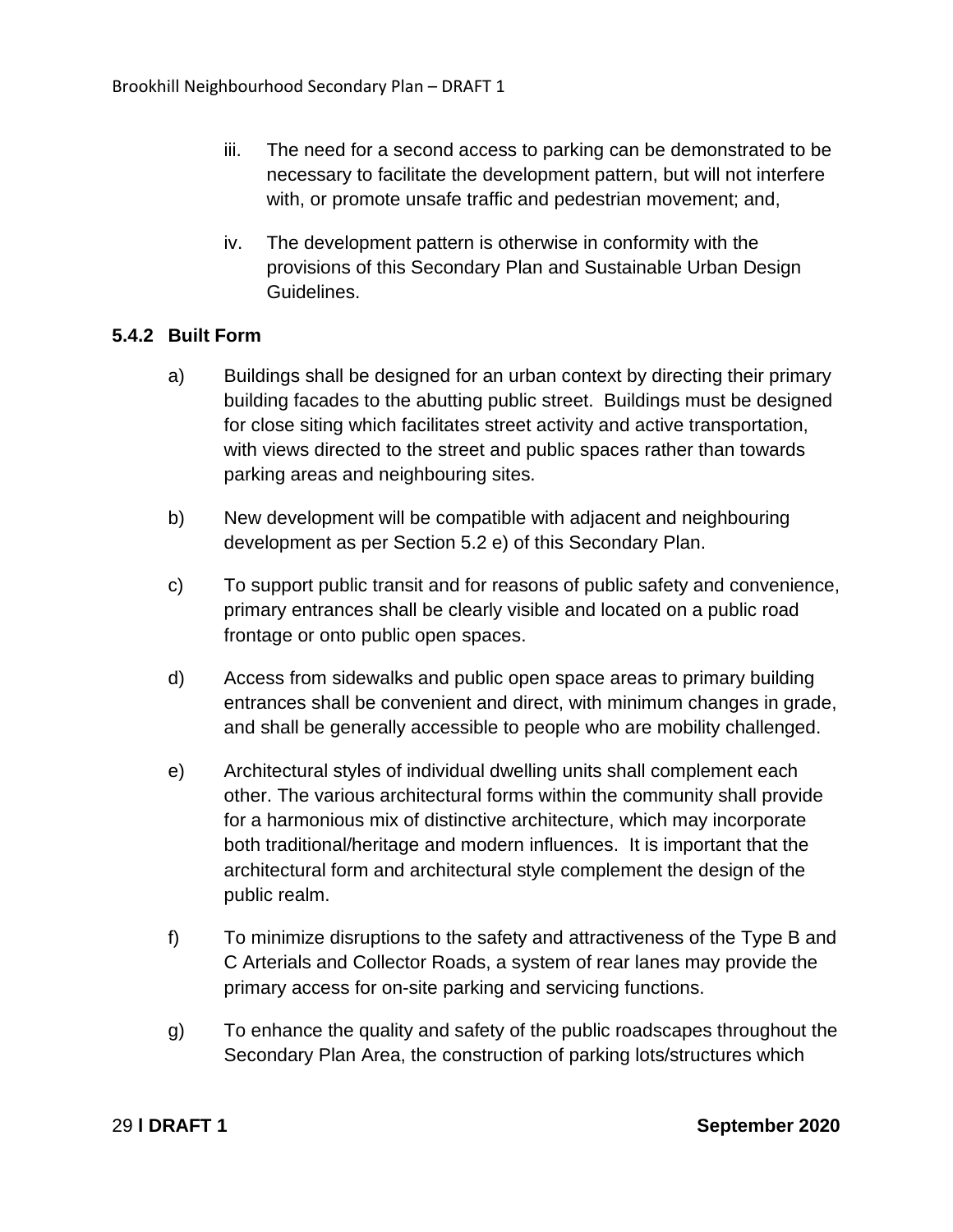iii. The need for a second access to parking can be demonstrated to be necessary to facilitate the development pattern, but will not interfere with, or promote unsafe traffic and pedestrian movement; and,

iv. The development pattern is otherwise in conformity with the provisions of this Secondary Plan and Sustainable Urban Design Guidelines.

### 5.4.2 Built Form

a) Buildings shall be designed for an urban context by directing their primary building facades to the abutting public street. Buildings must be designed for close siting which facilitates street activity and active transportation, with views directed to the street and public spaces rather than towards parking areas and neighbouring sites.

b) New development will be compatible with adjacent and neighbouring development as per Section 5.2 e) of this Secondary Plan.

c) To support public transit and for reasons of public safety and convenience, primary entrances shall be clearly visible and located on a public road frontage or onto public open spaces.

d) Access from sidewalks and public open space areas to primary building entrances shall be convenient and direct, with minimum changes in grade, and shall be generally accessible to people who are mobility challenged.

e) Architectural styles of individual dwelling units shall complement each other. The various architectural forms within the community shall provide for a harmonious mix of distinctive architecture, which may incorporate both traditional/heritage and modern influences. It is important that the architectural form and architectural style complement the design of the public realm.

f) To minimize disruptions to the safety and attractiveness of the Type B and C Arterials and Collector Roads, a system of rear lanes may provide the primary access for on-site parking and servicing functions.

g) To enhance the quality and safety of the public roadscapes throughout the Secondary Plan Area, the construction of parking lots/structures which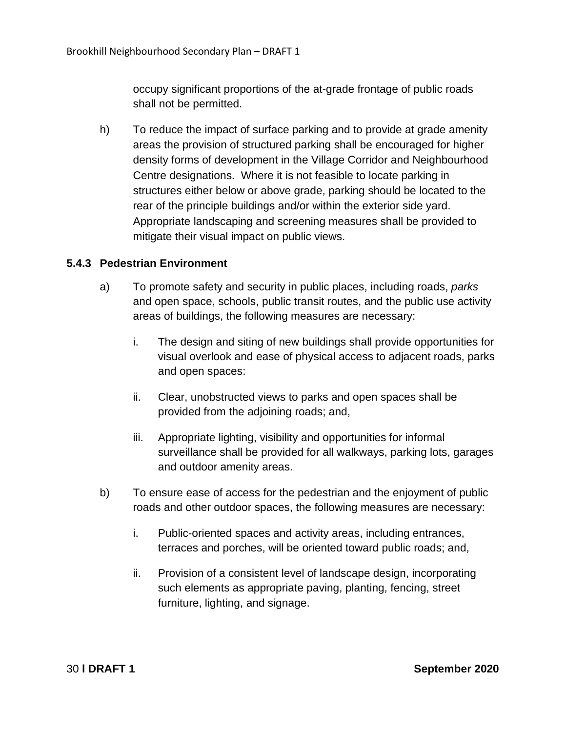occupy significant proportions of the at-grade frontage of public roads shall not be permitted.

h) To reduce the impact of surface parking and to provide at grade amenity areas the provision of structured parking shall be encouraged for higher density forms of development in the Village Corridor and Neighbourhood Centre designations. Where it is not feasible to locate parking in structures either below or above grade, parking should be located to the rear of the principle buildings and/or within the exterior side yard. Appropriate landscaping and screening measures shall be provided to mitigate their visual impact on public views.

### 5.4.3 Pedestrian Environment

a) To promote safety and security in public places, including roads, *parks* and open space, schools, public transit routes, and the public use activity areas of buildings, the following measures are necessary:

   i. The design and siting of new buildings shall provide opportunities for visual overlook and ease of physical access to adjacent roads, parks and open spaces:

   ii. Clear, unobstructed views to parks and open spaces shall be provided from the adjoining roads; and,

   iii. Appropriate lighting, visibility and opportunities for informal surveillance shall be provided for all walkways, parking lots, garages and outdoor amenity areas.

b) To ensure ease of access for the pedestrian and the enjoyment of public roads and other outdoor spaces, the following measures are necessary:

   i. Public-oriented spaces and activity areas, including entrances, terraces and porches, will be oriented toward public roads; and,

   ii. Provision of a consistent level of landscape design, incorporating such elements as appropriate paving, planting, fencing, street furniture, lighting, and signage.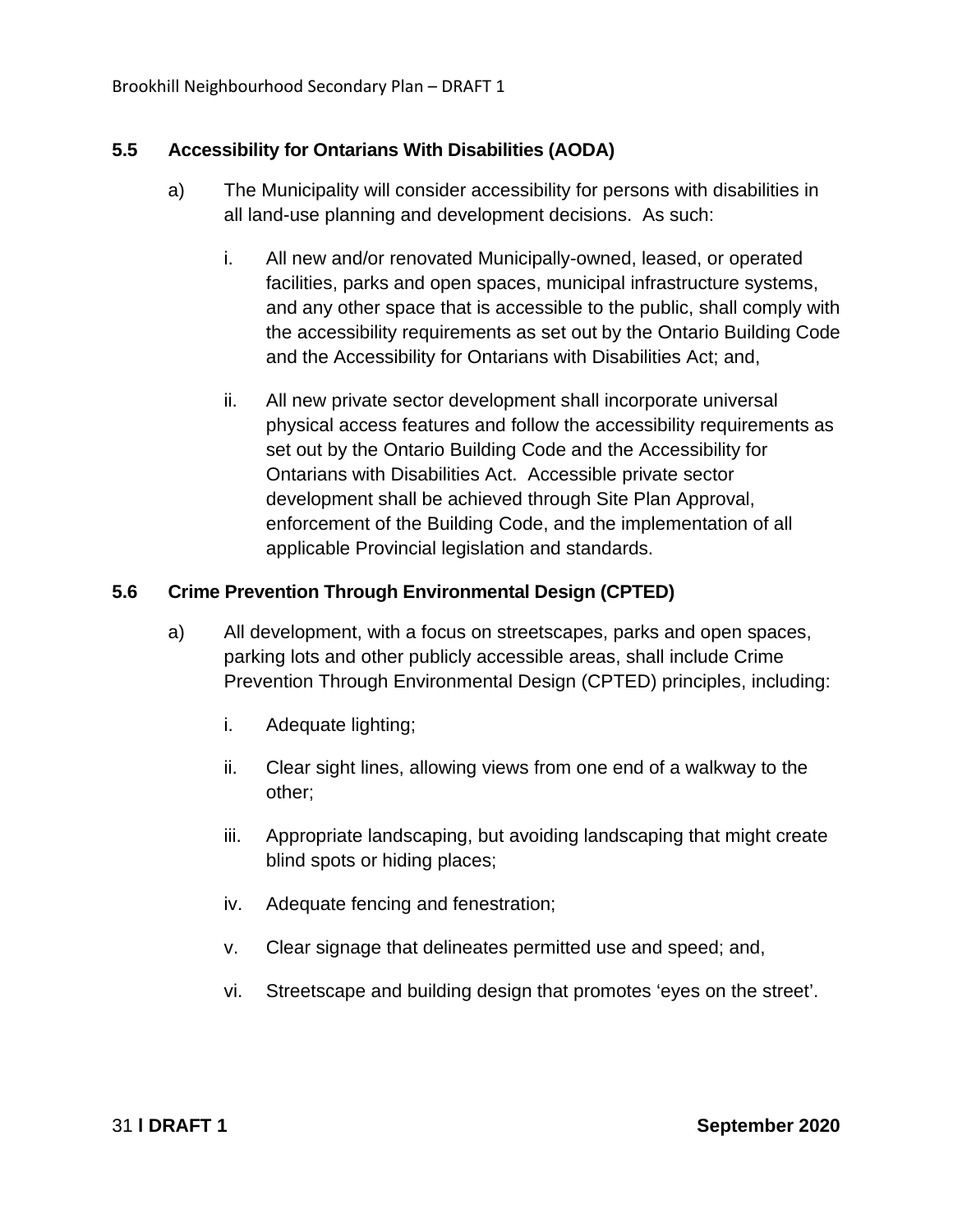### 5.5 Accessibility for Ontarians With Disabilities (AODA)

a) The Municipality will consider accessibility for persons with disabilities in all land-use planning and development decisions. As such:

   i. All new and/or renovated Municipally-owned, leased, or operated facilities, parks and open spaces, municipal infrastructure systems, and any other space that is accessible to the public, shall comply with the accessibility requirements as set out by the Ontario Building Code and the Accessibility for Ontarians with Disabilities Act; and,

   ii. All new private sector development shall incorporate universal physical access features and follow the accessibility requirements as set out by the Ontario Building Code and the Accessibility for Ontarians with Disabilities Act. Accessible private sector development shall be achieved through Site Plan Approval, enforcement of the Building Code, and the implementation of all applicable Provincial legislation and standards.

### 5.6 Crime Prevention Through Environmental Design (CPTED)

a) All development, with a focus on streetscapes, parks and open spaces, parking lots and other publicly accessible areas, shall include Crime Prevention Through Environmental Design (CPTED) principles, including:

   i. Adequate lighting;

   ii. Clear sight lines, allowing views from one end of a walkway to the other;

   iii. Appropriate landscaping, but avoiding landscaping that might create blind spots or hiding places;

   iv. Adequate fencing and fenestration;

   v. Clear signage that delineates permitted use and speed; and,

   vi. Streetscape and building design that promotes 'eyes on the street'.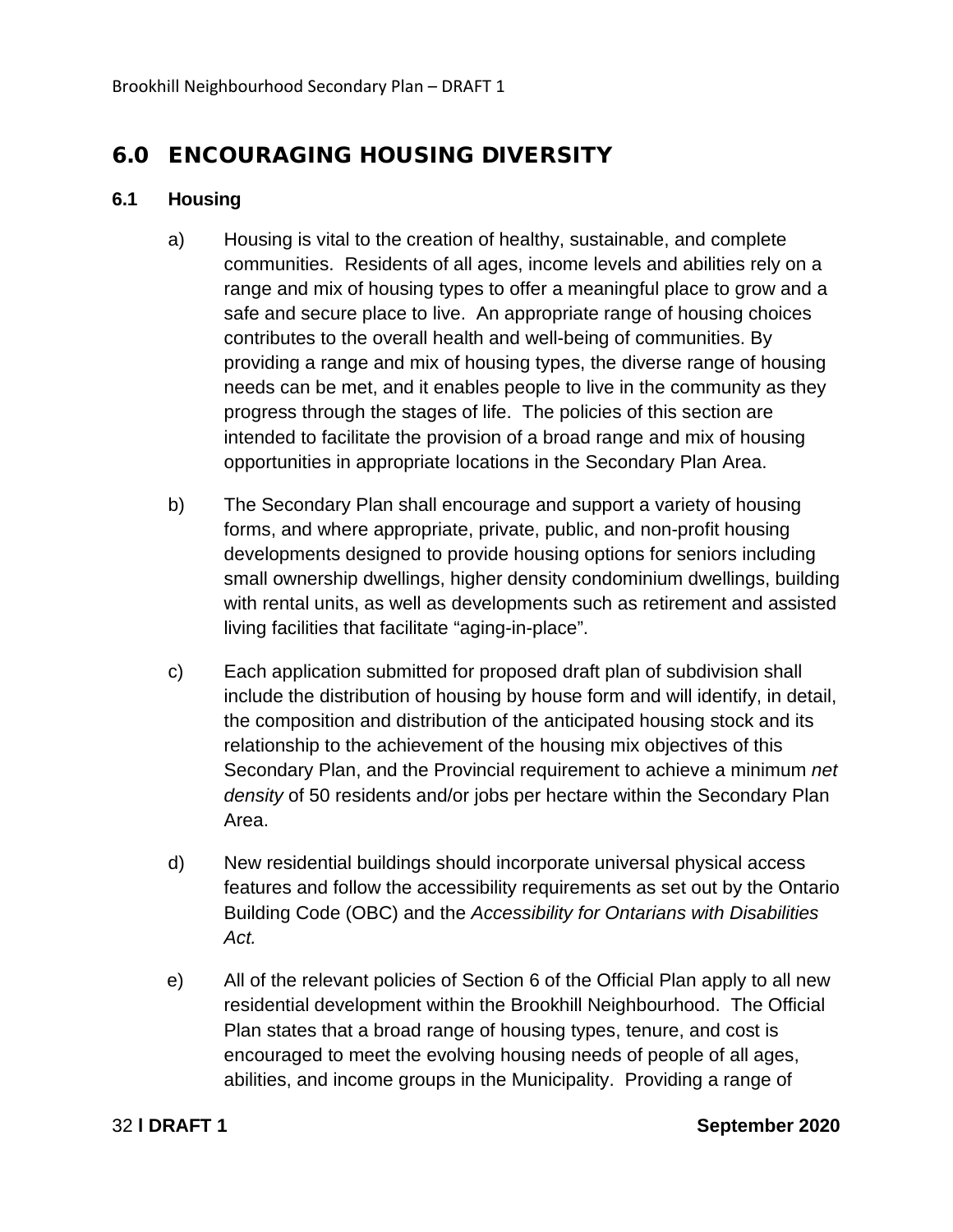## 6.0 ENCOURAGING HOUSING DIVERSITY

### 6.1 Housing

a) Housing is vital to the creation of healthy, sustainable, and complete communities. Residents of all ages, income levels and abilities rely on a range and mix of housing types to offer a meaningful place to grow and a safe and secure place to live. An appropriate range of housing choices contributes to the overall health and well-being of communities. By providing a range and mix of housing types, the diverse range of housing needs can be met, and it enables people to live in the community as they progress through the stages of life. The policies of this section are intended to facilitate the provision of a broad range and mix of housing opportunities in appropriate locations in the Secondary Plan Area.

b) The Secondary Plan shall encourage and support a variety of housing forms, and where appropriate, private, public, and non-profit housing developments designed to provide housing options for seniors including small ownership dwellings, higher density condominium dwellings, building with rental units, as well as developments such as retirement and assisted living facilities that facilitate "aging-in-place".

c) Each application submitted for proposed draft plan of subdivision shall include the distribution of housing by house form and will identify, in detail, the composition and distribution of the anticipated housing stock and its relationship to the achievement of the housing mix objectives of this Secondary Plan, and the Provincial requirement to achieve a minimum *net density* of 50 residents and/or jobs per hectare within the Secondary Plan Area.

d) New residential buildings should incorporate universal physical access features and follow the accessibility requirements as set out by the Ontario Building Code (OBC) and the *Accessibility for Ontarians with Disabilities Act.*

e) All of the relevant policies of Section 6 of the Official Plan apply to all new residential development within the Brookhill Neighbourhood. The Official Plan states that a broad range of housing types, tenure, and cost is encouraged to meet the evolving housing needs of people of all ages, abilities, and income groups in the Municipality. Providing a range of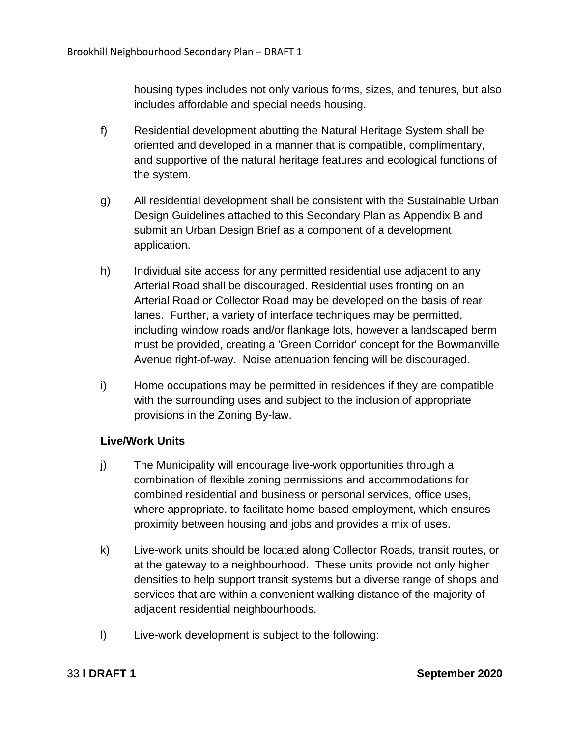housing types includes not only various forms, sizes, and tenures, but also includes affordable and special needs housing.

f) Residential development abutting the Natural Heritage System shall be oriented and developed in a manner that is compatible, complimentary, and supportive of the natural heritage features and ecological functions of the system.

g) All residential development shall be consistent with the Sustainable Urban Design Guidelines attached to this Secondary Plan as Appendix B and submit an Urban Design Brief as a component of a development application.

h) Individual site access for any permitted residential use adjacent to any Arterial Road shall be discouraged. Residential uses fronting on an Arterial Road or Collector Road may be developed on the basis of rear lanes. Further, a variety of interface techniques may be permitted, including window roads and/or flankage lots, however a landscaped berm must be provided, creating a 'Green Corridor' concept for the Bowmanville Avenue right-of-way. Noise attenuation fencing will be discouraged.

i) Home occupations may be permitted in residences if they are compatible with the surrounding uses and subject to the inclusion of appropriate provisions in the Zoning By-law.

**Live/Work Units**

j) The Municipality will encourage live-work opportunities through a combination of flexible zoning permissions and accommodations for combined residential and business or personal services, office uses, where appropriate, to facilitate home-based employment, which ensures proximity between housing and jobs and provides a mix of uses.

k) Live-work units should be located along Collector Roads, transit routes, or at the gateway to a neighbourhood. These units provide not only higher densities to help support transit systems but a diverse range of shops and services that are within a convenient walking distance of the majority of adjacent residential neighbourhoods.

l) Live-work development is subject to the following: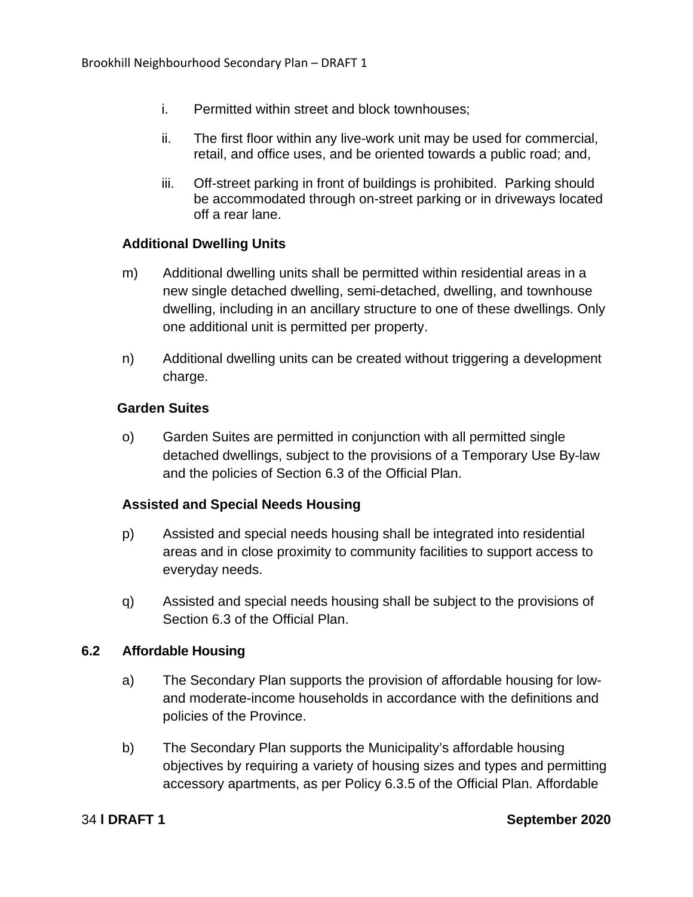i. Permitted within street and block townhouses;

ii. The first floor within any live-work unit may be used for commercial, retail, and office uses, and be oriented towards a public road; and,

iii. Off-street parking in front of buildings is prohibited. Parking should be accommodated through on-street parking or in driveways located off a rear lane.

**Additional Dwelling Units**

m) Additional dwelling units shall be permitted within residential areas in a new single detached dwelling, semi-detached, dwelling, and townhouse dwelling, including in an ancillary structure to one of these dwellings. Only one additional unit is permitted per property.

n) Additional dwelling units can be created without triggering a development charge.

**Garden Suites**

o) Garden Suites are permitted in conjunction with all permitted single detached dwellings, subject to the provisions of a Temporary Use By-law and the policies of Section 6.3 of the Official Plan.

**Assisted and Special Needs Housing**

p) Assisted and special needs housing shall be integrated into residential areas and in close proximity to community facilities to support access to everyday needs.

q) Assisted and special needs housing shall be subject to the provisions of Section 6.3 of the Official Plan.

### 6.2 Affordable Housing

a) The Secondary Plan supports the provision of affordable housing for low- and moderate-income households in accordance with the definitions and policies of the Province.

b) The Secondary Plan supports the Municipality's affordable housing objectives by requiring a variety of housing sizes and types and permitting accessory apartments, as per Policy 6.3.5 of the Official Plan. Affordable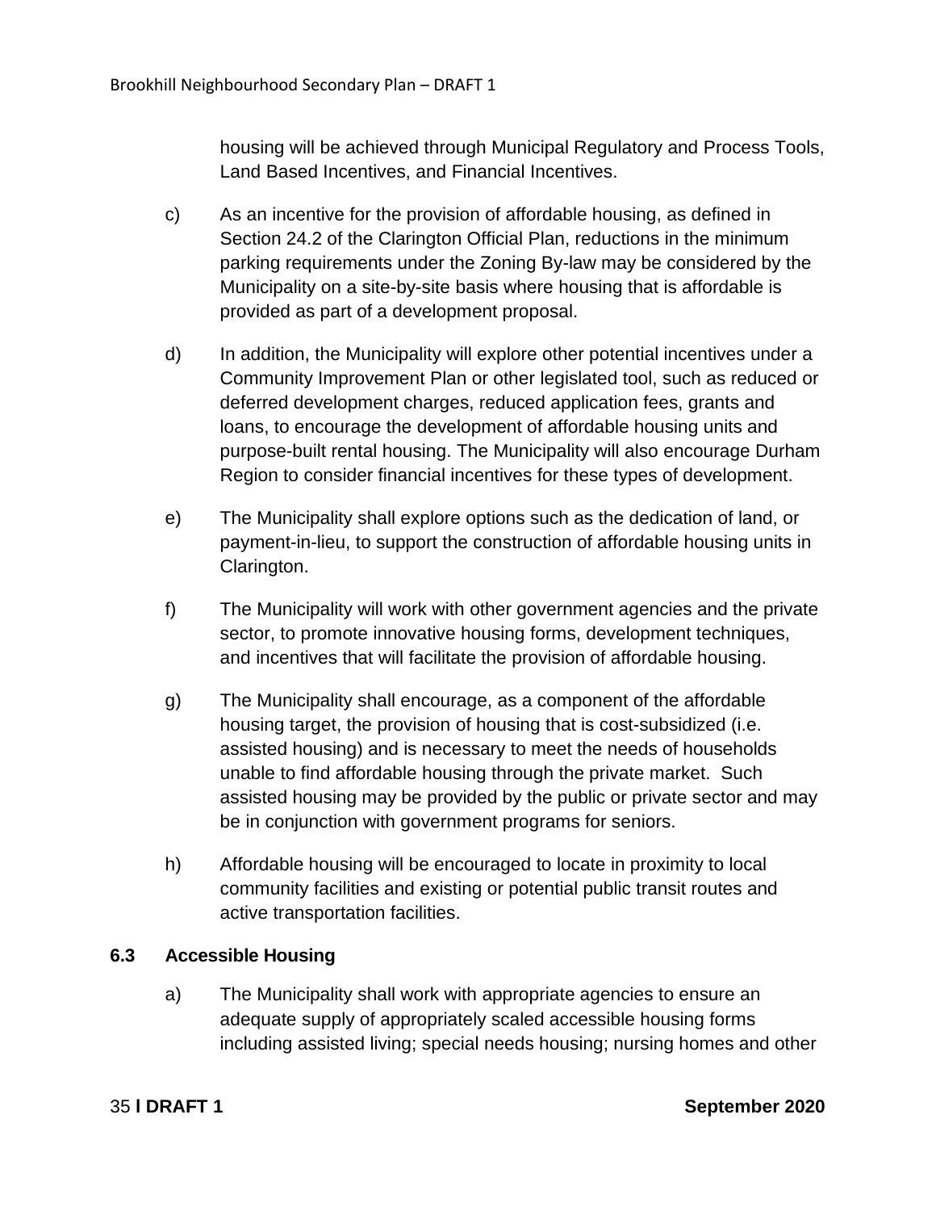housing will be achieved through Municipal Regulatory and Process Tools, Land Based Incentives, and Financial Incentives.

c) As an incentive for the provision of affordable housing, as defined in Section 24.2 of the Clarington Official Plan, reductions in the minimum parking requirements under the Zoning By-law may be considered by the Municipality on a site-by-site basis where housing that is affordable is provided as part of a development proposal.

d) In addition, the Municipality will explore other potential incentives under a Community Improvement Plan or other legislated tool, such as reduced or deferred development charges, reduced application fees, grants and loans, to encourage the development of affordable housing units and purpose-built rental housing. The Municipality will also encourage Durham Region to consider financial incentives for these types of development.

e) The Municipality shall explore options such as the dedication of land, or payment-in-lieu, to support the construction of affordable housing units in Clarington.

f) The Municipality will work with other government agencies and the private sector, to promote innovative housing forms, development techniques, and incentives that will facilitate the provision of affordable housing.

g) The Municipality shall encourage, as a component of the affordable housing target, the provision of housing that is cost-subsidized (i.e. assisted housing) and is necessary to meet the needs of households unable to find affordable housing through the private market. Such assisted housing may be provided by the public or private sector and may be in conjunction with government programs for seniors.

h) Affordable housing will be encouraged to locate in proximity to local community facilities and existing or potential public transit routes and active transportation facilities.

### 6.3 Accessible Housing

a) The Municipality shall work with appropriate agencies to ensure an adequate supply of appropriately scaled accessible housing forms including assisted living; special needs housing; nursing homes and other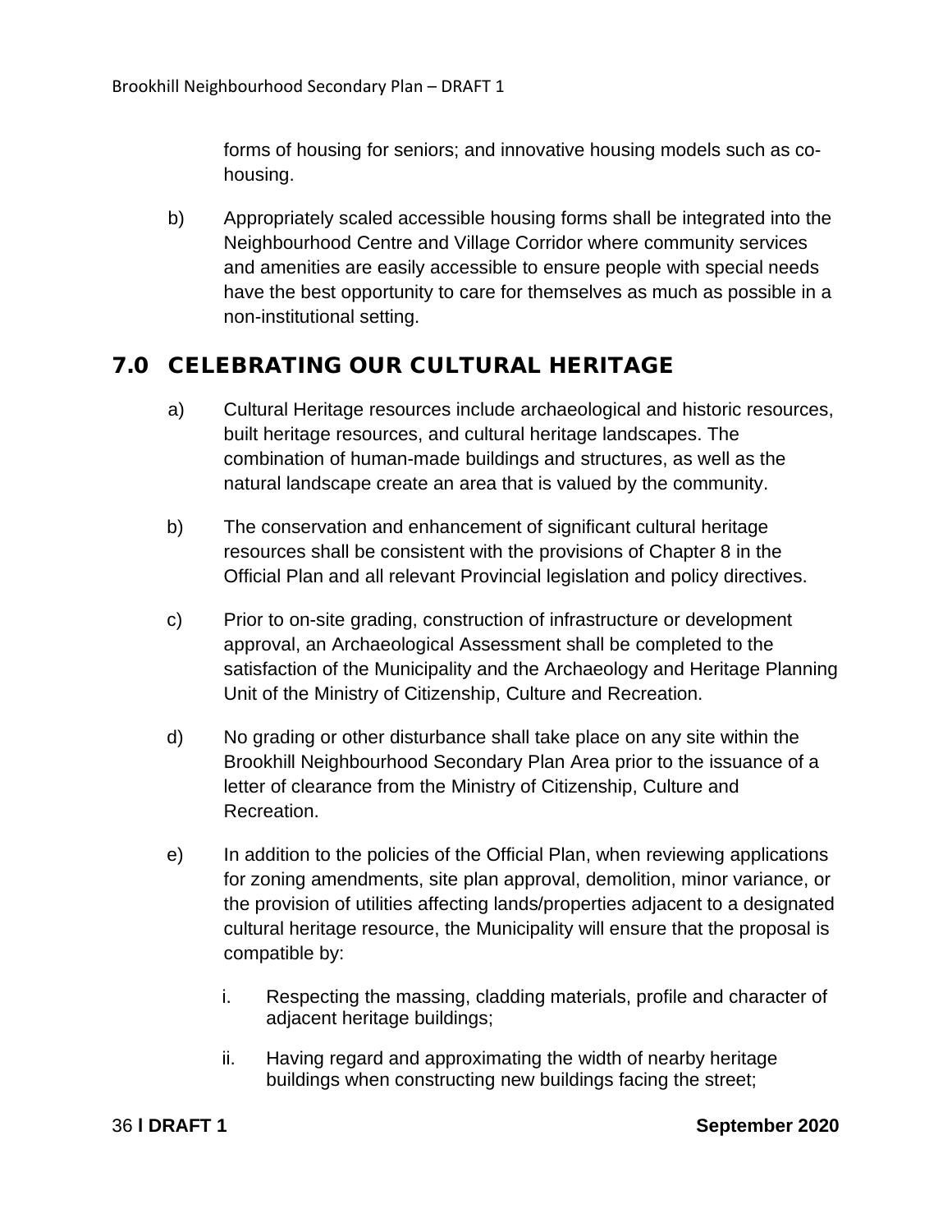forms of housing for seniors; and innovative housing models such as co-housing.

b) Appropriately scaled accessible housing forms shall be integrated into the Neighbourhood Centre and Village Corridor where community services and amenities are easily accessible to ensure people with special needs have the best opportunity to care for themselves as much as possible in a non-institutional setting.

## 7.0 CELEBRATING OUR CULTURAL HERITAGE

a) Cultural Heritage resources include archaeological and historic resources, built heritage resources, and cultural heritage landscapes. The combination of human-made buildings and structures, as well as the natural landscape create an area that is valued by the community.

b) The conservation and enhancement of significant cultural heritage resources shall be consistent with the provisions of Chapter 8 in the Official Plan and all relevant Provincial legislation and policy directives.

c) Prior to on-site grading, construction of infrastructure or development approval, an Archaeological Assessment shall be completed to the satisfaction of the Municipality and the Archaeology and Heritage Planning Unit of the Ministry of Citizenship, Culture and Recreation.

d) No grading or other disturbance shall take place on any site within the Brookhill Neighbourhood Secondary Plan Area prior to the issuance of a letter of clearance from the Ministry of Citizenship, Culture and Recreation.

e) In addition to the policies of the Official Plan, when reviewing applications for zoning amendments, site plan approval, demolition, minor variance, or the provision of utilities affecting lands/properties adjacent to a designated cultural heritage resource, the Municipality will ensure that the proposal is compatible by:

   i. Respecting the massing, cladding materials, profile and character of adjacent heritage buildings;

   ii. Having regard and approximating the width of nearby heritage buildings when constructing new buildings facing the street;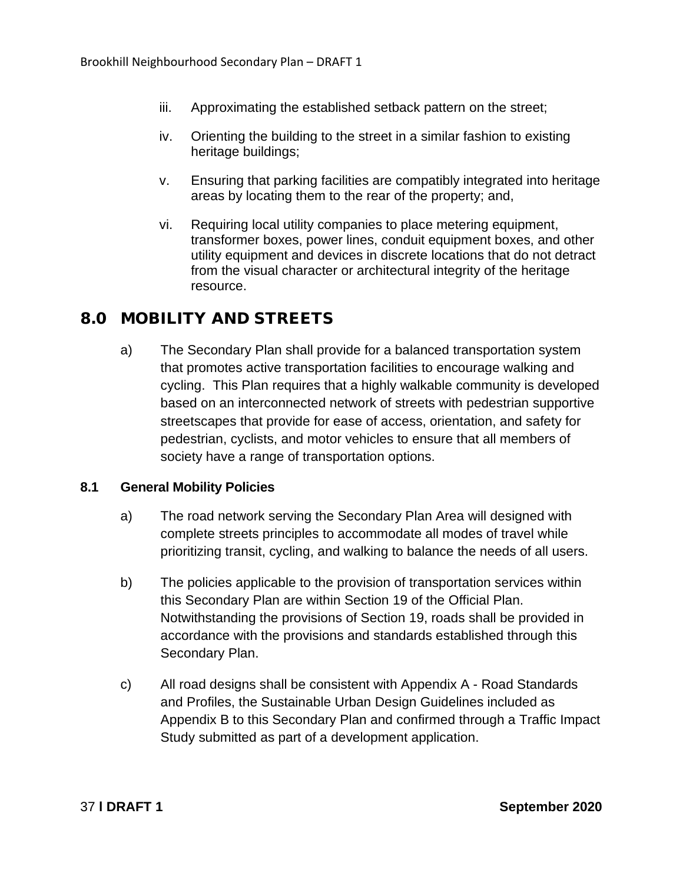iii. Approximating the established setback pattern on the street;

iv. Orienting the building to the street in a similar fashion to existing heritage buildings;

v. Ensuring that parking facilities are compatibly integrated into heritage areas by locating them to the rear of the property; and,

vi. Requiring local utility companies to place metering equipment, transformer boxes, power lines, conduit equipment boxes, and other utility equipment and devices in discrete locations that do not detract from the visual character or architectural integrity of the heritage resource.

# 8.0 MOBILITY AND STREETS

a) The Secondary Plan shall provide for a balanced transportation system that promotes active transportation facilities to encourage walking and cycling. This Plan requires that a highly walkable community is developed based on an interconnected network of streets with pedestrian supportive streetscapes that provide for ease of access, orientation, and safety for pedestrian, cyclists, and motor vehicles to ensure that all members of society have a range of transportation options.

## 8.1 General Mobility Policies

a) The road network serving the Secondary Plan Area will designed with complete streets principles to accommodate all modes of travel while prioritizing transit, cycling, and walking to balance the needs of all users.

b) The policies applicable to the provision of transportation services within this Secondary Plan are within Section 19 of the Official Plan. Notwithstanding the provisions of Section 19, roads shall be provided in accordance with the provisions and standards established through this Secondary Plan.

c) All road designs shall be consistent with Appendix A - Road Standards and Profiles, the Sustainable Urban Design Guidelines included as Appendix B to this Secondary Plan and confirmed through a Traffic Impact Study submitted as part of a development application.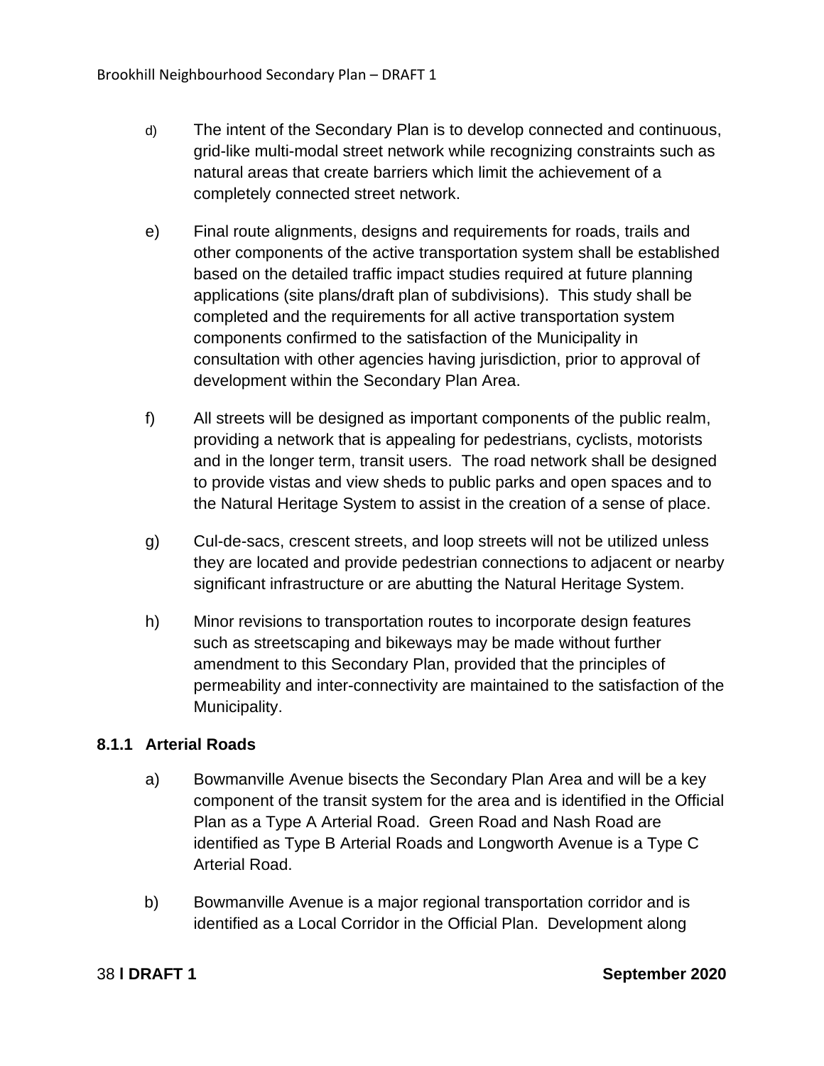d) The intent of the Secondary Plan is to develop connected and continuous, grid-like multi-modal street network while recognizing constraints such as natural areas that create barriers which limit the achievement of a completely connected street network.

e) Final route alignments, designs and requirements for roads, trails and other components of the active transportation system shall be established based on the detailed traffic impact studies required at future planning applications (site plans/draft plan of subdivisions). This study shall be completed and the requirements for all active transportation system components confirmed to the satisfaction of the Municipality in consultation with other agencies having jurisdiction, prior to approval of development within the Secondary Plan Area.

f) All streets will be designed as important components of the public realm, providing a network that is appealing for pedestrians, cyclists, motorists and in the longer term, transit users. The road network shall be designed to provide vistas and view sheds to public parks and open spaces and to the Natural Heritage System to assist in the creation of a sense of place.

g) Cul-de-sacs, crescent streets, and loop streets will not be utilized unless they are located and provide pedestrian connections to adjacent or nearby significant infrastructure or are abutting the Natural Heritage System.

h) Minor revisions to transportation routes to incorporate design features such as streetscaping and bikeways may be made without further amendment to this Secondary Plan, provided that the principles of permeability and inter-connectivity are maintained to the satisfaction of the Municipality.

### 8.1.1 Arterial Roads

a) Bowmanville Avenue bisects the Secondary Plan Area and will be a key component of the transit system for the area and is identified in the Official Plan as a Type A Arterial Road. Green Road and Nash Road are identified as Type B Arterial Roads and Longworth Avenue is a Type C Arterial Road.

b) Bowmanville Avenue is a major regional transportation corridor and is identified as a Local Corridor in the Official Plan. Development along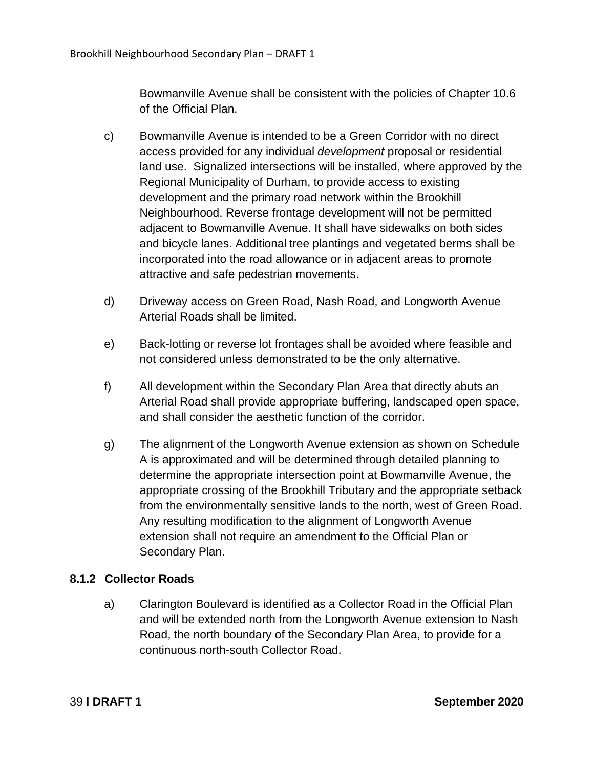Bowmanville Avenue shall be consistent with the policies of Chapter 10.6 of the Official Plan.

c) Bowmanville Avenue is intended to be a Green Corridor with no direct access provided for any individual *development* proposal or residential land use. Signalized intersections will be installed, where approved by the Regional Municipality of Durham, to provide access to existing development and the primary road network within the Brookhill Neighbourhood. Reverse frontage development will not be permitted adjacent to Bowmanville Avenue. It shall have sidewalks on both sides and bicycle lanes. Additional tree plantings and vegetated berms shall be incorporated into the road allowance or in adjacent areas to promote attractive and safe pedestrian movements.

d) Driveway access on Green Road, Nash Road, and Longworth Avenue Arterial Roads shall be limited.

e) Back-lotting or reverse lot frontages shall be avoided where feasible and not considered unless demonstrated to be the only alternative.

f) All development within the Secondary Plan Area that directly abuts an Arterial Road shall provide appropriate buffering, landscaped open space, and shall consider the aesthetic function of the corridor.

g) The alignment of the Longworth Avenue extension as shown on Schedule A is approximated and will be determined through detailed planning to determine the appropriate intersection point at Bowmanville Avenue, the appropriate crossing of the Brookhill Tributary and the appropriate setback from the environmentally sensitive lands to the north, west of Green Road. Any resulting modification to the alignment of Longworth Avenue extension shall not require an amendment to the Official Plan or Secondary Plan.

### 8.1.2 Collector Roads

a) Clarington Boulevard is identified as a Collector Road in the Official Plan and will be extended north from the Longworth Avenue extension to Nash Road, the north boundary of the Secondary Plan Area, to provide for a continuous north-south Collector Road.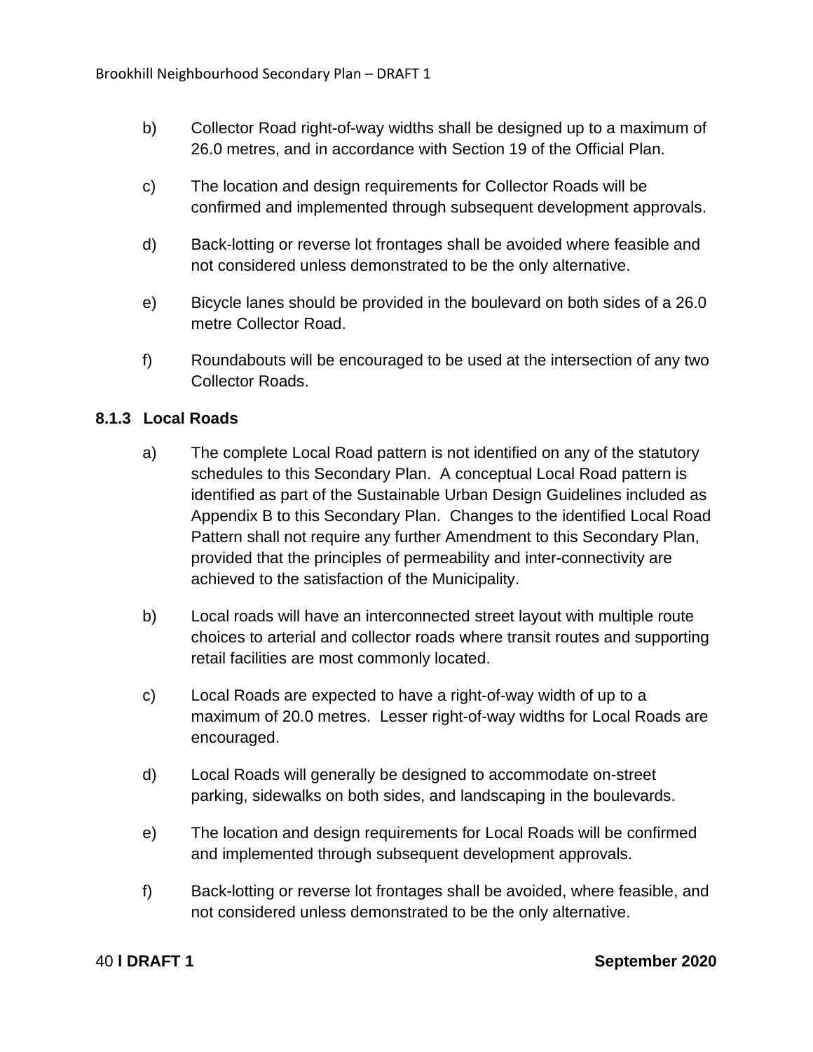b) Collector Road right-of-way widths shall be designed up to a maximum of 26.0 metres, and in accordance with Section 19 of the Official Plan.

c) The location and design requirements for Collector Roads will be confirmed and implemented through subsequent development approvals.

d) Back-lotting or reverse lot frontages shall be avoided where feasible and not considered unless demonstrated to be the only alternative.

e) Bicycle lanes should be provided in the boulevard on both sides of a 26.0 metre Collector Road.

f) Roundabouts will be encouraged to be used at the intersection of any two Collector Roads.

### 8.1.3 Local Roads

a) The complete Local Road pattern is not identified on any of the statutory schedules to this Secondary Plan. A conceptual Local Road pattern is identified as part of the Sustainable Urban Design Guidelines included as Appendix B to this Secondary Plan. Changes to the identified Local Road Pattern shall not require any further Amendment to this Secondary Plan, provided that the principles of permeability and inter-connectivity are achieved to the satisfaction of the Municipality.

b) Local roads will have an interconnected street layout with multiple route choices to arterial and collector roads where transit routes and supporting retail facilities are most commonly located.

c) Local Roads are expected to have a right-of-way width of up to a maximum of 20.0 metres. Lesser right-of-way widths for Local Roads are encouraged.

d) Local Roads will generally be designed to accommodate on-street parking, sidewalks on both sides, and landscaping in the boulevards.

e) The location and design requirements for Local Roads will be confirmed and implemented through subsequent development approvals.

f) Back-lotting or reverse lot frontages shall be avoided, where feasible, and not considered unless demonstrated to be the only alternative.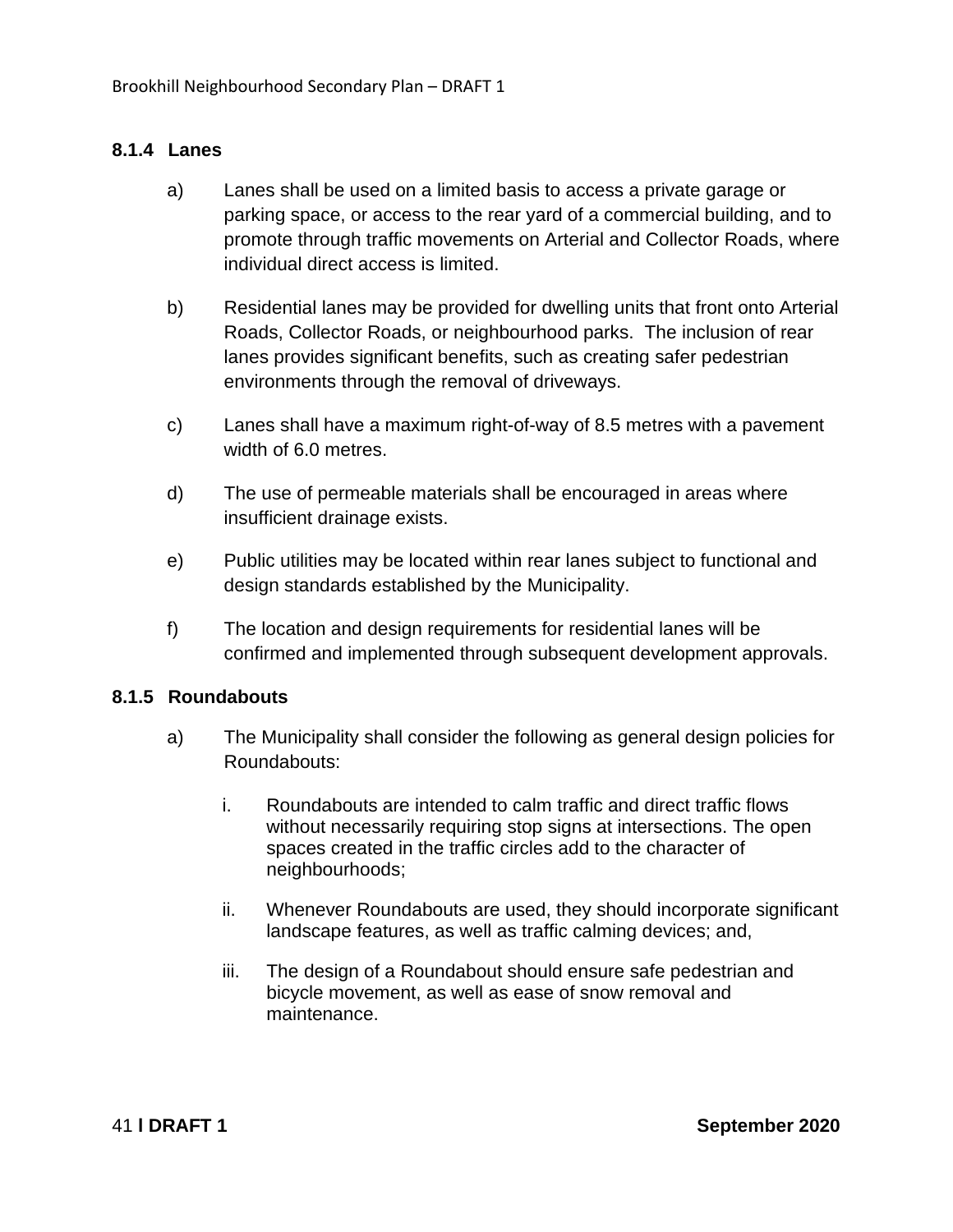### 8.1.4 Lanes

a) Lanes shall be used on a limited basis to access a private garage or parking space, or access to the rear yard of a commercial building, and to promote through traffic movements on Arterial and Collector Roads, where individual direct access is limited.

b) Residential lanes may be provided for dwelling units that front onto Arterial Roads, Collector Roads, or neighbourhood parks. The inclusion of rear lanes provides significant benefits, such as creating safer pedestrian environments through the removal of driveways.

c) Lanes shall have a maximum right-of-way of 8.5 metres with a pavement width of 6.0 metres.

d) The use of permeable materials shall be encouraged in areas where insufficient drainage exists.

e) Public utilities may be located within rear lanes subject to functional and design standards established by the Municipality.

f) The location and design requirements for residential lanes will be confirmed and implemented through subsequent development approvals.

### 8.1.5 Roundabouts

a) The Municipality shall consider the following as general design policies for Roundabouts:

   i. Roundabouts are intended to calm traffic and direct traffic flows without necessarily requiring stop signs at intersections. The open spaces created in the traffic circles add to the character of neighbourhoods;

   ii. Whenever Roundabouts are used, they should incorporate significant landscape features, as well as traffic calming devices; and,

   iii. The design of a Roundabout should ensure safe pedestrian and bicycle movement, as well as ease of snow removal and maintenance.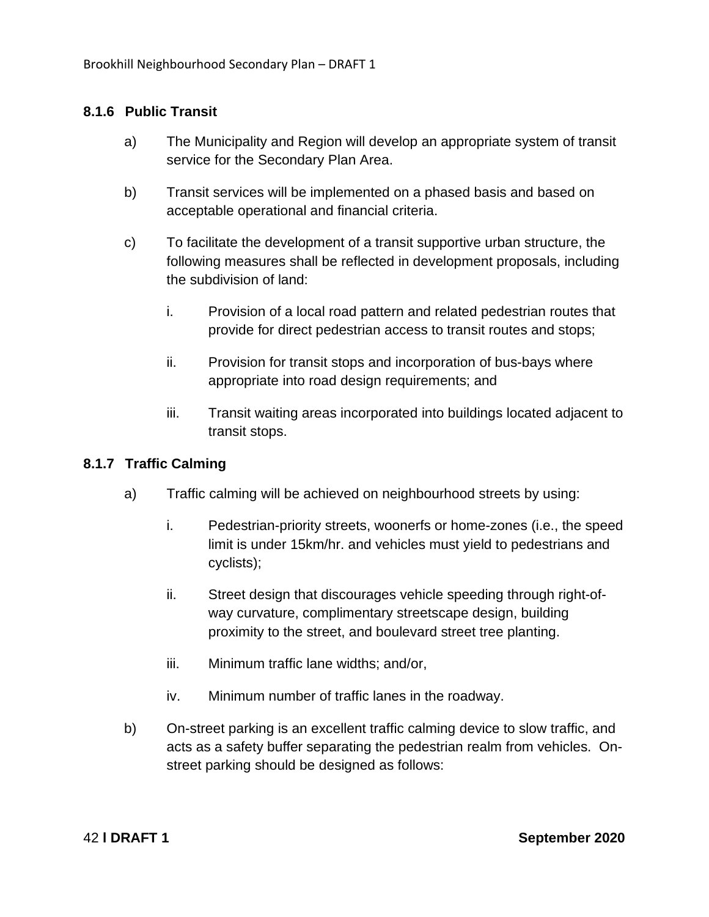### 8.1.6 Public Transit

a) The Municipality and Region will develop an appropriate system of transit service for the Secondary Plan Area.

b) Transit services will be implemented on a phased basis and based on acceptable operational and financial criteria.

c) To facilitate the development of a transit supportive urban structure, the following measures shall be reflected in development proposals, including the subdivision of land:

   i. Provision of a local road pattern and related pedestrian routes that provide for direct pedestrian access to transit routes and stops;

   ii. Provision for transit stops and incorporation of bus-bays where appropriate into road design requirements; and

   iii. Transit waiting areas incorporated into buildings located adjacent to transit stops.

### 8.1.7 Traffic Calming

a) Traffic calming will be achieved on neighbourhood streets by using:

   i. Pedestrian-priority streets, woonerfs or home-zones (i.e., the speed limit is under 15km/hr. and vehicles must yield to pedestrians and cyclists);

   ii. Street design that discourages vehicle speeding through right-of-way curvature, complimentary streetscape design, building proximity to the street, and boulevard street tree planting.

   iii. Minimum traffic lane widths; and/or,

   iv. Minimum number of traffic lanes in the roadway.

b) On-street parking is an excellent traffic calming device to slow traffic, and acts as a safety buffer separating the pedestrian realm from vehicles. On-street parking should be designed as follows: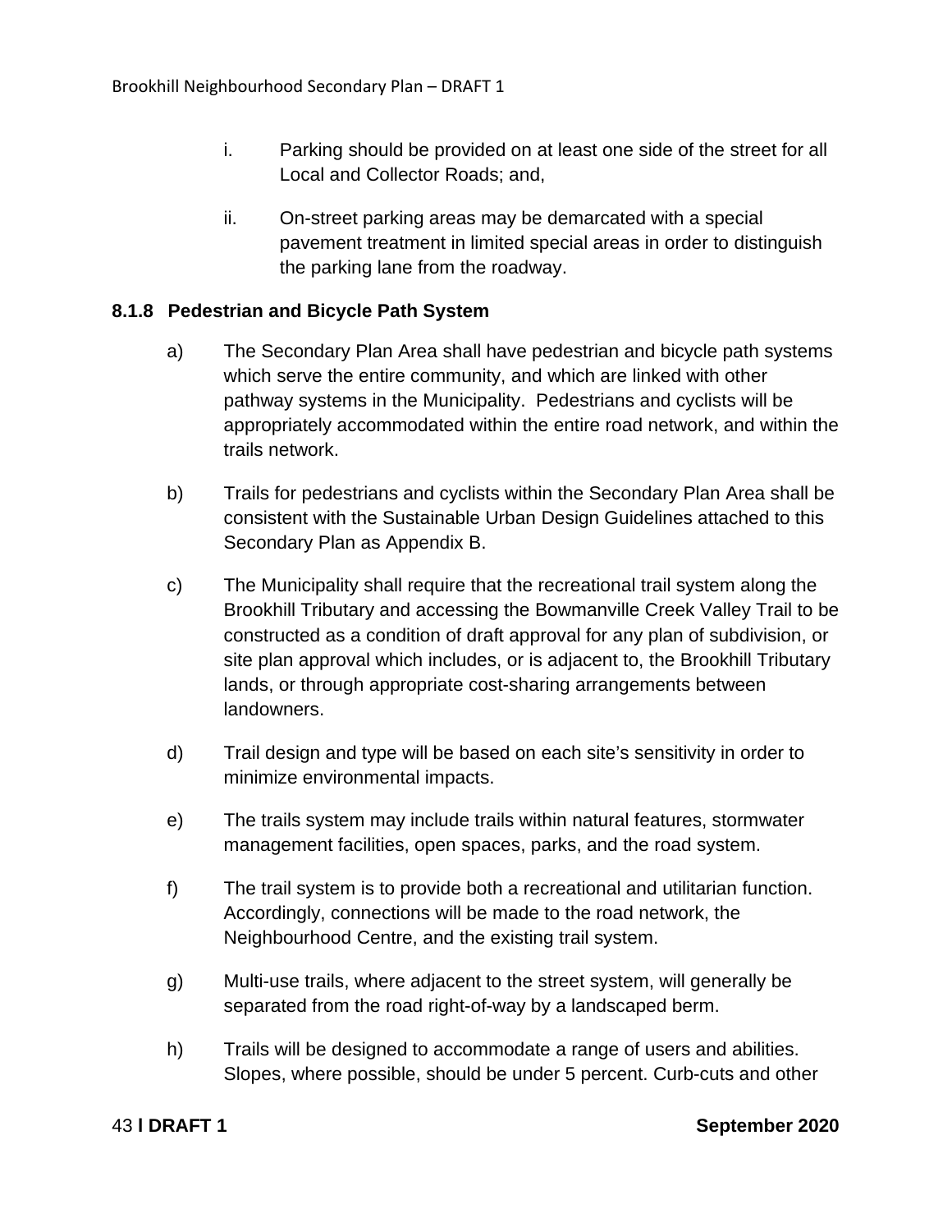i. Parking should be provided on at least one side of the street for all Local and Collector Roads; and,

ii. On-street parking areas may be demarcated with a special pavement treatment in limited special areas in order to distinguish the parking lane from the roadway.

### 8.1.8 Pedestrian and Bicycle Path System

a) The Secondary Plan Area shall have pedestrian and bicycle path systems which serve the entire community, and which are linked with other pathway systems in the Municipality. Pedestrians and cyclists will be appropriately accommodated within the entire road network, and within the trails network.

b) Trails for pedestrians and cyclists within the Secondary Plan Area shall be consistent with the Sustainable Urban Design Guidelines attached to this Secondary Plan as Appendix B.

c) The Municipality shall require that the recreational trail system along the Brookhill Tributary and accessing the Bowmanville Creek Valley Trail to be constructed as a condition of draft approval for any plan of subdivision, or site plan approval which includes, or is adjacent to, the Brookhill Tributary lands, or through appropriate cost-sharing arrangements between landowners.

d) Trail design and type will be based on each site's sensitivity in order to minimize environmental impacts.

e) The trails system may include trails within natural features, stormwater management facilities, open spaces, parks, and the road system.

f) The trail system is to provide both a recreational and utilitarian function. Accordingly, connections will be made to the road network, the Neighbourhood Centre, and the existing trail system.

g) Multi-use trails, where adjacent to the street system, will generally be separated from the road right-of-way by a landscaped berm.

h) Trails will be designed to accommodate a range of users and abilities. Slopes, where possible, should be under 5 percent. Curb-cuts and other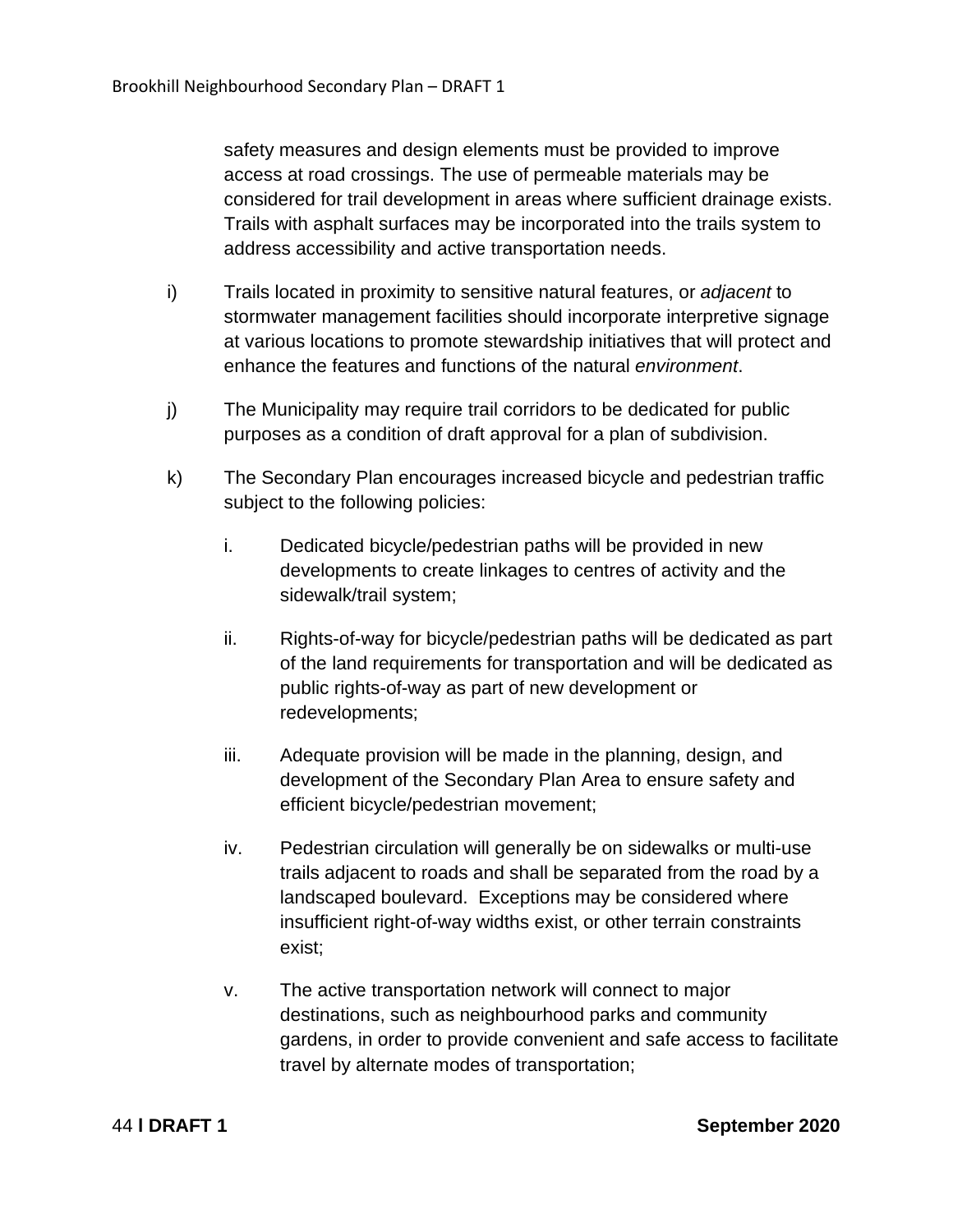safety measures and design elements must be provided to improve access at road crossings. The use of permeable materials may be considered for trail development in areas where sufficient drainage exists. Trails with asphalt surfaces may be incorporated into the trails system to address accessibility and active transportation needs.

i) Trails located in proximity to sensitive natural features, or *adjacent* to stormwater management facilities should incorporate interpretive signage at various locations to promote stewardship initiatives that will protect and enhance the features and functions of the natural *environment*.

j) The Municipality may require trail corridors to be dedicated for public purposes as a condition of draft approval for a plan of subdivision.

k) The Secondary Plan encourages increased bicycle and pedestrian traffic subject to the following policies:

   i. Dedicated bicycle/pedestrian paths will be provided in new developments to create linkages to centres of activity and the sidewalk/trail system;

   ii. Rights-of-way for bicycle/pedestrian paths will be dedicated as part of the land requirements for transportation and will be dedicated as public rights-of-way as part of new development or redevelopments;

   iii. Adequate provision will be made in the planning, design, and development of the Secondary Plan Area to ensure safety and efficient bicycle/pedestrian movement;

   iv. Pedestrian circulation will generally be on sidewalks or multi-use trails adjacent to roads and shall be separated from the road by a landscaped boulevard. Exceptions may be considered where insufficient right-of-way widths exist, or other terrain constraints exist;

   v. The active transportation network will connect to major destinations, such as neighbourhood parks and community gardens, in order to provide convenient and safe access to facilitate travel by alternate modes of transportation;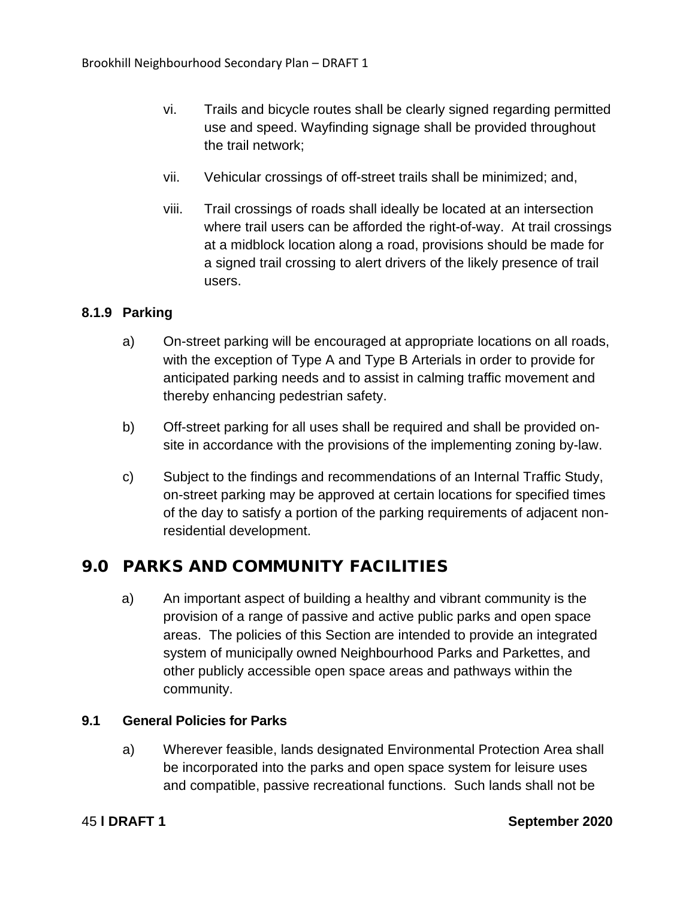vi. Trails and bicycle routes shall be clearly signed regarding permitted use and speed. Wayfinding signage shall be provided throughout the trail network;

vii. Vehicular crossings of off-street trails shall be minimized; and,

viii. Trail crossings of roads shall ideally be located at an intersection where trail users can be afforded the right-of-way. At trail crossings at a midblock location along a road, provisions should be made for a signed trail crossing to alert drivers of the likely presence of trail users.

### 8.1.9 Parking

a) On-street parking will be encouraged at appropriate locations on all roads, with the exception of Type A and Type B Arterials in order to provide for anticipated parking needs and to assist in calming traffic movement and thereby enhancing pedestrian safety.

b) Off-street parking for all uses shall be required and shall be provided on-site in accordance with the provisions of the implementing zoning by-law.

c) Subject to the findings and recommendations of an Internal Traffic Study, on-street parking may be approved at certain locations for specified times of the day to satisfy a portion of the parking requirements of adjacent non-residential development.

## 9.0 PARKS AND COMMUNITY FACILITIES

a) An important aspect of building a healthy and vibrant community is the provision of a range of passive and active public parks and open space areas. The policies of this Section are intended to provide an integrated system of municipally owned Neighbourhood Parks and Parkettes, and other publicly accessible open space areas and pathways within the community.

### 9.1 General Policies for Parks

a) Wherever feasible, lands designated Environmental Protection Area shall be incorporated into the parks and open space system for leisure uses and compatible, passive recreational functions. Such lands shall not be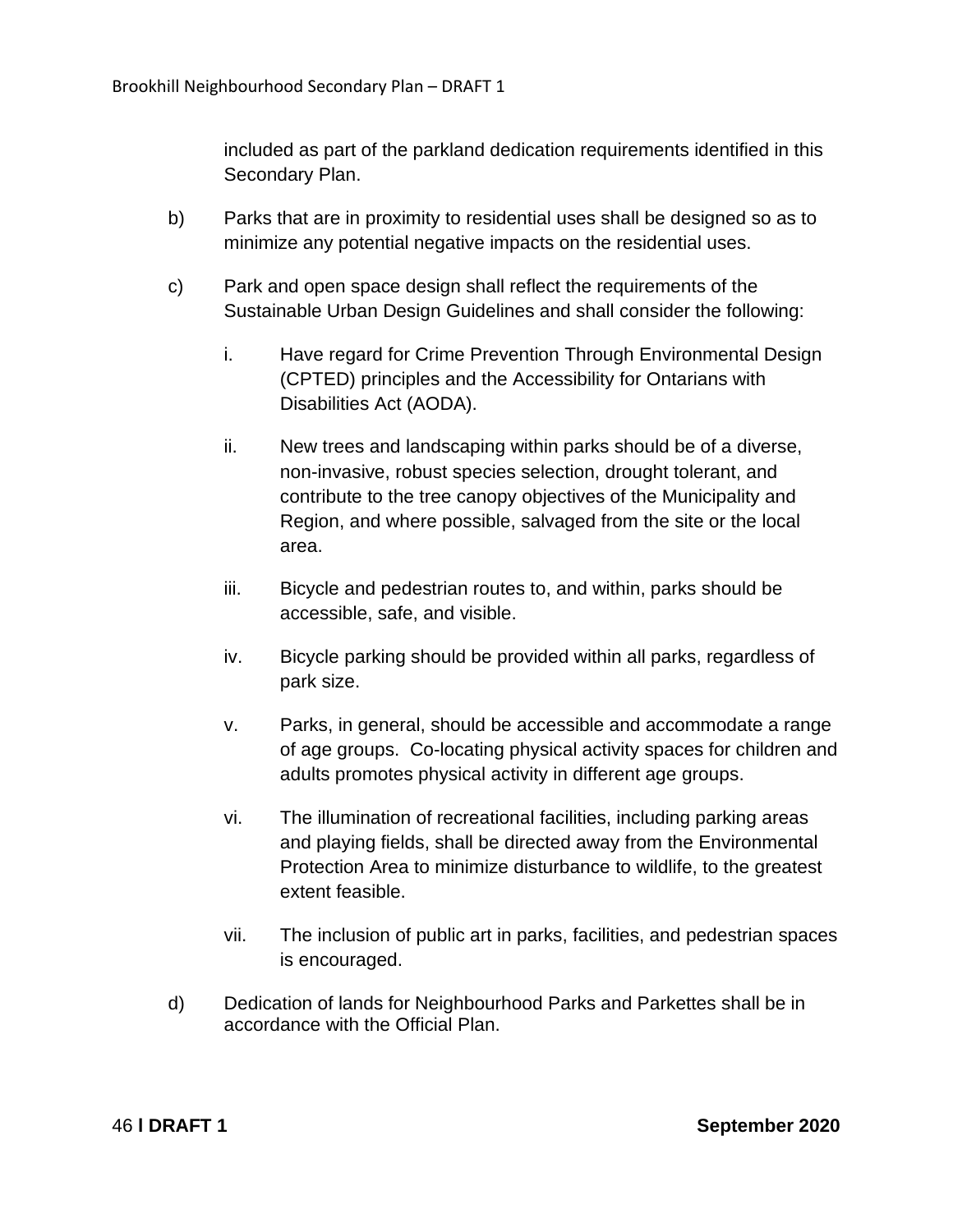included as part of the parkland dedication requirements identified in this Secondary Plan.

b) Parks that are in proximity to residential uses shall be designed so as to minimize any potential negative impacts on the residential uses.

c) Park and open space design shall reflect the requirements of the Sustainable Urban Design Guidelines and shall consider the following:

   i. Have regard for Crime Prevention Through Environmental Design (CPTED) principles and the Accessibility for Ontarians with Disabilities Act (AODA).

   ii. New trees and landscaping within parks should be of a diverse, non-invasive, robust species selection, drought tolerant, and contribute to the tree canopy objectives of the Municipality and Region, and where possible, salvaged from the site or the local area.

   iii. Bicycle and pedestrian routes to, and within, parks should be accessible, safe, and visible.

   iv. Bicycle parking should be provided within all parks, regardless of park size.

   v. Parks, in general, should be accessible and accommodate a range of age groups. Co-locating physical activity spaces for children and adults promotes physical activity in different age groups.

   vi. The illumination of recreational facilities, including parking areas and playing fields, shall be directed away from the Environmental Protection Area to minimize disturbance to wildlife, to the greatest extent feasible.

   vii. The inclusion of public art in parks, facilities, and pedestrian spaces is encouraged.

d) Dedication of lands for Neighbourhood Parks and Parkettes shall be in accordance with the Official Plan.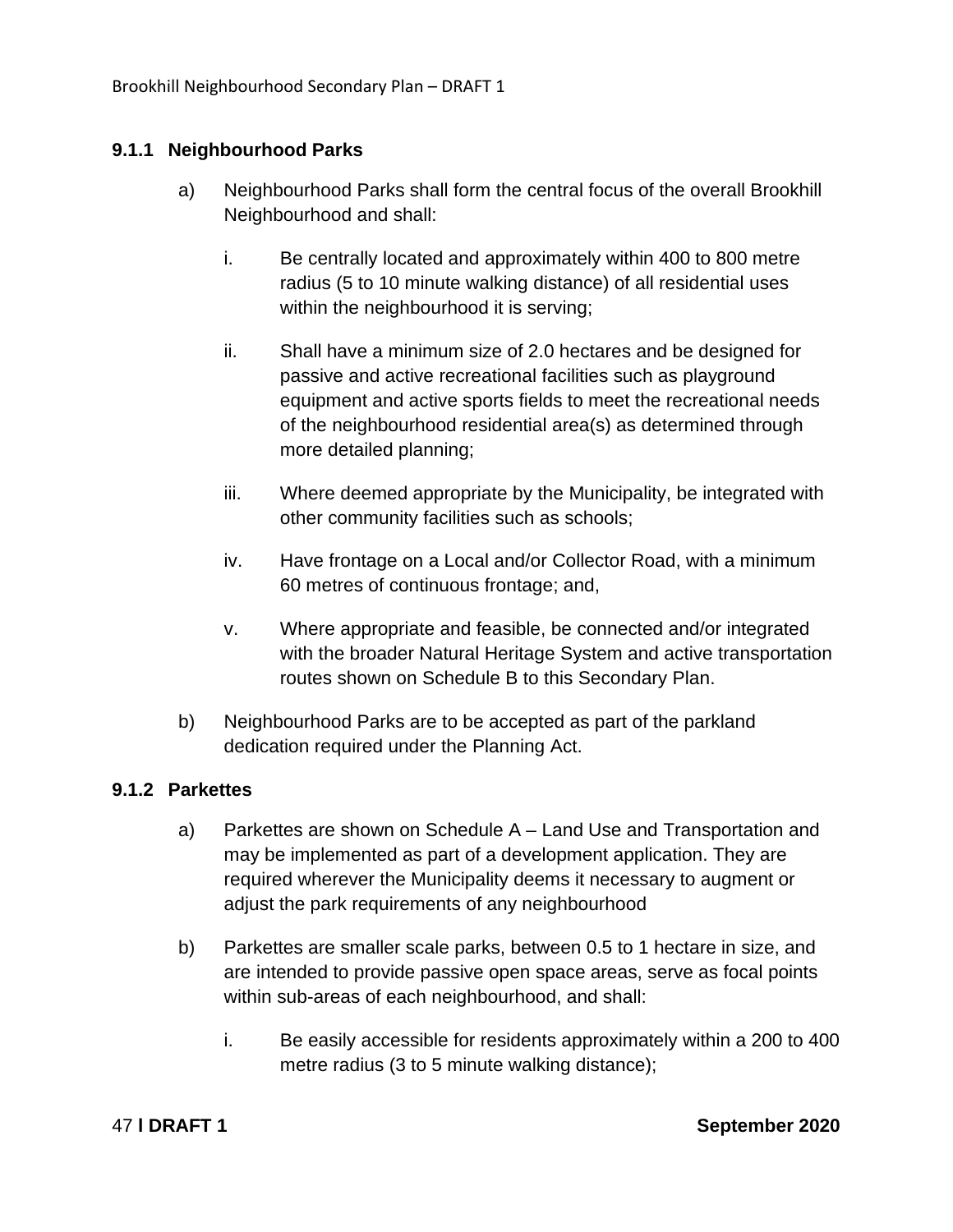### 9.1.1 Neighbourhood Parks

a) Neighbourhood Parks shall form the central focus of the overall Brookhill Neighbourhood and shall:

   i. Be centrally located and approximately within 400 to 800 metre radius (5 to 10 minute walking distance) of all residential uses within the neighbourhood it is serving;

   ii. Shall have a minimum size of 2.0 hectares and be designed for passive and active recreational facilities such as playground equipment and active sports fields to meet the recreational needs of the neighbourhood residential area(s) as determined through more detailed planning;

   iii. Where deemed appropriate by the Municipality, be integrated with other community facilities such as schools;

   iv. Have frontage on a Local and/or Collector Road, with a minimum 60 metres of continuous frontage; and,

   v. Where appropriate and feasible, be connected and/or integrated with the broader Natural Heritage System and active transportation routes shown on Schedule B to this Secondary Plan.

b) Neighbourhood Parks are to be accepted as part of the parkland dedication required under the Planning Act.

### 9.1.2 Parkettes

a) Parkettes are shown on Schedule A – Land Use and Transportation and may be implemented as part of a development application. They are required wherever the Municipality deems it necessary to augment or adjust the park requirements of any neighbourhood

b) Parkettes are smaller scale parks, between 0.5 to 1 hectare in size, and are intended to provide passive open space areas, serve as focal points within sub-areas of each neighbourhood, and shall:

   i. Be easily accessible for residents approximately within a 200 to 400 metre radius (3 to 5 minute walking distance);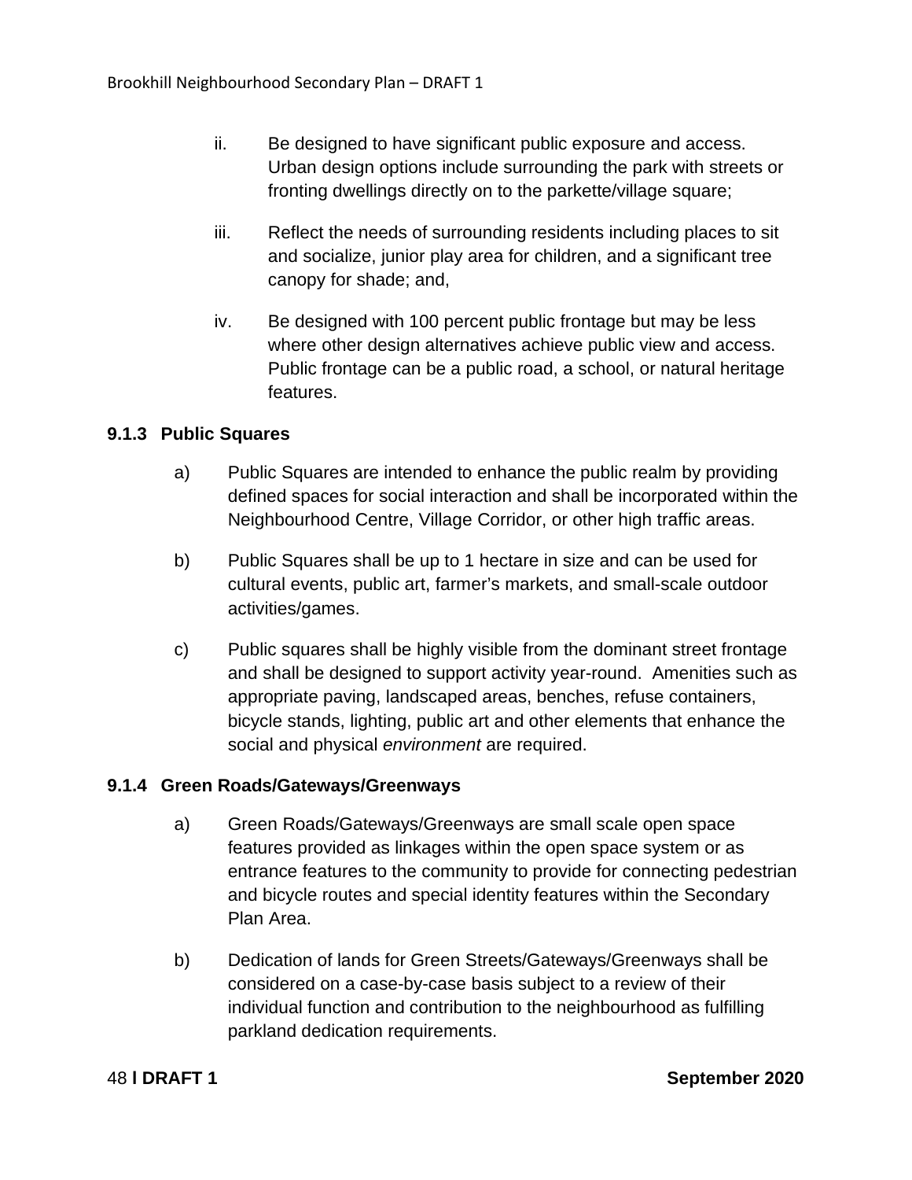ii. Be designed to have significant public exposure and access. Urban design options include surrounding the park with streets or fronting dwellings directly on to the parkette/village square;

iii. Reflect the needs of surrounding residents including places to sit and socialize, junior play area for children, and a significant tree canopy for shade; and,

iv. Be designed with 100 percent public frontage but may be less where other design alternatives achieve public view and access. Public frontage can be a public road, a school, or natural heritage features.

### 9.1.3 Public Squares

a) Public Squares are intended to enhance the public realm by providing defined spaces for social interaction and shall be incorporated within the Neighbourhood Centre, Village Corridor, or other high traffic areas.

b) Public Squares shall be up to 1 hectare in size and can be used for cultural events, public art, farmer's markets, and small-scale outdoor activities/games.

c) Public squares shall be highly visible from the dominant street frontage and shall be designed to support activity year-round. Amenities such as appropriate paving, landscaped areas, benches, refuse containers, bicycle stands, lighting, public art and other elements that enhance the social and physical *environment* are required.

### 9.1.4 Green Roads/Gateways/Greenways

a) Green Roads/Gateways/Greenways are small scale open space features provided as linkages within the open space system or as entrance features to the community to provide for connecting pedestrian and bicycle routes and special identity features within the Secondary Plan Area.

b) Dedication of lands for Green Streets/Gateways/Greenways shall be considered on a case-by-case basis subject to a review of their individual function and contribution to the neighbourhood as fulfilling parkland dedication requirements.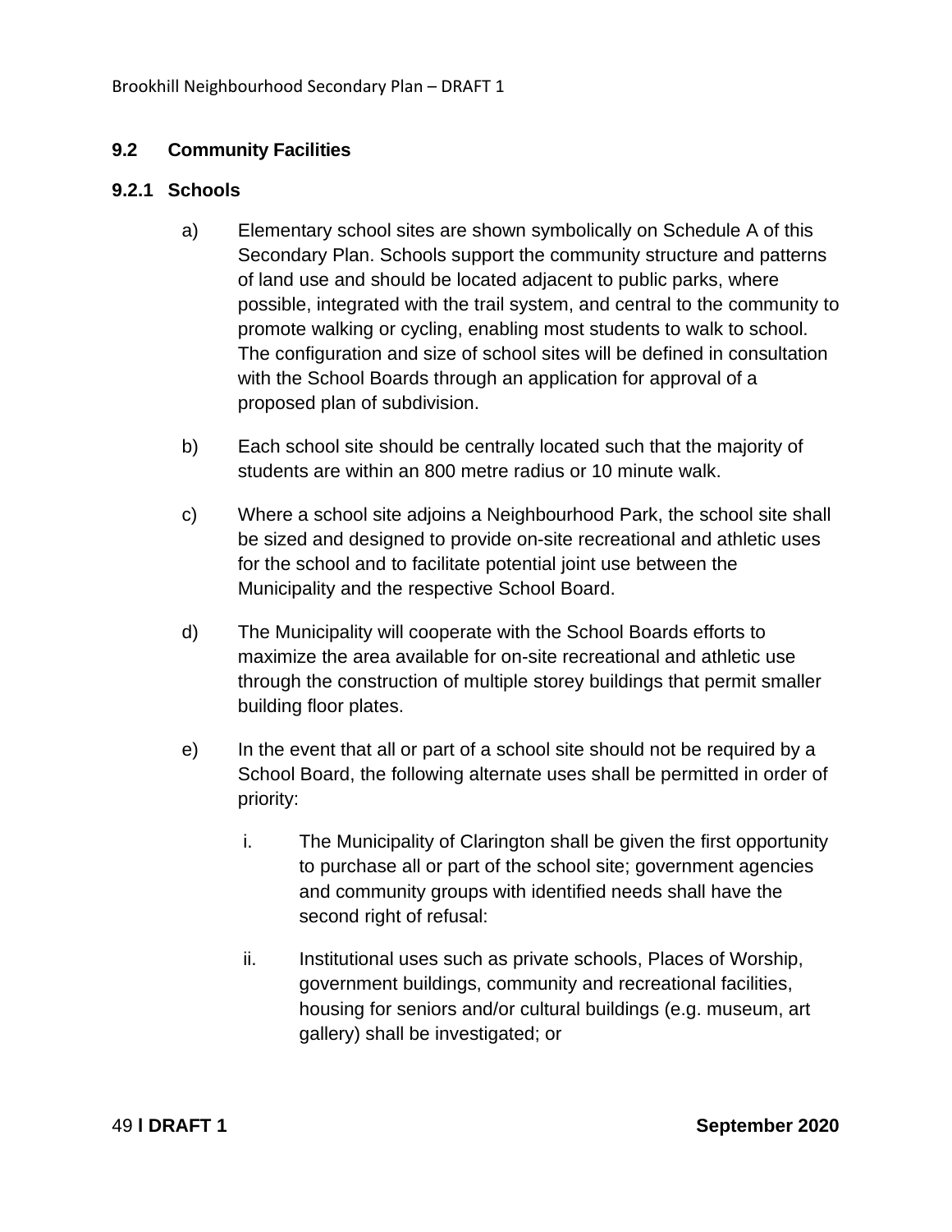### 9.2 Community Facilities

#### 9.2.1 Schools

a) Elementary school sites are shown symbolically on Schedule A of this Secondary Plan. Schools support the community structure and patterns of land use and should be located adjacent to public parks, where possible, integrated with the trail system, and central to the community to promote walking or cycling, enabling most students to walk to school. The configuration and size of school sites will be defined in consultation with the School Boards through an application for approval of a proposed plan of subdivision.

b) Each school site should be centrally located such that the majority of students are within an 800 metre radius or 10 minute walk.

c) Where a school site adjoins a Neighbourhood Park, the school site shall be sized and designed to provide on-site recreational and athletic uses for the school and to facilitate potential joint use between the Municipality and the respective School Board.

d) The Municipality will cooperate with the School Boards efforts to maximize the area available for on-site recreational and athletic use through the construction of multiple storey buildings that permit smaller building floor plates.

e) In the event that all or part of a school site should not be required by a School Board, the following alternate uses shall be permitted in order of priority:

   i. The Municipality of Clarington shall be given the first opportunity to purchase all or part of the school site; government agencies and community groups with identified needs shall have the second right of refusal:

   ii. Institutional uses such as private schools, Places of Worship, government buildings, community and recreational facilities, housing for seniors and/or cultural buildings (e.g. museum, art gallery) shall be investigated; or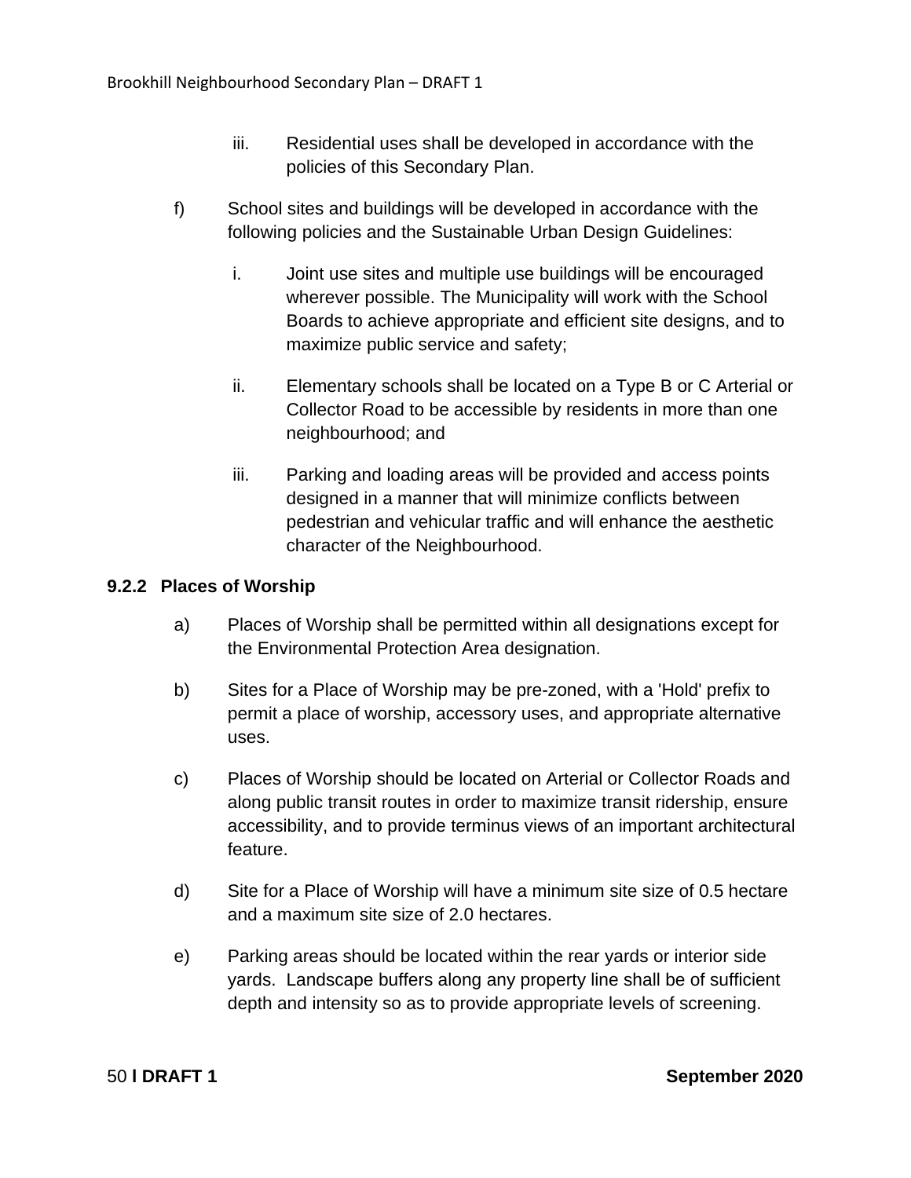iii. Residential uses shall be developed in accordance with the policies of this Secondary Plan.

f) School sites and buildings will be developed in accordance with the following policies and the Sustainable Urban Design Guidelines:

i. Joint use sites and multiple use buildings will be encouraged wherever possible. The Municipality will work with the School Boards to achieve appropriate and efficient site designs, and to maximize public service and safety;

ii. Elementary schools shall be located on a Type B or C Arterial or Collector Road to be accessible by residents in more than one neighbourhood; and

iii. Parking and loading areas will be provided and access points designed in a manner that will minimize conflicts between pedestrian and vehicular traffic and will enhance the aesthetic character of the Neighbourhood.

### 9.2.2 Places of Worship

a) Places of Worship shall be permitted within all designations except for the Environmental Protection Area designation.

b) Sites for a Place of Worship may be pre-zoned, with a 'Hold' prefix to permit a place of worship, accessory uses, and appropriate alternative uses.

c) Places of Worship should be located on Arterial or Collector Roads and along public transit routes in order to maximize transit ridership, ensure accessibility, and to provide terminus views of an important architectural feature.

d) Site for a Place of Worship will have a minimum site size of 0.5 hectare and a maximum site size of 2.0 hectares.

e) Parking areas should be located within the rear yards or interior side yards. Landscape buffers along any property line shall be of sufficient depth and intensity so as to provide appropriate levels of screening.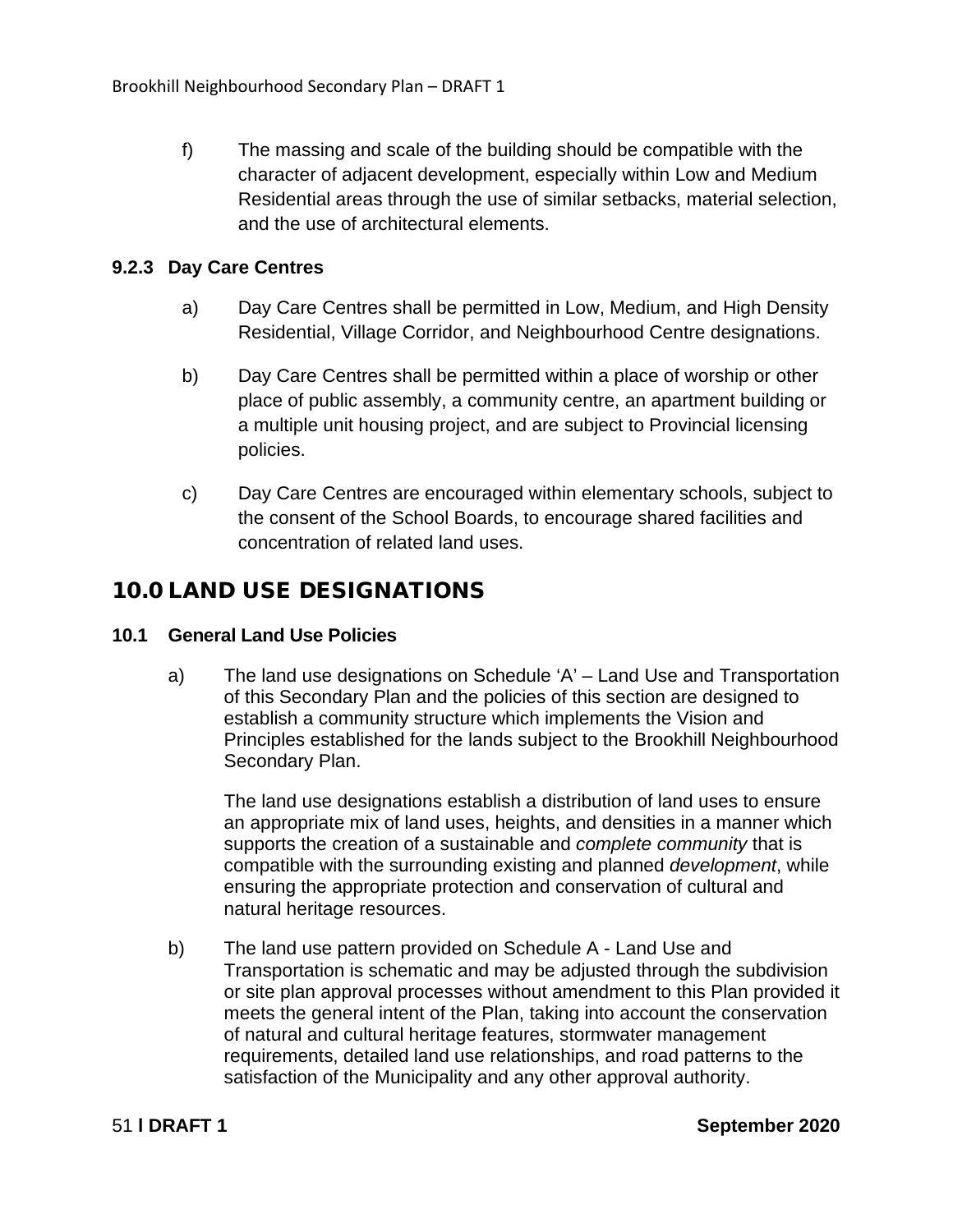f) The massing and scale of the building should be compatible with the character of adjacent development, especially within Low and Medium Residential areas through the use of similar setbacks, material selection, and the use of architectural elements.

### 9.2.3 Day Care Centres

a) Day Care Centres shall be permitted in Low, Medium, and High Density Residential, Village Corridor, and Neighbourhood Centre designations.

b) Day Care Centres shall be permitted within a place of worship or other place of public assembly, a community centre, an apartment building or a multiple unit housing project, and are subject to Provincial licensing policies.

c) Day Care Centres are encouraged within elementary schools, subject to the consent of the School Boards, to encourage shared facilities and concentration of related land uses.

# 10.0 LAND USE DESIGNATIONS

### 10.1 General Land Use Policies

a) The land use designations on Schedule 'A' – Land Use and Transportation of this Secondary Plan and the policies of this section are designed to establish a community structure which implements the Vision and Principles established for the lands subject to the Brookhill Neighbourhood Secondary Plan.

The land use designations establish a distribution of land uses to ensure an appropriate mix of land uses, heights, and densities in a manner which supports the creation of a sustainable and *complete community* that is compatible with the surrounding existing and planned *development*, while ensuring the appropriate protection and conservation of cultural and natural heritage resources.

b) The land use pattern provided on Schedule A - Land Use and Transportation is schematic and may be adjusted through the subdivision or site plan approval processes without amendment to this Plan provided it meets the general intent of the Plan, taking into account the conservation of natural and cultural heritage features, stormwater management requirements, detailed land use relationships, and road patterns to the satisfaction of the Municipality and any other approval authority.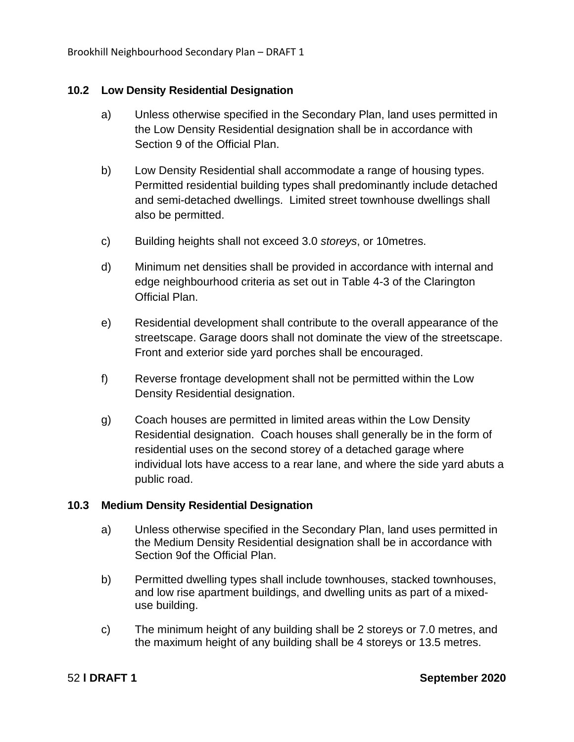## 10.2 Low Density Residential Designation

a) Unless otherwise specified in the Secondary Plan, land uses permitted in the Low Density Residential designation shall be in accordance with Section 9 of the Official Plan.

b) Low Density Residential shall accommodate a range of housing types. Permitted residential building types shall predominantly include detached and semi-detached dwellings. Limited street townhouse dwellings shall also be permitted.

c) Building heights shall not exceed 3.0 *storeys*, or 10metres.

d) Minimum net densities shall be provided in accordance with internal and edge neighbourhood criteria as set out in Table 4-3 of the Clarington Official Plan.

e) Residential development shall contribute to the overall appearance of the streetscape. Garage doors shall not dominate the view of the streetscape. Front and exterior side yard porches shall be encouraged.

f) Reverse frontage development shall not be permitted within the Low Density Residential designation.

g) Coach houses are permitted in limited areas within the Low Density Residential designation. Coach houses shall generally be in the form of residential uses on the second storey of a detached garage where individual lots have access to a rear lane, and where the side yard abuts a public road.

## 10.3 Medium Density Residential Designation

a) Unless otherwise specified in the Secondary Plan, land uses permitted in the Medium Density Residential designation shall be in accordance with Section 9of the Official Plan.

b) Permitted dwelling types shall include townhouses, stacked townhouses, and low rise apartment buildings, and dwelling units as part of a mixed-use building.

c) The minimum height of any building shall be 2 storeys or 7.0 metres, and the maximum height of any building shall be 4 storeys or 13.5 metres.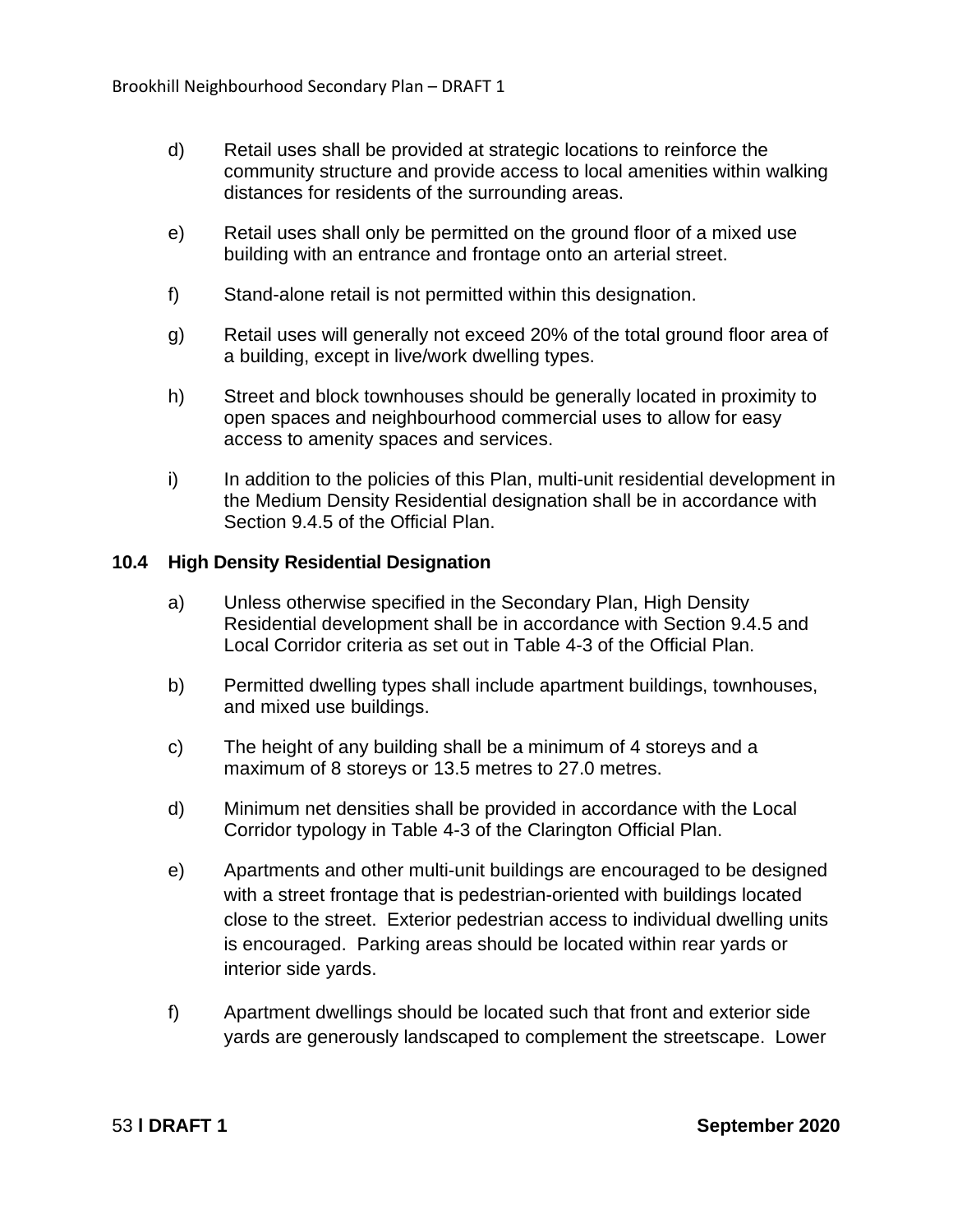d) Retail uses shall be provided at strategic locations to reinforce the community structure and provide access to local amenities within walking distances for residents of the surrounding areas.

e) Retail uses shall only be permitted on the ground floor of a mixed use building with an entrance and frontage onto an arterial street.

f) Stand-alone retail is not permitted within this designation.

g) Retail uses will generally not exceed 20% of the total ground floor area of a building, except in live/work dwelling types.

h) Street and block townhouses should be generally located in proximity to open spaces and neighbourhood commercial uses to allow for easy access to amenity spaces and services.

i) In addition to the policies of this Plan, multi-unit residential development in the Medium Density Residential designation shall be in accordance with Section 9.4.5 of the Official Plan.

### 10.4 High Density Residential Designation

a) Unless otherwise specified in the Secondary Plan, High Density Residential development shall be in accordance with Section 9.4.5 and Local Corridor criteria as set out in Table 4-3 of the Official Plan.

b) Permitted dwelling types shall include apartment buildings, townhouses, and mixed use buildings.

c) The height of any building shall be a minimum of 4 storeys and a maximum of 8 storeys or 13.5 metres to 27.0 metres.

d) Minimum net densities shall be provided in accordance with the Local Corridor typology in Table 4-3 of the Clarington Official Plan.

e) Apartments and other multi-unit buildings are encouraged to be designed with a street frontage that is pedestrian-oriented with buildings located close to the street. Exterior pedestrian access to individual dwelling units is encouraged. Parking areas should be located within rear yards or interior side yards.

f) Apartment dwellings should be located such that front and exterior side yards are generously landscaped to complement the streetscape. Lower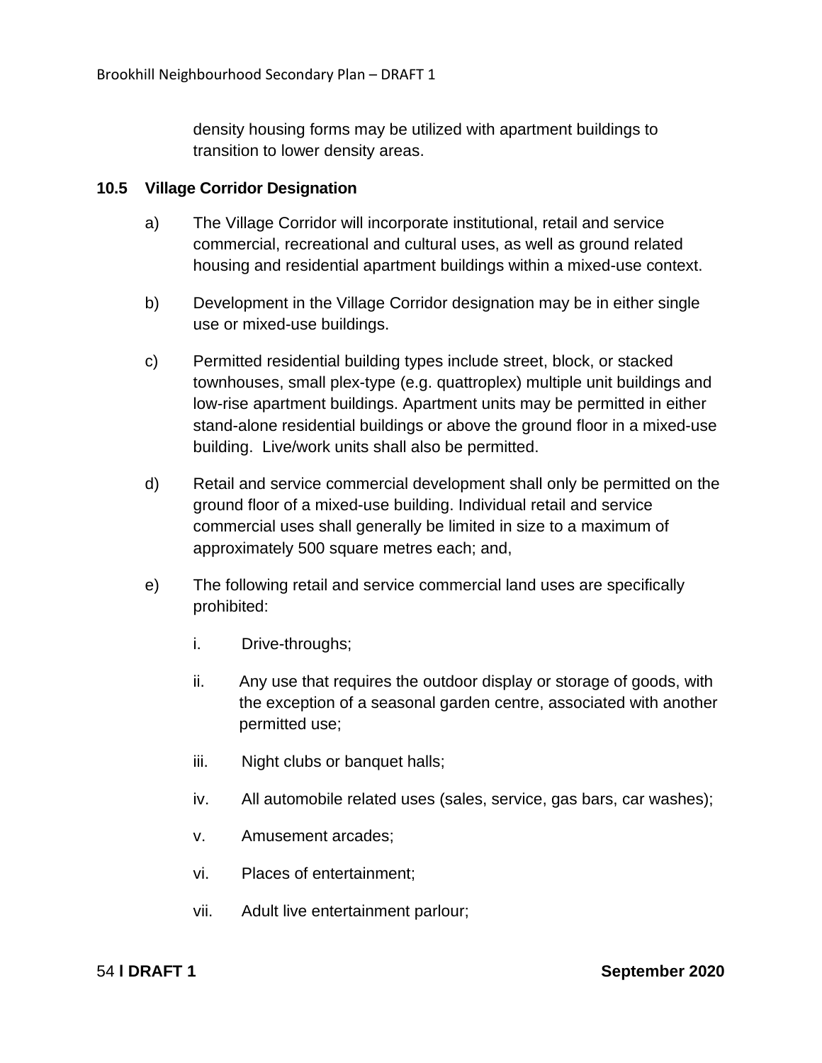density housing forms may be utilized with apartment buildings to transition to lower density areas.

### 10.5 Village Corridor Designation

a) The Village Corridor will incorporate institutional, retail and service commercial, recreational and cultural uses, as well as ground related housing and residential apartment buildings within a mixed-use context.

b) Development in the Village Corridor designation may be in either single use or mixed-use buildings.

c) Permitted residential building types include street, block, or stacked townhouses, small plex-type (e.g. quattroplex) multiple unit buildings and low-rise apartment buildings. Apartment units may be permitted in either stand-alone residential buildings or above the ground floor in a mixed-use building. Live/work units shall also be permitted.

d) Retail and service commercial development shall only be permitted on the ground floor of a mixed-use building. Individual retail and service commercial uses shall generally be limited in size to a maximum of approximately 500 square metres each; and,

e) The following retail and service commercial land uses are specifically prohibited:

   i. Drive-throughs;

   ii. Any use that requires the outdoor display or storage of goods, with the exception of a seasonal garden centre, associated with another permitted use;

   iii. Night clubs or banquet halls;

   iv. All automobile related uses (sales, service, gas bars, car washes);

   v. Amusement arcades;

   vi. Places of entertainment;

   vii. Adult live entertainment parlour;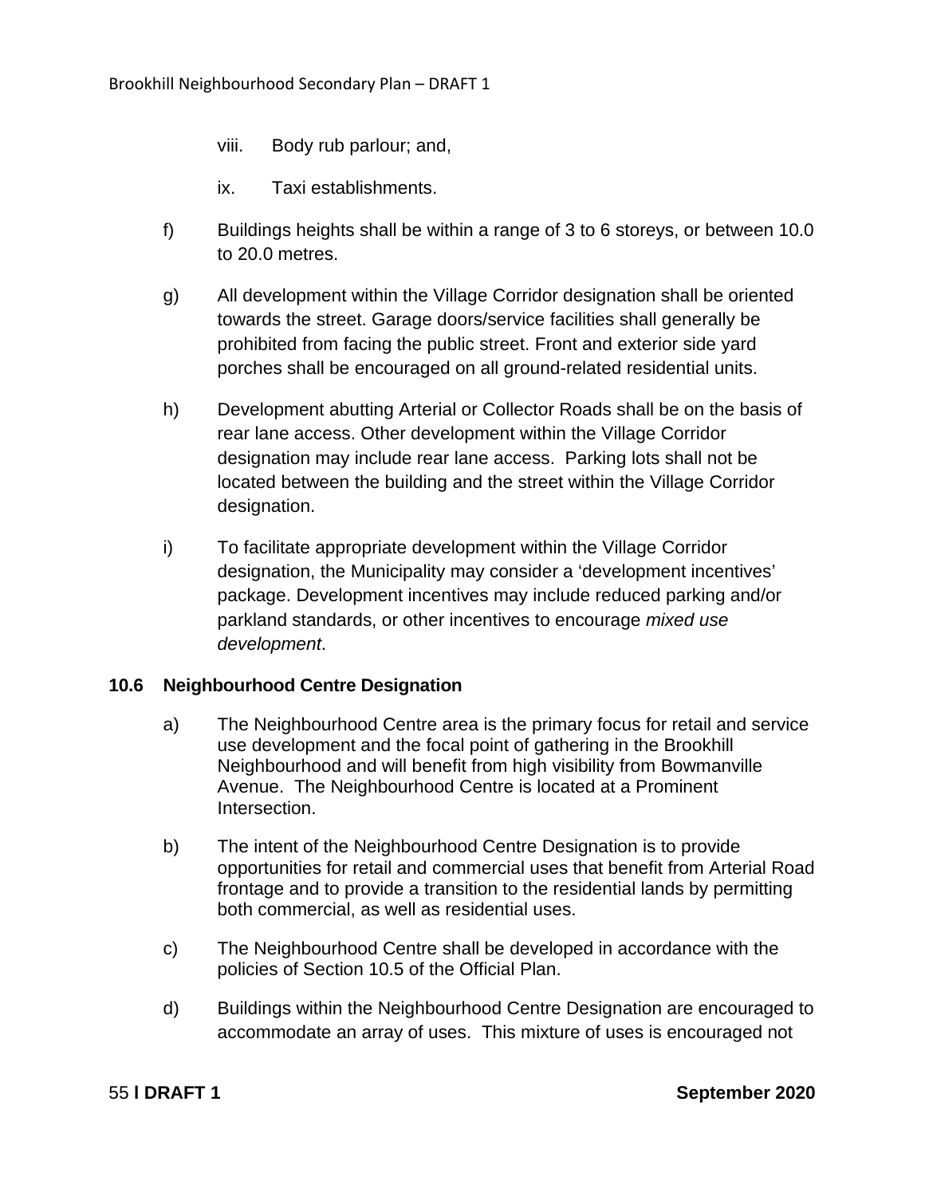viii. Body rub parlour; and,

ix. Taxi establishments.

f) Buildings heights shall be within a range of 3 to 6 storeys, or between 10.0 to 20.0 metres.

g) All development within the Village Corridor designation shall be oriented towards the street. Garage doors/service facilities shall generally be prohibited from facing the public street. Front and exterior side yard porches shall be encouraged on all ground-related residential units.

h) Development abutting Arterial or Collector Roads shall be on the basis of rear lane access. Other development within the Village Corridor designation may include rear lane access. Parking lots shall not be located between the building and the street within the Village Corridor designation.

i) To facilitate appropriate development within the Village Corridor designation, the Municipality may consider a 'development incentives' package. Development incentives may include reduced parking and/or parkland standards, or other incentives to encourage *mixed use development*.

### 10.6 Neighbourhood Centre Designation

a) The Neighbourhood Centre area is the primary focus for retail and service use development and the focal point of gathering in the Brookhill Neighbourhood and will benefit from high visibility from Bowmanville Avenue. The Neighbourhood Centre is located at a Prominent Intersection.

b) The intent of the Neighbourhood Centre Designation is to provide opportunities for retail and commercial uses that benefit from Arterial Road frontage and to provide a transition to the residential lands by permitting both commercial, as well as residential uses.

c) The Neighbourhood Centre shall be developed in accordance with the policies of Section 10.5 of the Official Plan.

d) Buildings within the Neighbourhood Centre Designation are encouraged to accommodate an array of uses. This mixture of uses is encouraged not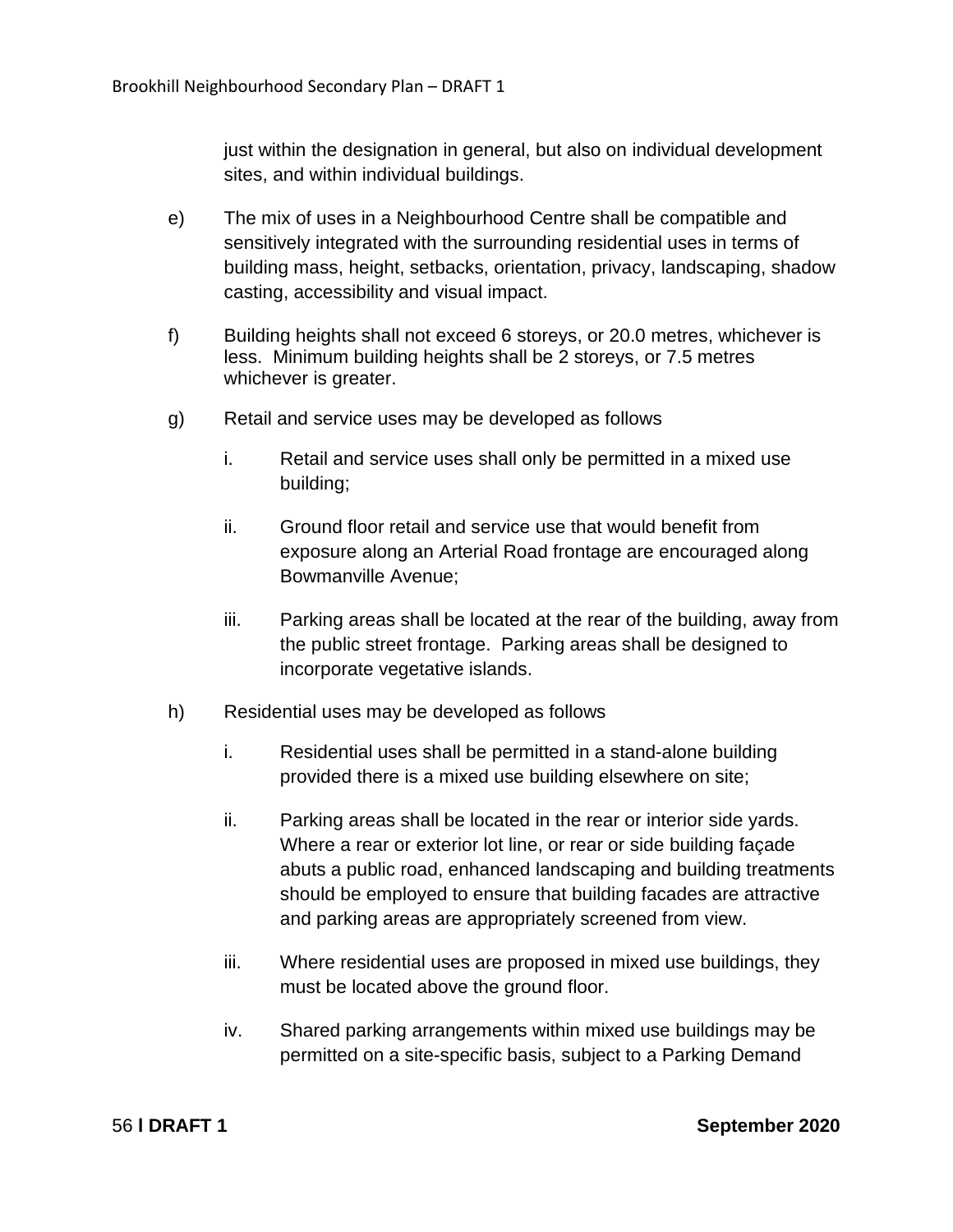just within the designation in general, but also on individual development sites, and within individual buildings.

e) The mix of uses in a Neighbourhood Centre shall be compatible and sensitively integrated with the surrounding residential uses in terms of building mass, height, setbacks, orientation, privacy, landscaping, shadow casting, accessibility and visual impact.

f) Building heights shall not exceed 6 storeys, or 20.0 metres, whichever is less. Minimum building heights shall be 2 storeys, or 7.5 metres whichever is greater.

g) Retail and service uses may be developed as follows

   i. Retail and service uses shall only be permitted in a mixed use building;

   ii. Ground floor retail and service use that would benefit from exposure along an Arterial Road frontage are encouraged along Bowmanville Avenue;

   iii. Parking areas shall be located at the rear of the building, away from the public street frontage. Parking areas shall be designed to incorporate vegetative islands.

h) Residential uses may be developed as follows

   i. Residential uses shall be permitted in a stand-alone building provided there is a mixed use building elsewhere on site;

   ii. Parking areas shall be located in the rear or interior side yards. Where a rear or exterior lot line, or rear or side building façade abuts a public road, enhanced landscaping and building treatments should be employed to ensure that building facades are attractive and parking areas are appropriately screened from view.

   iii. Where residential uses are proposed in mixed use buildings, they must be located above the ground floor.

   iv. Shared parking arrangements within mixed use buildings may be permitted on a site-specific basis, subject to a Parking Demand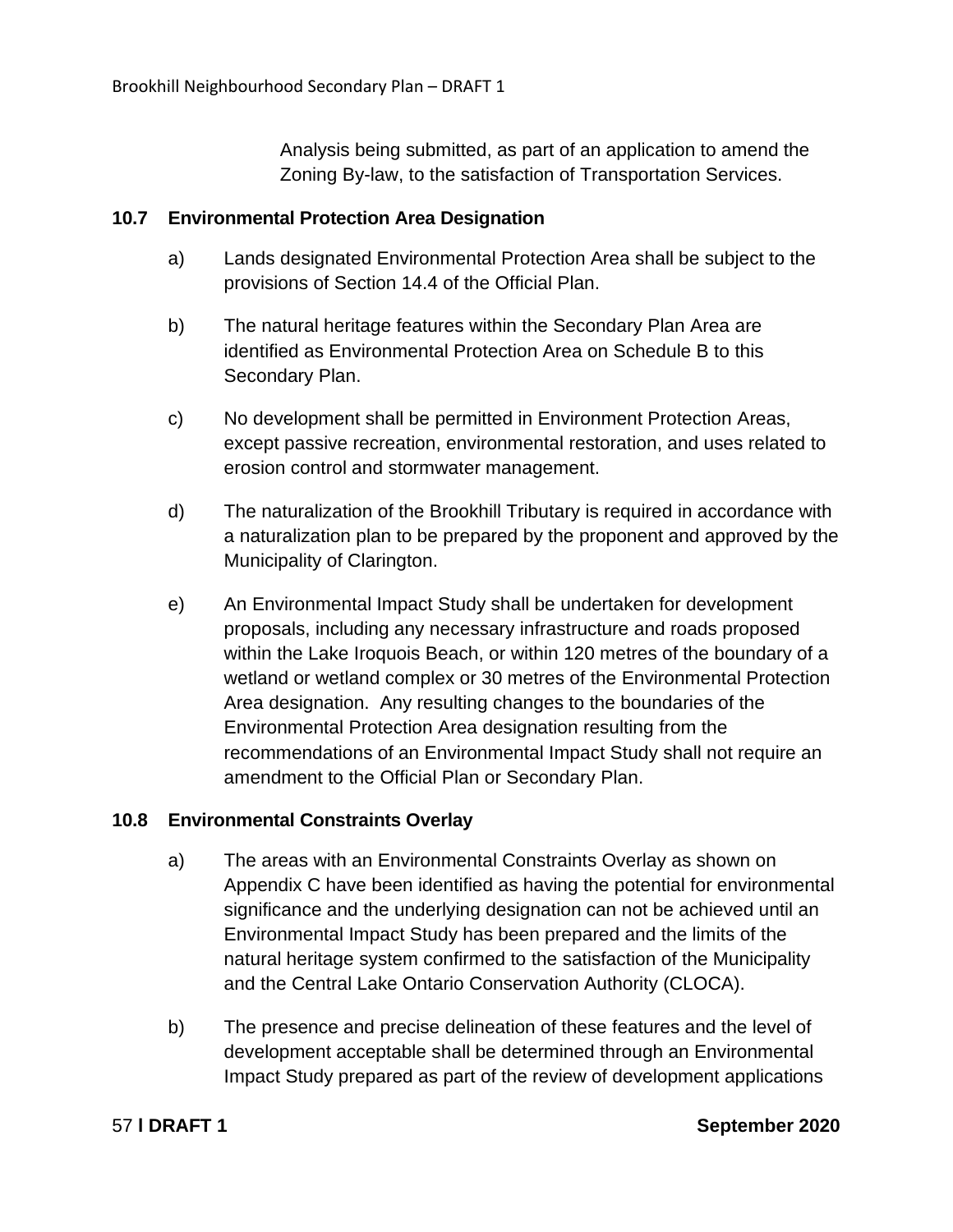Analysis being submitted, as part of an application to amend the Zoning By-law, to the satisfaction of Transportation Services.

### 10.7 Environmental Protection Area Designation

a) Lands designated Environmental Protection Area shall be subject to the provisions of Section 14.4 of the Official Plan.

b) The natural heritage features within the Secondary Plan Area are identified as Environmental Protection Area on Schedule B to this Secondary Plan.

c) No development shall be permitted in Environment Protection Areas, except passive recreation, environmental restoration, and uses related to erosion control and stormwater management.

d) The naturalization of the Brookhill Tributary is required in accordance with a naturalization plan to be prepared by the proponent and approved by the Municipality of Clarington.

e) An Environmental Impact Study shall be undertaken for development proposals, including any necessary infrastructure and roads proposed within the Lake Iroquois Beach, or within 120 metres of the boundary of a wetland or wetland complex or 30 metres of the Environmental Protection Area designation. Any resulting changes to the boundaries of the Environmental Protection Area designation resulting from the recommendations of an Environmental Impact Study shall not require an amendment to the Official Plan or Secondary Plan.

### 10.8 Environmental Constraints Overlay

a) The areas with an Environmental Constraints Overlay as shown on Appendix C have been identified as having the potential for environmental significance and the underlying designation can not be achieved until an Environmental Impact Study has been prepared and the limits of the natural heritage system confirmed to the satisfaction of the Municipality and the Central Lake Ontario Conservation Authority (CLOCA).

b) The presence and precise delineation of these features and the level of development acceptable shall be determined through an Environmental Impact Study prepared as part of the review of development applications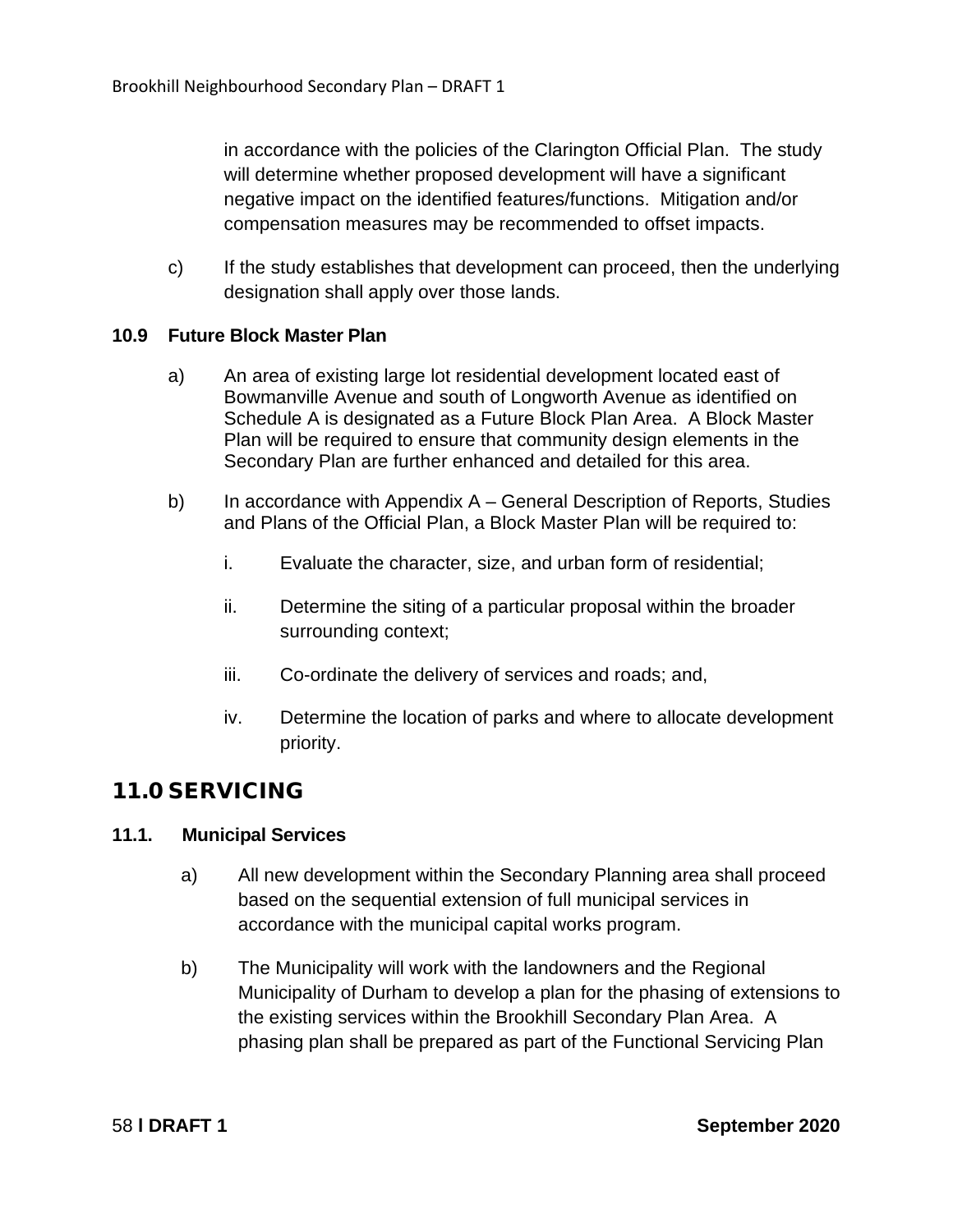in accordance with the policies of the Clarington Official Plan. The study will determine whether proposed development will have a significant negative impact on the identified features/functions. Mitigation and/or compensation measures may be recommended to offset impacts.

c) If the study establishes that development can proceed, then the underlying designation shall apply over those lands.

### 10.9 Future Block Master Plan

a) An area of existing large lot residential development located east of Bowmanville Avenue and south of Longworth Avenue as identified on Schedule A is designated as a Future Block Plan Area. A Block Master Plan will be required to ensure that community design elements in the Secondary Plan are further enhanced and detailed for this area.

b) In accordance with Appendix A – General Description of Reports, Studies and Plans of the Official Plan, a Block Master Plan will be required to:

i. Evaluate the character, size, and urban form of residential;

ii. Determine the siting of a particular proposal within the broader surrounding context;

iii. Co-ordinate the delivery of services and roads; and,

iv. Determine the location of parks and where to allocate development priority.

## 11.0 SERVICING

### 11.1. Municipal Services

a) All new development within the Secondary Planning area shall proceed based on the sequential extension of full municipal services in accordance with the municipal capital works program.

b) The Municipality will work with the landowners and the Regional Municipality of Durham to develop a plan for the phasing of extensions to the existing services within the Brookhill Secondary Plan Area. A phasing plan shall be prepared as part of the Functional Servicing Plan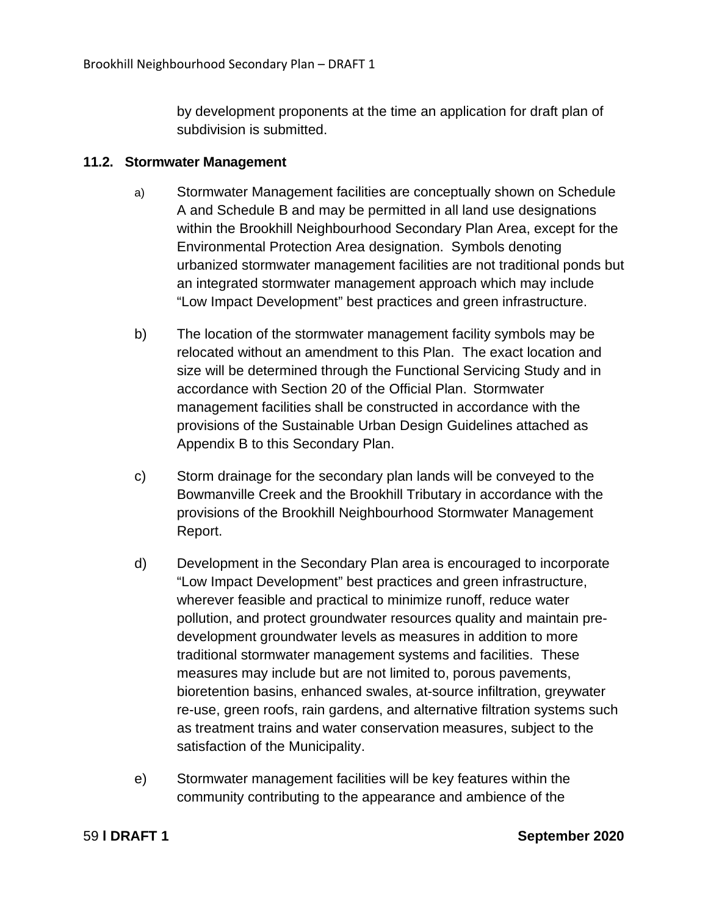by development proponents at the time an application for draft plan of subdivision is submitted.

### 11.2. Stormwater Management

a) Stormwater Management facilities are conceptually shown on Schedule A and Schedule B and may be permitted in all land use designations within the Brookhill Neighbourhood Secondary Plan Area, except for the Environmental Protection Area designation. Symbols denoting urbanized stormwater management facilities are not traditional ponds but an integrated stormwater management approach which may include "Low Impact Development" best practices and green infrastructure.

b) The location of the stormwater management facility symbols may be relocated without an amendment to this Plan. The exact location and size will be determined through the Functional Servicing Study and in accordance with Section 20 of the Official Plan. Stormwater management facilities shall be constructed in accordance with the provisions of the Sustainable Urban Design Guidelines attached as Appendix B to this Secondary Plan.

c) Storm drainage for the secondary plan lands will be conveyed to the Bowmanville Creek and the Brookhill Tributary in accordance with the provisions of the Brookhill Neighbourhood Stormwater Management Report.

d) Development in the Secondary Plan area is encouraged to incorporate "Low Impact Development" best practices and green infrastructure, wherever feasible and practical to minimize runoff, reduce water pollution, and protect groundwater resources quality and maintain pre-development groundwater levels as measures in addition to more traditional stormwater management systems and facilities. These measures may include but are not limited to, porous pavements, bioretention basins, enhanced swales, at-source infiltration, greywater re-use, green roofs, rain gardens, and alternative filtration systems such as treatment trains and water conservation measures, subject to the satisfaction of the Municipality.

e) Stormwater management facilities will be key features within the community contributing to the appearance and ambience of the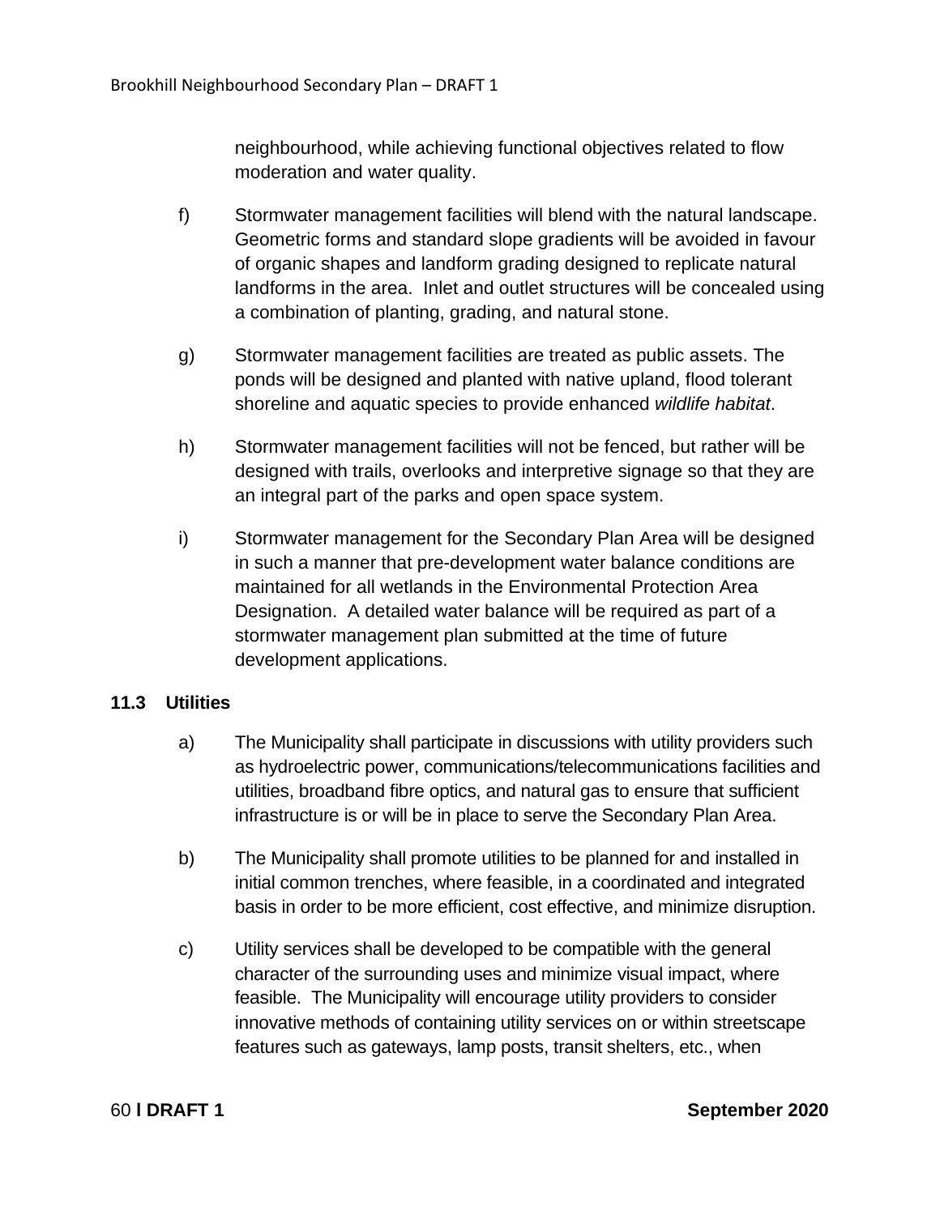neighbourhood, while achieving functional objectives related to flow moderation and water quality.

f) Stormwater management facilities will blend with the natural landscape. Geometric forms and standard slope gradients will be avoided in favour of organic shapes and landform grading designed to replicate natural landforms in the area. Inlet and outlet structures will be concealed using a combination of planting, grading, and natural stone.

g) Stormwater management facilities are treated as public assets. The ponds will be designed and planted with native upland, flood tolerant shoreline and aquatic species to provide enhanced *wildlife habitat*.

h) Stormwater management facilities will not be fenced, but rather will be designed with trails, overlooks and interpretive signage so that they are an integral part of the parks and open space system.

i) Stormwater management for the Secondary Plan Area will be designed in such a manner that pre-development water balance conditions are maintained for all wetlands in the Environmental Protection Area Designation. A detailed water balance will be required as part of a stormwater management plan submitted at the time of future development applications.

### 11.3 Utilities

a) The Municipality shall participate in discussions with utility providers such as hydroelectric power, communications/telecommunications facilities and utilities, broadband fibre optics, and natural gas to ensure that sufficient infrastructure is or will be in place to serve the Secondary Plan Area.

b) The Municipality shall promote utilities to be planned for and installed in initial common trenches, where feasible, in a coordinated and integrated basis in order to be more efficient, cost effective, and minimize disruption.

c) Utility services shall be developed to be compatible with the general character of the surrounding uses and minimize visual impact, where feasible. The Municipality will encourage utility providers to consider innovative methods of containing utility services on or within streetscape features such as gateways, lamp posts, transit shelters, etc., when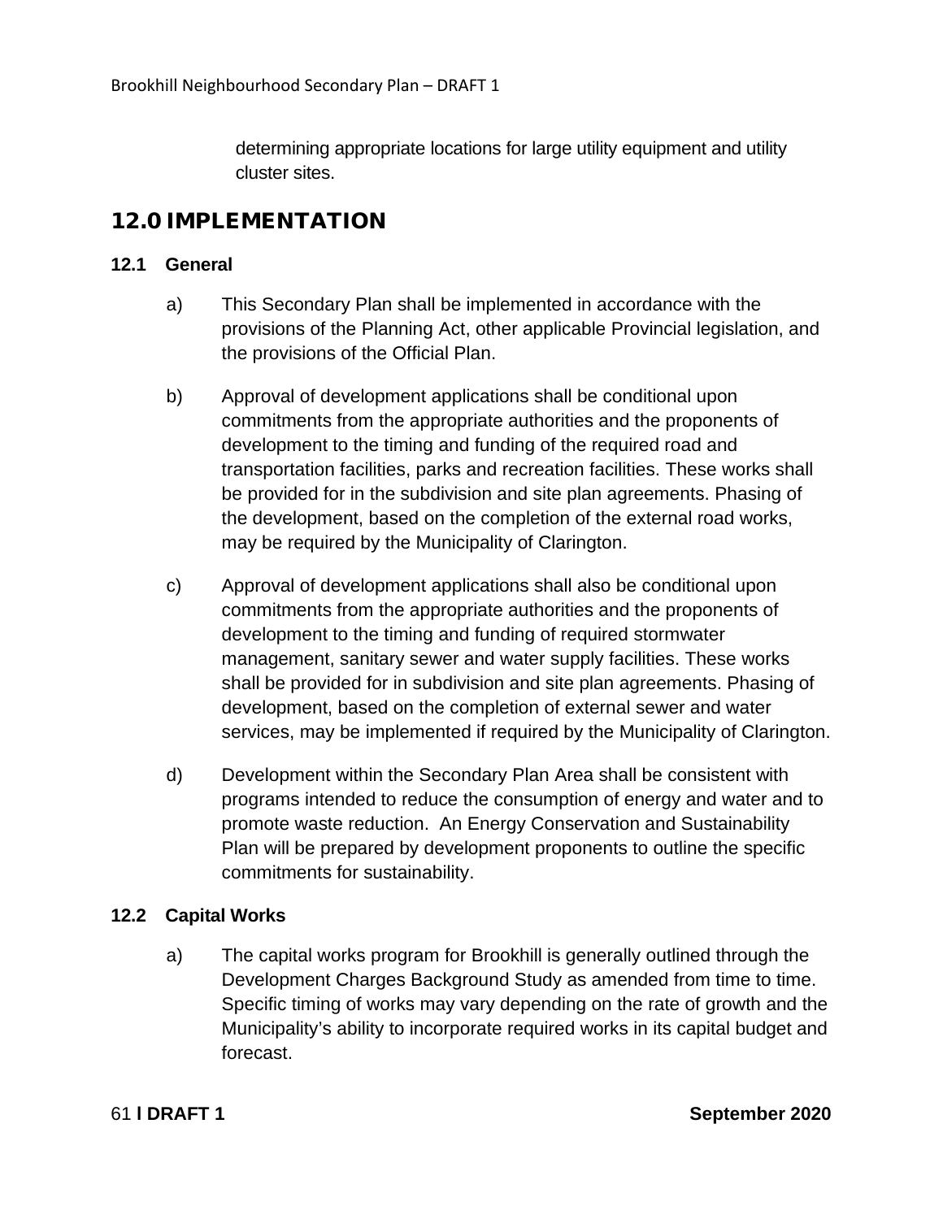determining appropriate locations for large utility equipment and utility cluster sites.

# 12.0 IMPLEMENTATION

## 12.1 General

a) This Secondary Plan shall be implemented in accordance with the provisions of the Planning Act, other applicable Provincial legislation, and the provisions of the Official Plan.

b) Approval of development applications shall be conditional upon commitments from the appropriate authorities and the proponents of development to the timing and funding of the required road and transportation facilities, parks and recreation facilities. These works shall be provided for in the subdivision and site plan agreements. Phasing of the development, based on the completion of the external road works, may be required by the Municipality of Clarington.

c) Approval of development applications shall also be conditional upon commitments from the appropriate authorities and the proponents of development to the timing and funding of required stormwater management, sanitary sewer and water supply facilities. These works shall be provided for in subdivision and site plan agreements. Phasing of development, based on the completion of external sewer and water services, may be implemented if required by the Municipality of Clarington.

d) Development within the Secondary Plan Area shall be consistent with programs intended to reduce the consumption of energy and water and to promote waste reduction. An Energy Conservation and Sustainability Plan will be prepared by development proponents to outline the specific commitments for sustainability.

## 12.2 Capital Works

a) The capital works program for Brookhill is generally outlined through the Development Charges Background Study as amended from time to time. Specific timing of works may vary depending on the rate of growth and the Municipality's ability to incorporate required works in its capital budget and forecast.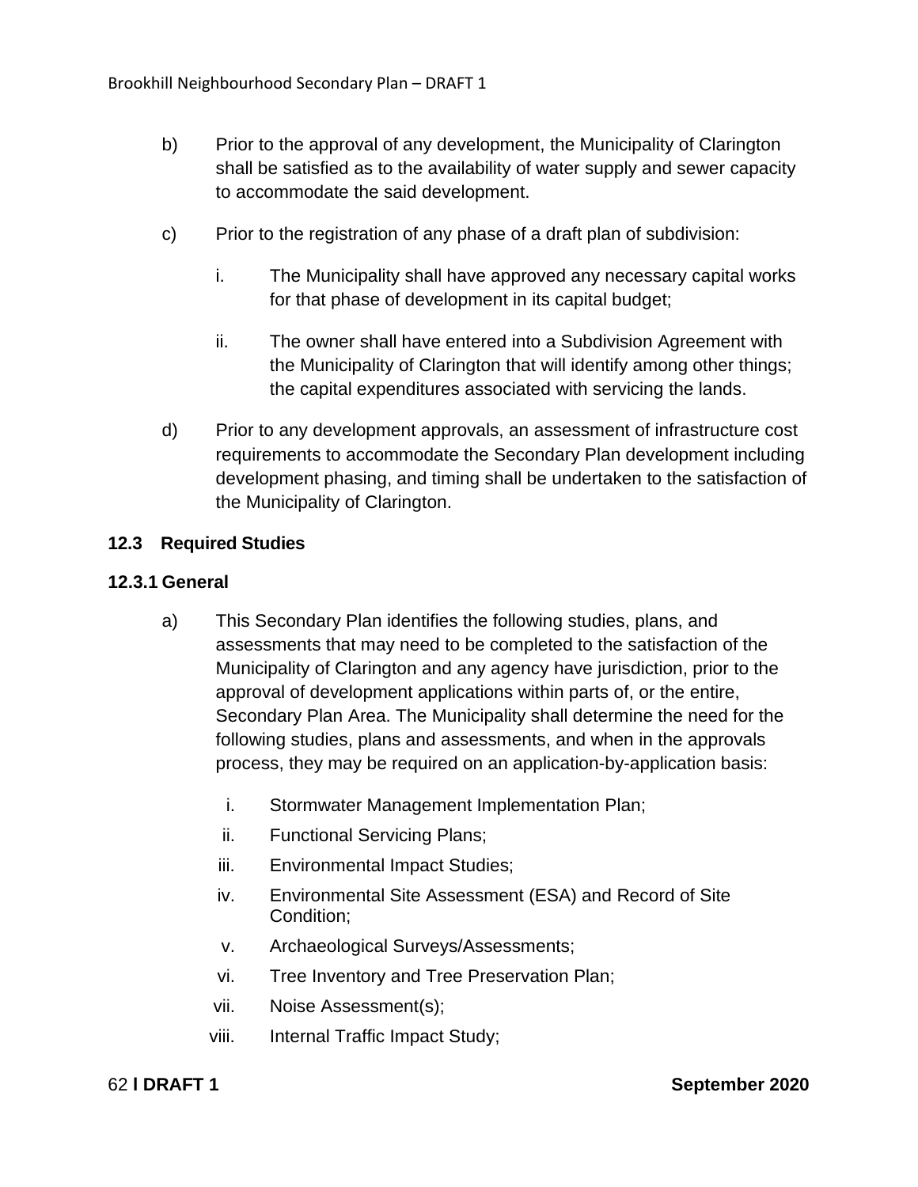b) Prior to the approval of any development, the Municipality of Clarington shall be satisfied as to the availability of water supply and sewer capacity to accommodate the said development.

c) Prior to the registration of any phase of a draft plan of subdivision:

   i. The Municipality shall have approved any necessary capital works for that phase of development in its capital budget;

   ii. The owner shall have entered into a Subdivision Agreement with the Municipality of Clarington that will identify among other things; the capital expenditures associated with servicing the lands.

d) Prior to any development approvals, an assessment of infrastructure cost requirements to accommodate the Secondary Plan development including development phasing, and timing shall be undertaken to the satisfaction of the Municipality of Clarington.

### 12.3 Required Studies

#### 12.3.1 General

a) This Secondary Plan identifies the following studies, plans, and assessments that may need to be completed to the satisfaction of the Municipality of Clarington and any agency have jurisdiction, prior to the approval of development applications within parts of, or the entire, Secondary Plan Area. The Municipality shall determine the need for the following studies, plans and assessments, and when in the approvals process, they may be required on an application-by-application basis:

   i. Stormwater Management Implementation Plan;
   ii. Functional Servicing Plans;
   iii. Environmental Impact Studies;
   iv. Environmental Site Assessment (ESA) and Record of Site Condition;
   v. Archaeological Surveys/Assessments;
   vi. Tree Inventory and Tree Preservation Plan;
   vii. Noise Assessment(s);
   viii. Internal Traffic Impact Study;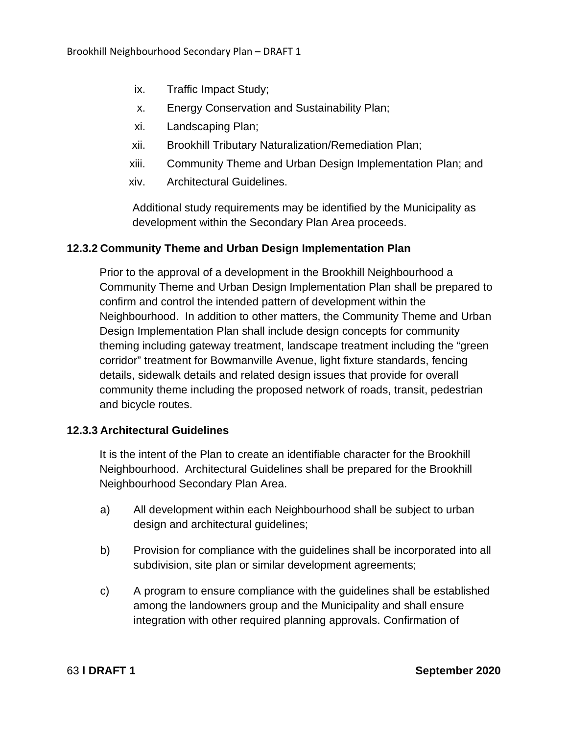ix. Traffic Impact Study;
x. Energy Conservation and Sustainability Plan;
xi. Landscaping Plan;
xii. Brookhill Tributary Naturalization/Remediation Plan;
xiii. Community Theme and Urban Design Implementation Plan; and
xiv. Architectural Guidelines.

Additional study requirements may be identified by the Municipality as development within the Secondary Plan Area proceeds.

### 12.3.2 Community Theme and Urban Design Implementation Plan

Prior to the approval of a development in the Brookhill Neighbourhood a Community Theme and Urban Design Implementation Plan shall be prepared to confirm and control the intended pattern of development within the Neighbourhood. In addition to other matters, the Community Theme and Urban Design Implementation Plan shall include design concepts for community theming including gateway treatment, landscape treatment including the "green corridor" treatment for Bowmanville Avenue, light fixture standards, fencing details, sidewalk details and related design issues that provide for overall community theme including the proposed network of roads, transit, pedestrian and bicycle routes.

### 12.3.3 Architectural Guidelines

It is the intent of the Plan to create an identifiable character for the Brookhill Neighbourhood. Architectural Guidelines shall be prepared for the Brookhill Neighbourhood Secondary Plan Area.

a) All development within each Neighbourhood shall be subject to urban design and architectural guidelines;

b) Provision for compliance with the guidelines shall be incorporated into all subdivision, site plan or similar development agreements;

c) A program to ensure compliance with the guidelines shall be established among the landowners group and the Municipality and shall ensure integration with other required planning approvals. Confirmation of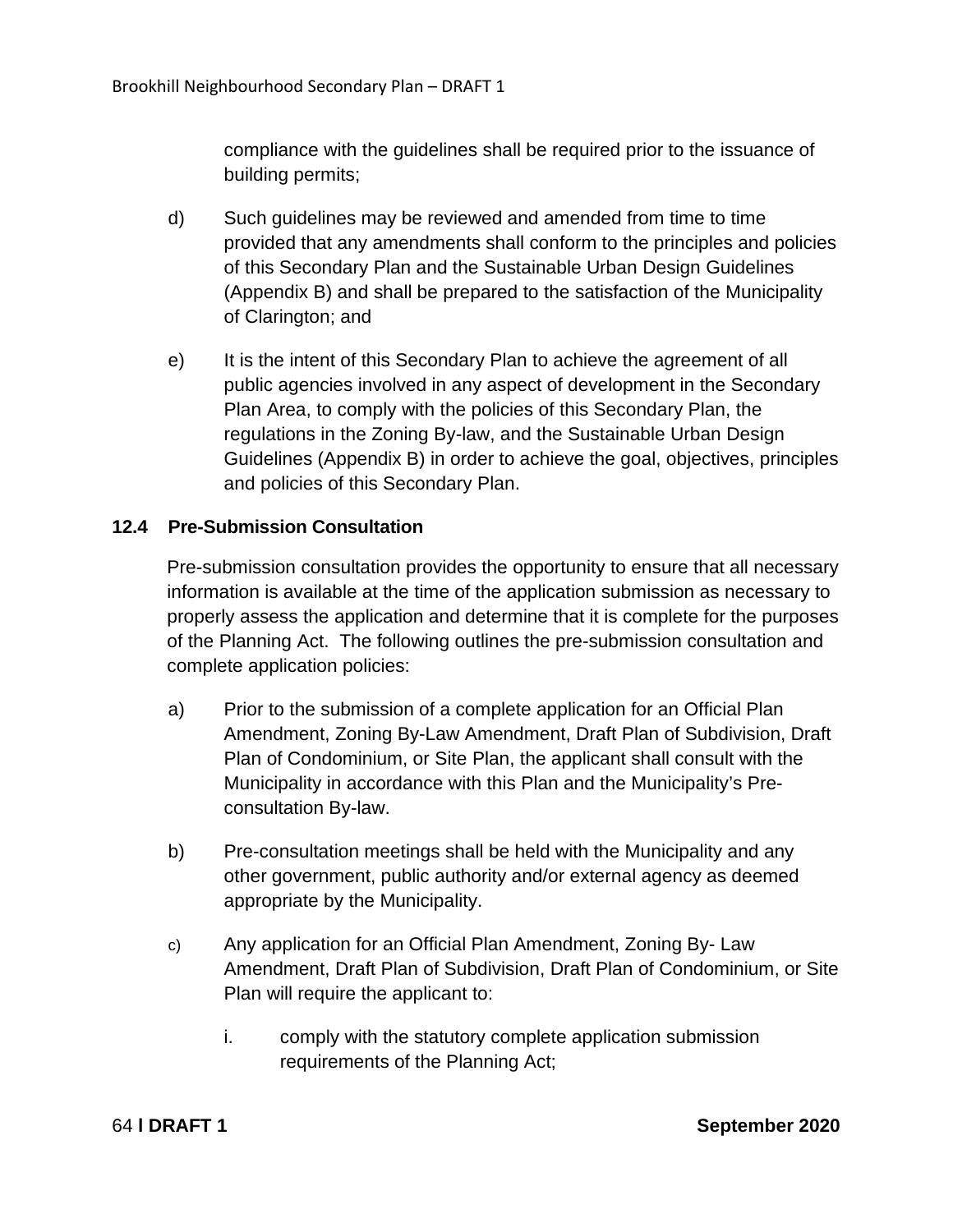compliance with the guidelines shall be required prior to the issuance of building permits;

d) Such guidelines may be reviewed and amended from time to time provided that any amendments shall conform to the principles and policies of this Secondary Plan and the Sustainable Urban Design Guidelines (Appendix B) and shall be prepared to the satisfaction of the Municipality of Clarington; and

e) It is the intent of this Secondary Plan to achieve the agreement of all public agencies involved in any aspect of development in the Secondary Plan Area, to comply with the policies of this Secondary Plan, the regulations in the Zoning By-law, and the Sustainable Urban Design Guidelines (Appendix B) in order to achieve the goal, objectives, principles and policies of this Secondary Plan.

### 12.4 Pre-Submission Consultation

Pre-submission consultation provides the opportunity to ensure that all necessary information is available at the time of the application submission as necessary to properly assess the application and determine that it is complete for the purposes of the Planning Act. The following outlines the pre-submission consultation and complete application policies:

a) Prior to the submission of a complete application for an Official Plan Amendment, Zoning By-Law Amendment, Draft Plan of Subdivision, Draft Plan of Condominium, or Site Plan, the applicant shall consult with the Municipality in accordance with this Plan and the Municipality's Pre-consultation By-law.

b) Pre-consultation meetings shall be held with the Municipality and any other government, public authority and/or external agency as deemed appropriate by the Municipality.

c) Any application for an Official Plan Amendment, Zoning By- Law Amendment, Draft Plan of Subdivision, Draft Plan of Condominium, or Site Plan will require the applicant to:

   i. comply with the statutory complete application submission requirements of the Planning Act;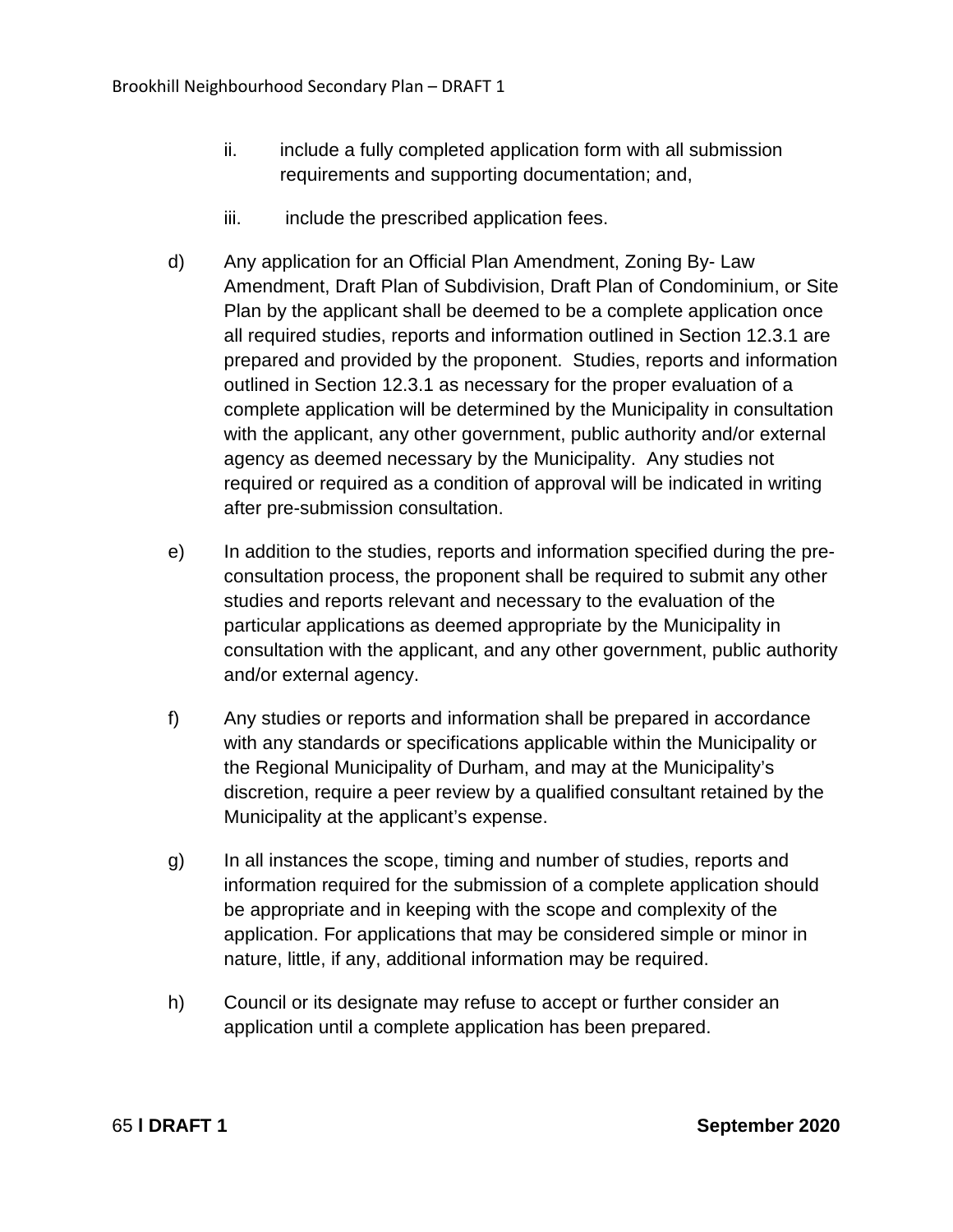ii. include a fully completed application form with all submission requirements and supporting documentation; and,

iii. include the prescribed application fees.

d) Any application for an Official Plan Amendment, Zoning By- Law Amendment, Draft Plan of Subdivision, Draft Plan of Condominium, or Site Plan by the applicant shall be deemed to be a complete application once all required studies, reports and information outlined in Section 12.3.1 are prepared and provided by the proponent. Studies, reports and information outlined in Section 12.3.1 as necessary for the proper evaluation of a complete application will be determined by the Municipality in consultation with the applicant, any other government, public authority and/or external agency as deemed necessary by the Municipality. Any studies not required or required as a condition of approval will be indicated in writing after pre-submission consultation.

e) In addition to the studies, reports and information specified during the pre-consultation process, the proponent shall be required to submit any other studies and reports relevant and necessary to the evaluation of the particular applications as deemed appropriate by the Municipality in consultation with the applicant, and any other government, public authority and/or external agency.

f) Any studies or reports and information shall be prepared in accordance with any standards or specifications applicable within the Municipality or the Regional Municipality of Durham, and may at the Municipality's discretion, require a peer review by a qualified consultant retained by the Municipality at the applicant's expense.

g) In all instances the scope, timing and number of studies, reports and information required for the submission of a complete application should be appropriate and in keeping with the scope and complexity of the application. For applications that may be considered simple or minor in nature, little, if any, additional information may be required.

h) Council or its designate may refuse to accept or further consider an application until a complete application has been prepared.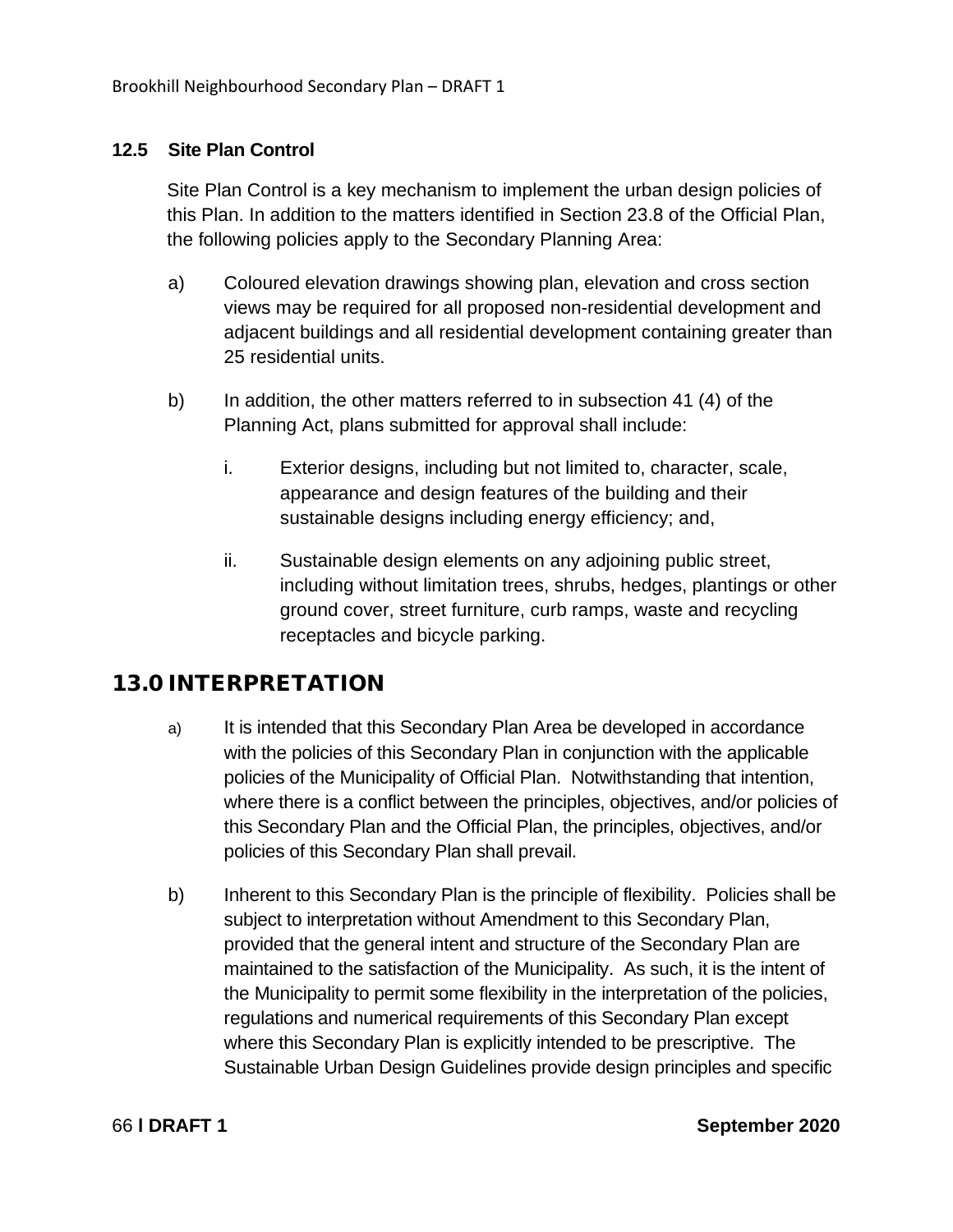### 12.5 Site Plan Control

Site Plan Control is a key mechanism to implement the urban design policies of this Plan. In addition to the matters identified in Section 23.8 of the Official Plan, the following policies apply to the Secondary Planning Area:

a) Coloured elevation drawings showing plan, elevation and cross section views may be required for all proposed non-residential development and adjacent buildings and all residential development containing greater than 25 residential units.

b) In addition, the other matters referred to in subsection 41 (4) of the Planning Act, plans submitted for approval shall include:

   i. Exterior designs, including but not limited to, character, scale, appearance and design features of the building and their sustainable designs including energy efficiency; and,

   ii. Sustainable design elements on any adjoining public street, including without limitation trees, shrubs, hedges, plantings or other ground cover, street furniture, curb ramps, waste and recycling receptacles and bicycle parking.

## 13.0 INTERPRETATION

a) It is intended that this Secondary Plan Area be developed in accordance with the policies of this Secondary Plan in conjunction with the applicable policies of the Municipality of Official Plan. Notwithstanding that intention, where there is a conflict between the principles, objectives, and/or policies of this Secondary Plan and the Official Plan, the principles, objectives, and/or policies of this Secondary Plan shall prevail.

b) Inherent to this Secondary Plan is the principle of flexibility. Policies shall be subject to interpretation without Amendment to this Secondary Plan, provided that the general intent and structure of the Secondary Plan are maintained to the satisfaction of the Municipality. As such, it is the intent of the Municipality to permit some flexibility in the interpretation of the policies, regulations and numerical requirements of this Secondary Plan except where this Secondary Plan is explicitly intended to be prescriptive. The Sustainable Urban Design Guidelines provide design principles and specific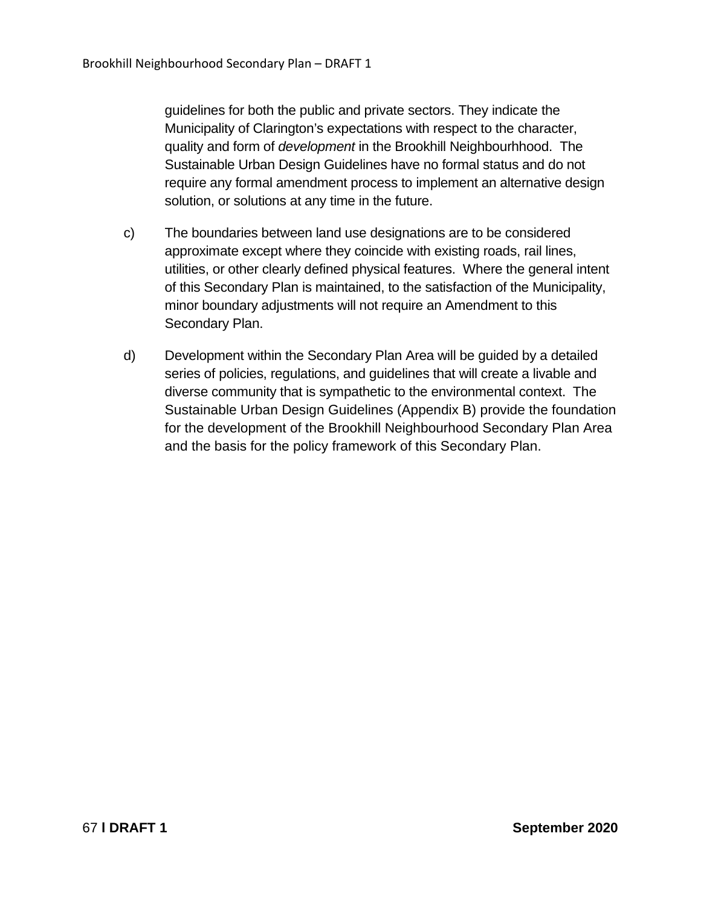guidelines for both the public and private sectors. They indicate the Municipality of Clarington's expectations with respect to the character, quality and form of *development* in the Brookhill Neighbourhhood. The Sustainable Urban Design Guidelines have no formal status and do not require any formal amendment process to implement an alternative design solution, or solutions at any time in the future.

c) The boundaries between land use designations are to be considered approximate except where they coincide with existing roads, rail lines, utilities, or other clearly defined physical features. Where the general intent of this Secondary Plan is maintained, to the satisfaction of the Municipality, minor boundary adjustments will not require an Amendment to this Secondary Plan.

d) Development within the Secondary Plan Area will be guided by a detailed series of policies, regulations, and guidelines that will create a livable and diverse community that is sympathetic to the environmental context. The Sustainable Urban Design Guidelines (Appendix B) provide the foundation for the development of the Brookhill Neighbourhood Secondary Plan Area and the basis for the policy framework of this Secondary Plan.